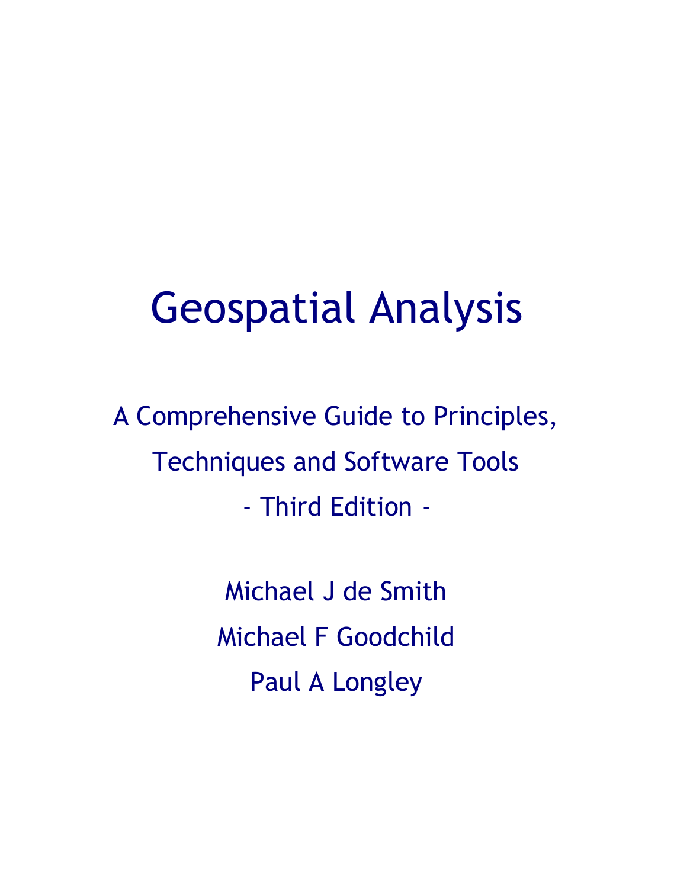# Geospatial Analysis

A Comprehensive Guide to Principles, Techniques and Software Tools

- Third Edition -

Michael J de Smith

Michael F Goodchild

Paul A Longley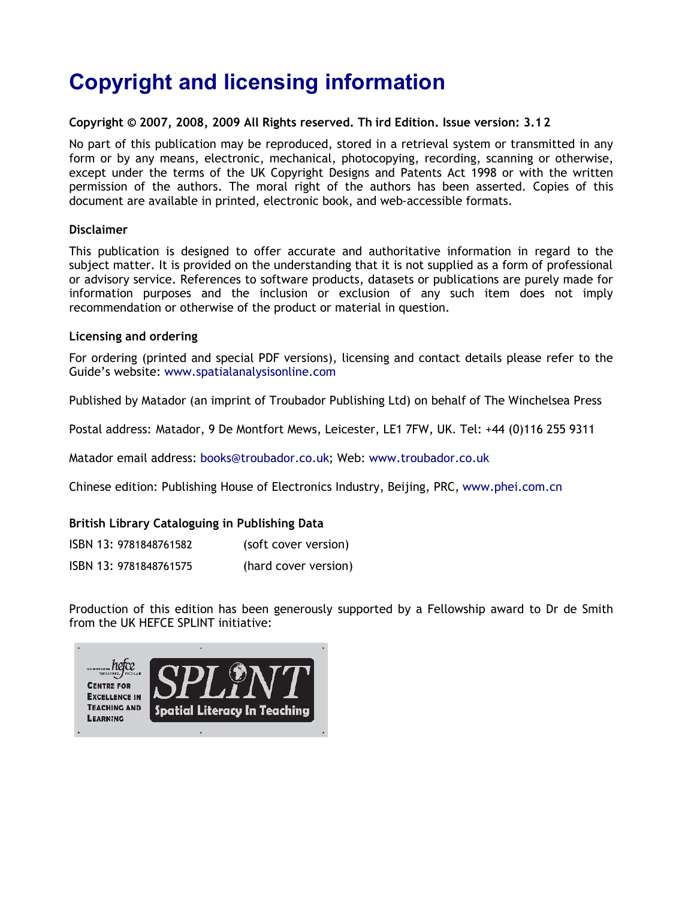# Copyright and licensing information

**Copyright © 2007, 2008, 2009 All Rights reserved. Third Edition. Issue version: 3.12**

No part of this publication may be reproduced, stored in a retrieval system or transmitted in any form or by any means, electronic, mechanical, photocopying, recording, scanning or otherwise, except under the terms of the UK Copyright Designs and Patents Act 1998 or with the written permission of the authors. The moral right of the authors has been asserted. Copies of this document are available in printed, electronic book, and web-accessible formats.

**Disclaimer**

This publication is designed to offer accurate and authoritative information in regard to the subject matter. It is provided on the understanding that it is not supplied as a form of professional or advisory service. References to software products, datasets or publications are purely made for information purposes and the inclusion or exclusion of any such item does not imply recommendation or otherwise of the product or material in question.

**Licensing and ordering**

For ordering (printed and special PDF versions), licensing and contact details please refer to the Guide's website: www.spatialanalysisonline.com

Published by Matador (an imprint of Troubador Publishing Ltd) on behalf of The Winchelsea Press

Postal address: Matador, 9 De Montfort Mews, Leicester, LE1 7FW, UK. Tel: +44 (0)116 255 9311

Matador email address: books@troubador.co.uk; Web: www.troubador.co.uk

Chinese edition: Publishing House of Electronics Industry, Beijing, PRC, www.phei.com.cn

**British Library Cataloguing in Publishing Data**

ISBN 13: 9781848761582 (soft cover version)

ISBN 13: 9781848761575 (hard cover version)

Production of this edition has been generously supported by a Fellowship award to Dr de Smith from the UK HEFCE SPLINT initiative:

hefce Centre for Excellence in Teaching and Learning — SPLINT Spatial Literacy In Teaching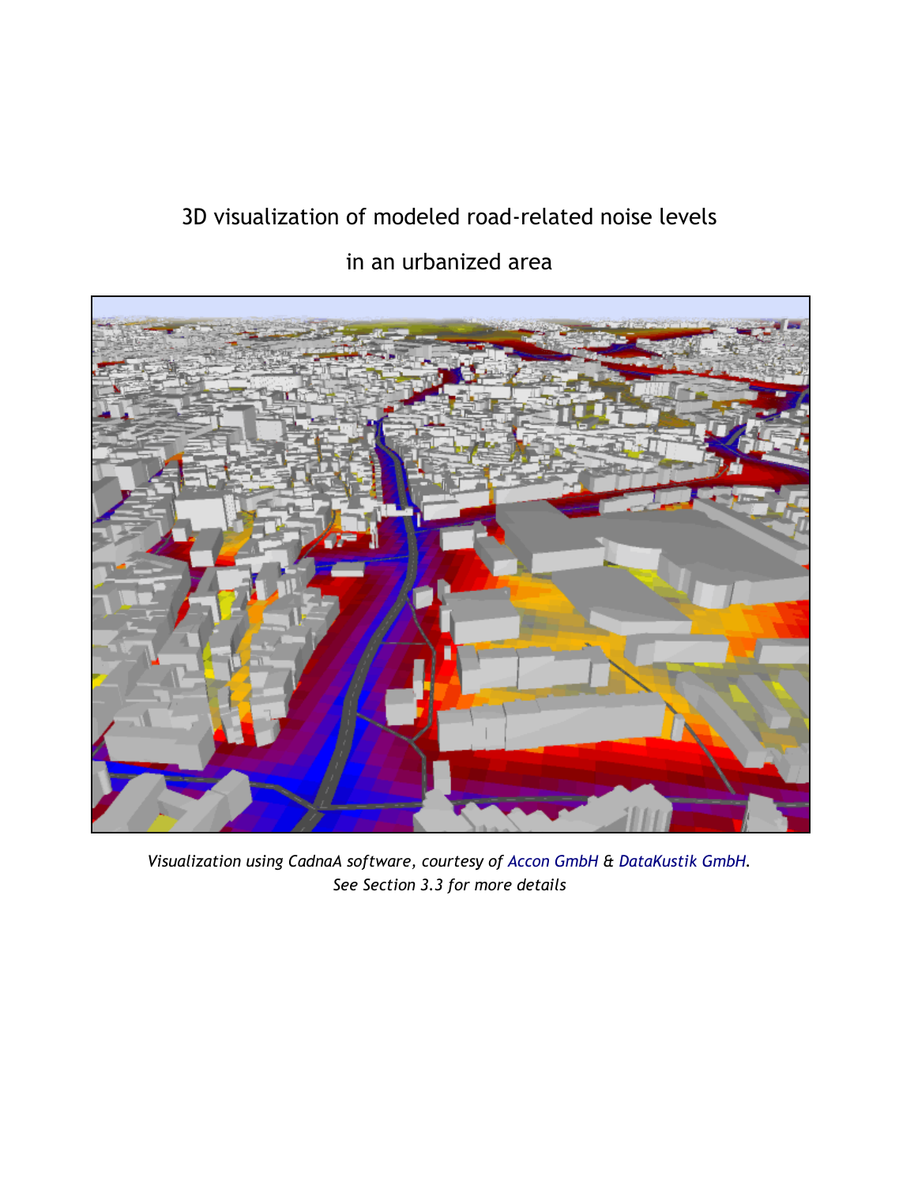3D visualization of modeled road-related noise levels

in an urbanized area

*Visualization using CadnaA software, courtesy of Accon GmbH & DataKustik GmbH.*
*See Section 3.3 for more details*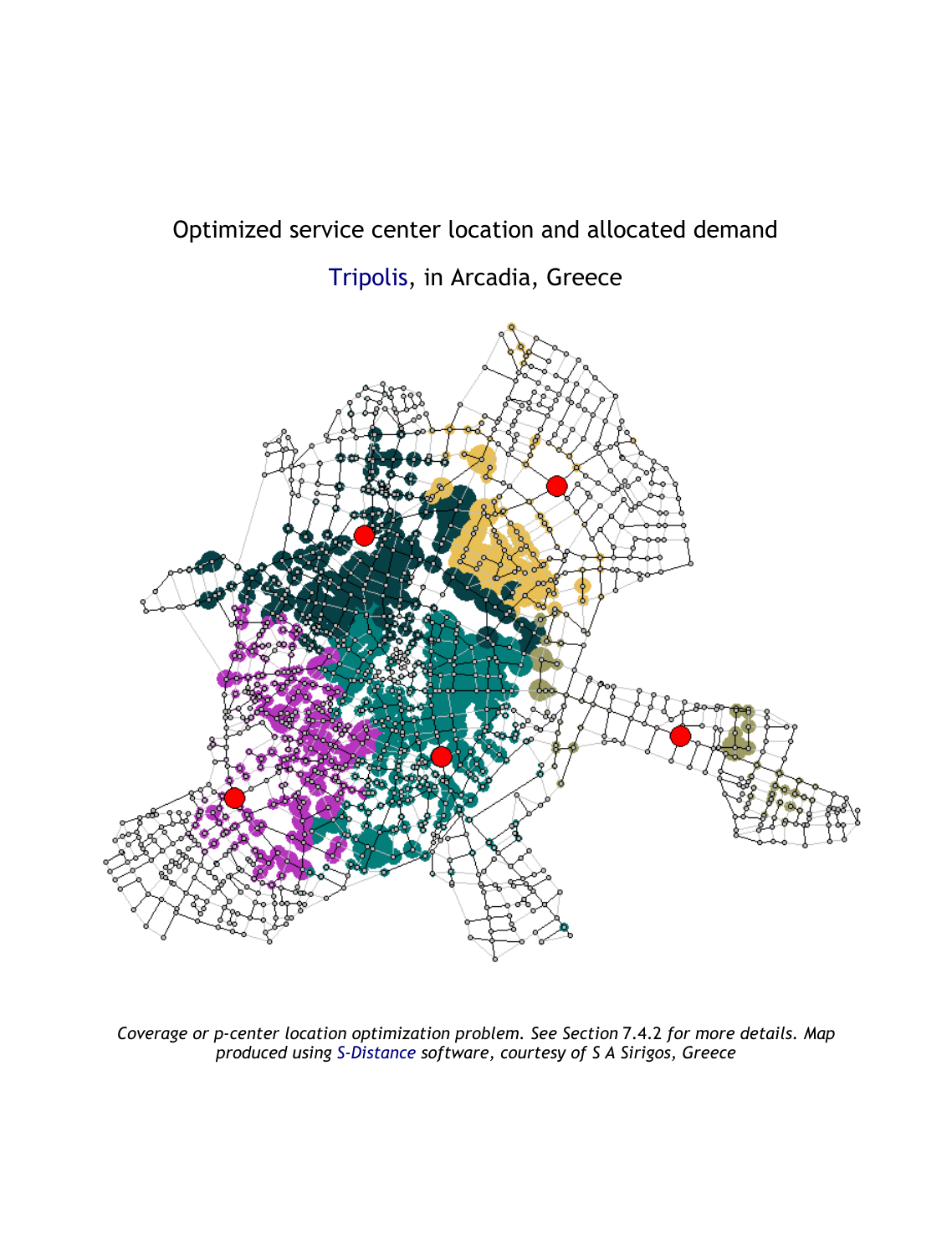Optimized service center location and allocated demand

Tripolis, in Arcadia, Greece

*Coverage or p-center location optimization problem. See Section 7.4.2 for more details. Map produced using S-Distance software, courtesy of S A Sirigos, Greece*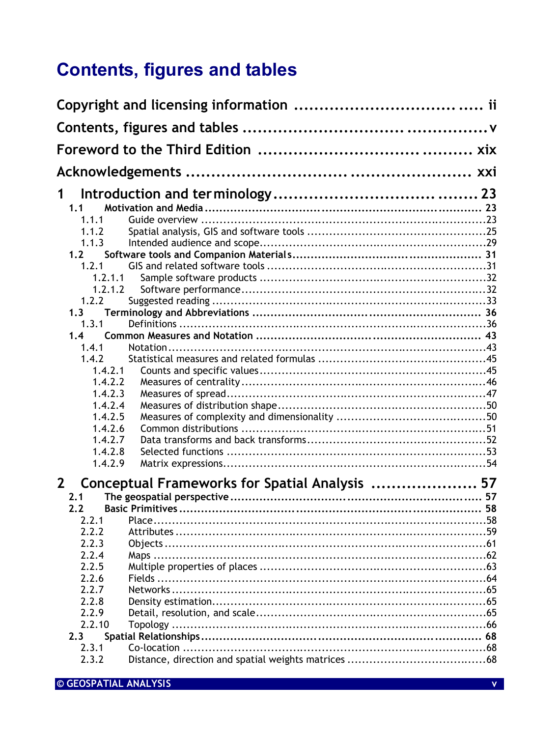# Contents, figures and tables

**Copyright and licensing information .......................................... ii**

**Contents, figures and tables ................................................ v**

**Foreword to the Third Edition ........................................... xix**

**Acknowledgements ........................................................ xxi**

**1 Introduction and terminology ........................................ 23**

- **1.1 Motivation and Media ........................................... 23**
  - 1.1.1 Guide overview ........................................... 23
  - 1.1.2 Spatial analysis, GIS and software tools ................. 25
  - 1.1.3 Intended audience and scope .............................. 29
- **1.2 Software tools and Companion Materials ......................... 31**
  - 1.2.1 GIS and related software tools ........................... 31
    - 1.2.1.1 Sample software products ............................. 32
    - 1.2.1.2 Software performance ................................. 32
  - 1.2.2 Suggested reading ........................................ 33
- **1.3 Terminology and Abbreviations .................................. 36**
  - 1.3.1 Definitions .............................................. 36
- **1.4 Common Measures and Notation ................................... 43**
  - 1.4.1 Notation ................................................. 43
  - 1.4.2 Statistical measures and related formulas ................ 45
    - 1.4.2.1 Counts and specific values ........................... 45
    - 1.4.2.2 Measures of centrality ............................... 46
    - 1.4.2.3 Measures of spread ................................... 47
    - 1.4.2.4 Measures of distribution shape ....................... 50
    - 1.4.2.5 Measures of complexity and dimensionality ............ 50
    - 1.4.2.6 Common distributions ................................. 51
    - 1.4.2.7 Data transforms and back transforms .................. 52
    - 1.4.2.8 Selected functions ................................... 53
    - 1.4.2.9 Matrix expressions ................................... 54

**2 Conceptual Frameworks for Spatial Analysis ......................... 57**

- **2.1 The geospatial perspective ..................................... 57**
- **2.2 Basic Primitives ............................................... 58**
  - 2.2.1 Place .................................................... 58
  - 2.2.2 Attributes ............................................... 59
  - 2.2.3 Objects .................................................. 61
  - 2.2.4 Maps ..................................................... 62
  - 2.2.5 Multiple properties of places ............................ 63
  - 2.2.6 Fields ................................................... 64
  - 2.2.7 Networks ................................................. 65
  - 2.2.8 Density estimation ....................................... 65
  - 2.2.9 Detail, resolution, and scale ............................ 65
  - 2.2.10 Topology ................................................ 66
- **2.3 Spatial Relationships .......................................... 68**
  - 2.3.1 Co-location .............................................. 68
  - 2.3.2 Distance, direction and spatial weights matrices ......... 68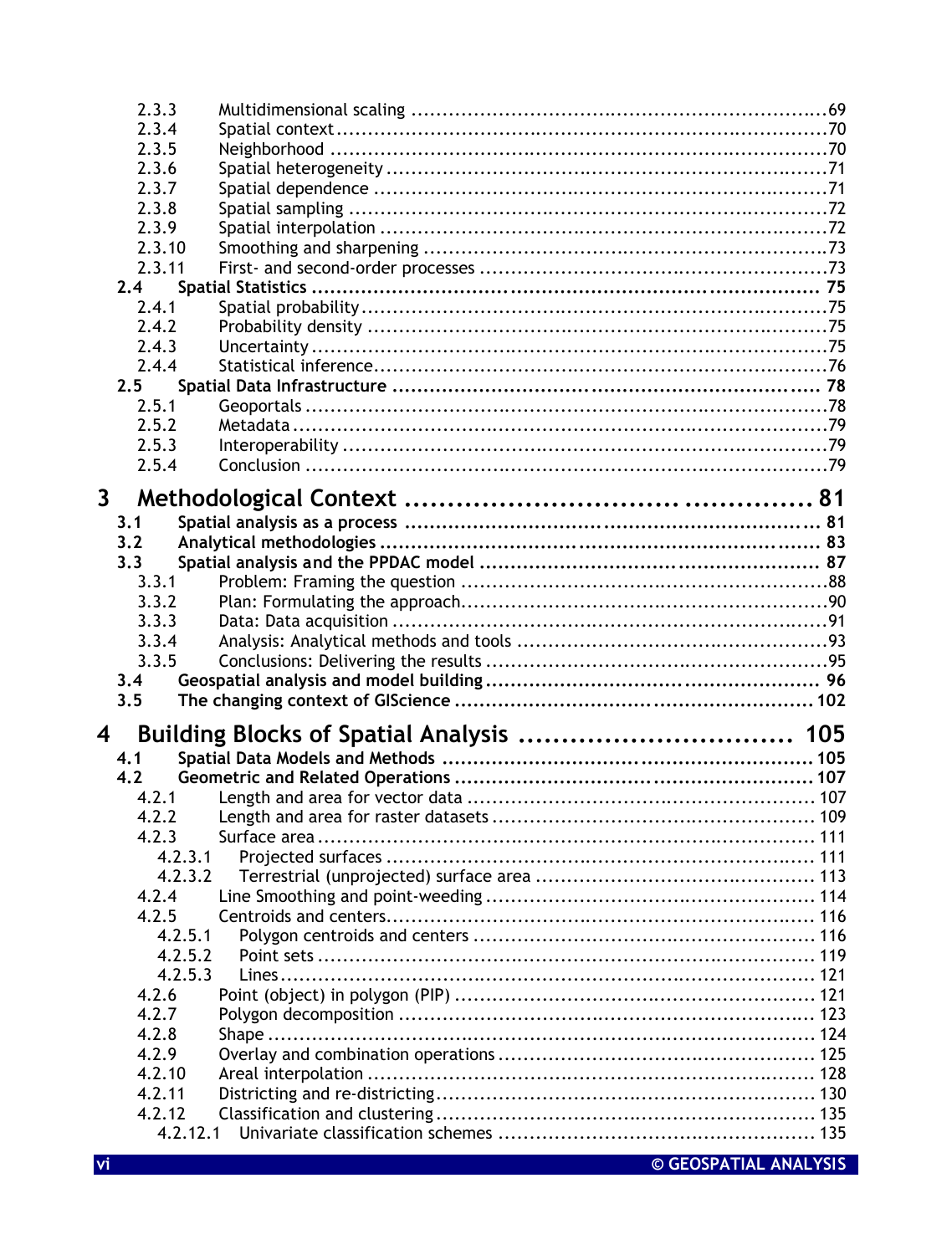2.3.3 Multidimensional scaling ....................................................................69
2.3.4 Spatial context..................................................................................70
2.3.5 Neighborhood ...................................................................................70
2.3.6 Spatial heterogeneity .........................................................................71
2.3.7 Spatial dependence ...........................................................................71
2.3.8 Spatial sampling ...............................................................................72
2.3.9 Spatial interpolation ..........................................................................72
2.3.10 Smoothing and sharpening ..................................................................73
2.3.11 First- and second-order processes .........................................................73

**2.4 Spatial Statistics ........................................................................ 75**

2.4.1 Spatial probability.............................................................................75
2.4.2 Probability density ............................................................................75
2.4.3 Uncertainty......................................................................................75
2.4.4 Statistical inference...........................................................................76

**2.5 Spatial Data Infrastructure ............................................................ 78**

2.5.1 Geoportals .......................................................................................78
2.5.2 Metadata .........................................................................................79
2.5.3 Interoperability .................................................................................79
2.5.4 Conclusion .......................................................................................79

# 3 Methodological Context ............................................. 81

**3.1 Spatial analysis as a process .......................................................... 81**

**3.2 Analytical methodologies .............................................................. 83**

**3.3 Spatial analysis and the PPDAC model ............................................. 87**

3.3.1 Problem: Framing the question .............................................................88
3.3.2 Plan: Formulating the approach.............................................................90
3.3.3 Data: Data acquisition ........................................................................91
3.3.4 Analysis: Analytical methods and tools ...................................................93
3.3.5 Conclusions: Delivering the results ........................................................95

**3.4 Geospatial analysis and model building ............................................. 96**

**3.5 The changing context of GIScience ................................................ 102**

# 4 Building Blocks of Spatial Analysis ............................... 105

**4.1 Spatial Data Models and Methods .................................................. 105**

**4.2 Geometric and Related Operations ................................................ 107**

4.2.1 Length and area for vector data ......................................................... 107
4.2.2 Length and area for raster datasets ..................................................... 109
4.2.3 Surface area ................................................................................... 111
4.2.3.1 Projected surfaces ..................................................................... 111
4.2.3.2 Terrestrial (unprojected) surface area .............................................. 113
4.2.4 Line Smoothing and point-weeding ...................................................... 114
4.2.5 Centroids and centers........................................................................ 116
4.2.5.1 Polygon centroids and centers ....................................................... 116
4.2.5.2 Point sets ................................................................................. 119
4.2.5.3 Lines....................................................................................... 121
4.2.6 Point (object) in polygon (PIP) ............................................................ 121
4.2.7 Polygon decomposition ..................................................................... 123
4.2.8 Shape ........................................................................................... 124
4.2.9 Overlay and combination operations .................................................... 125
4.2.10 Areal interpolation ......................................................................... 128
4.2.11 Districting and re-districting.............................................................. 130
4.2.12 Classification and clustering.............................................................. 135
4.2.12.1 Univariate classification schemes .................................................. 135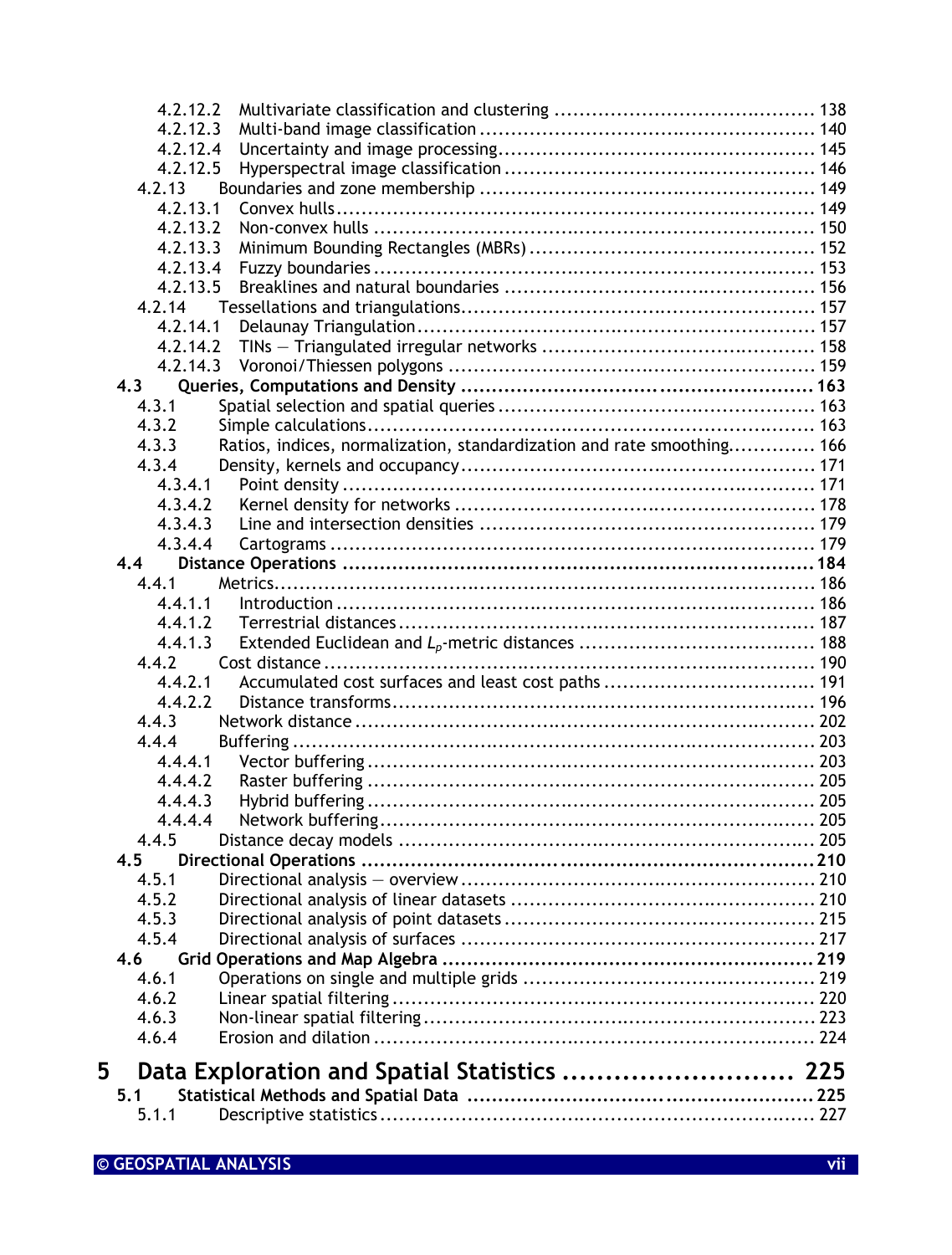4.2.12.2 Multivariate classification and clustering ........................................ 138
4.2.12.3 Multi-band image classification ................................................ 140
4.2.12.4 Uncertainty and image processing ............................................. 145
4.2.12.5 Hyperspectral image classification ............................................ 146
4.2.13 Boundaries and zone membership ................................................. 149
4.2.13.1 Convex hulls ........................................................................ 149
4.2.13.2 Non-convex hulls .................................................................. 150
4.2.13.3 Minimum Bounding Rectangles (MBRs) ....................................... 152
4.2.13.4 Fuzzy boundaries .................................................................. 153
4.2.13.5 Breaklines and natural boundaries ............................................ 156
4.2.14 Tessellations and triangulations .................................................... 157
4.2.14.1 Delaunay Triangulation ........................................................... 157
4.2.14.2 TINs — Triangulated irregular networks ...................................... 158
4.2.14.3 Voronoi/Thiessen polygons ...................................................... 159

**4.3 Queries, Computations and Density ........................................................ 163**

4.3.1 Spatial selection and spatial queries ................................................ 163
4.3.2 Simple calculations ....................................................................... 163
4.3.3 Ratios, indices, normalization, standardization and rate smoothing ............ 166
4.3.4 Density, kernels and occupancy ....................................................... 171
4.3.4.1 Point density ........................................................................ 171
4.3.4.2 Kernel density for networks ..................................................... 178
4.3.4.3 Line and intersection densities ................................................. 179
4.3.4.4 Cartograms .......................................................................... 179

**4.4 Distance Operations ............................................................................ 184**

4.4.1 Metrics ....................................................................................... 186
4.4.1.1 Introduction ......................................................................... 186
4.4.1.2 Terrestrial distances ............................................................... 187
4.4.1.3 Extended Euclidean and $L_p$-metric distances ................................ 188
4.4.2 Cost distance ............................................................................... 190
4.4.2.1 Accumulated cost surfaces and least cost paths ............................ 191
4.4.2.2 Distance transforms ................................................................ 196
4.4.3 Network distance .......................................................................... 202
4.4.4 Buffering ..................................................................................... 203
4.4.4.1 Vector buffering .................................................................... 203
4.4.4.2 Raster buffering .................................................................... 205
4.4.4.3 Hybrid buffering .................................................................... 205
4.4.4.4 Network buffering .................................................................. 205
4.4.5 Distance decay models ................................................................... 205

**4.5 Directional Operations ......................................................................... 210**

4.5.1 Directional analysis — overview ....................................................... 210
4.5.2 Directional analysis of linear datasets ............................................... 210
4.5.3 Directional analysis of point datasets ................................................ 215
4.5.4 Directional analysis of surfaces ........................................................ 217

**4.6 Grid Operations and Map Algebra ........................................................... 219**

4.6.1 Operations on single and multiple grids ............................................. 219
4.6.2 Linear spatial filtering ................................................................... 220
4.6.3 Non-linear spatial filtering .............................................................. 223
4.6.4 Erosion and dilation ...................................................................... 224

# 5 Data Exploration and Spatial Statistics ........................... 225

**5.1 Statistical Methods and Spatial Data ....................................................... 225**

5.1.1 Descriptive statistics ..................................................................... 227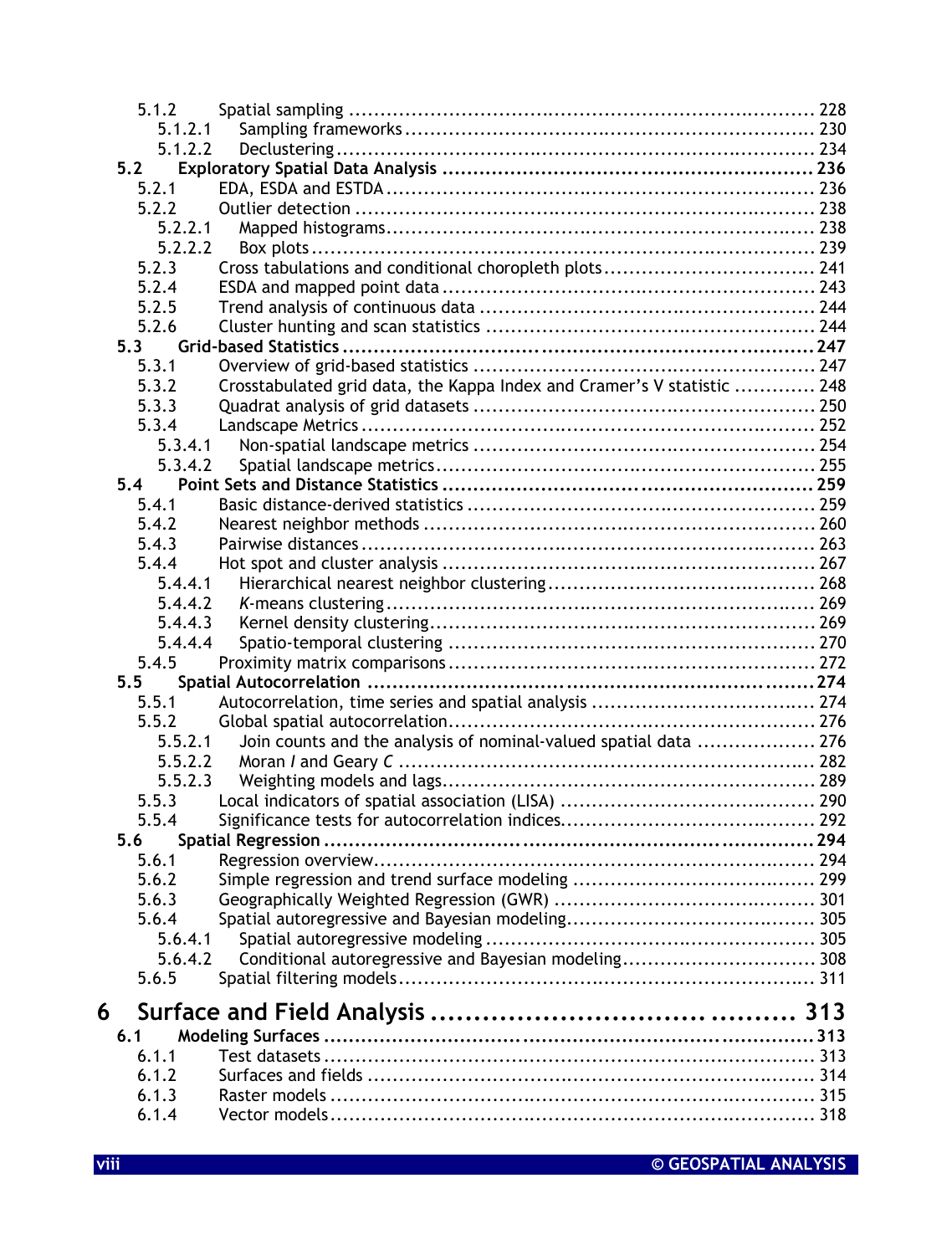- 5.1.2 Spatial sampling ... 228
  - 5.1.2.1 Sampling frameworks ... 230
  - 5.1.2.2 Declustering ... 234
- **5.2 Exploratory Spatial Data Analysis ... 236**
  - 5.2.1 EDA, ESDA and ESTDA ... 236
  - 5.2.2 Outlier detection ... 238
    - 5.2.2.1 Mapped histograms ... 238
    - 5.2.2.2 Box plots ... 239
  - 5.2.3 Cross tabulations and conditional choropleth plots ... 241
  - 5.2.4 ESDA and mapped point data ... 243
  - 5.2.5 Trend analysis of continuous data ... 244
  - 5.2.6 Cluster hunting and scan statistics ... 244
- **5.3 Grid-based Statistics ... 247**
  - 5.3.1 Overview of grid-based statistics ... 247
  - 5.3.2 Crosstabulated grid data, the Kappa Index and Cramer's V statistic ... 248
  - 5.3.3 Quadrat analysis of grid datasets ... 250
  - 5.3.4 Landscape Metrics ... 252
    - 5.3.4.1 Non-spatial landscape metrics ... 254
    - 5.3.4.2 Spatial landscape metrics ... 255
- **5.4 Point Sets and Distance Statistics ... 259**
  - 5.4.1 Basic distance-derived statistics ... 259
  - 5.4.2 Nearest neighbor methods ... 260
  - 5.4.3 Pairwise distances ... 263
  - 5.4.4 Hot spot and cluster analysis ... 267
    - 5.4.4.1 Hierarchical nearest neighbor clustering ... 268
    - 5.4.4.2 *K*-means clustering ... 269
    - 5.4.4.3 Kernel density clustering ... 269
    - 5.4.4.4 Spatio-temporal clustering ... 270
  - 5.4.5 Proximity matrix comparisons ... 272
- **5.5 Spatial Autocorrelation ... 274**
  - 5.5.1 Autocorrelation, time series and spatial analysis ... 274
  - 5.5.2 Global spatial autocorrelation ... 276
    - 5.5.2.1 Join counts and the analysis of nominal-valued spatial data ... 276
    - 5.5.2.2 Moran *I* and Geary *C* ... 282
    - 5.5.2.3 Weighting models and lags ... 289
  - 5.5.3 Local indicators of spatial association (LISA) ... 290
  - 5.5.4 Significance tests for autocorrelation indices ... 292
- **5.6 Spatial Regression ... 294**
  - 5.6.1 Regression overview ... 294
  - 5.6.2 Simple regression and trend surface modeling ... 299
  - 5.6.3 Geographically Weighted Regression (GWR) ... 301
  - 5.6.4 Spatial autoregressive and Bayesian modeling ... 305
    - 5.6.4.1 Spatial autoregressive modeling ... 305
    - 5.6.4.2 Conditional autoregressive and Bayesian modeling ... 308
  - 5.6.5 Spatial filtering models ... 311

## 6 Surface and Field Analysis ... 313

- **6.1 Modeling Surfaces ... 313**
  - 6.1.1 Test datasets ... 313
  - 6.1.2 Surfaces and fields ... 314
  - 6.1.3 Raster models ... 315
  - 6.1.4 Vector models ... 318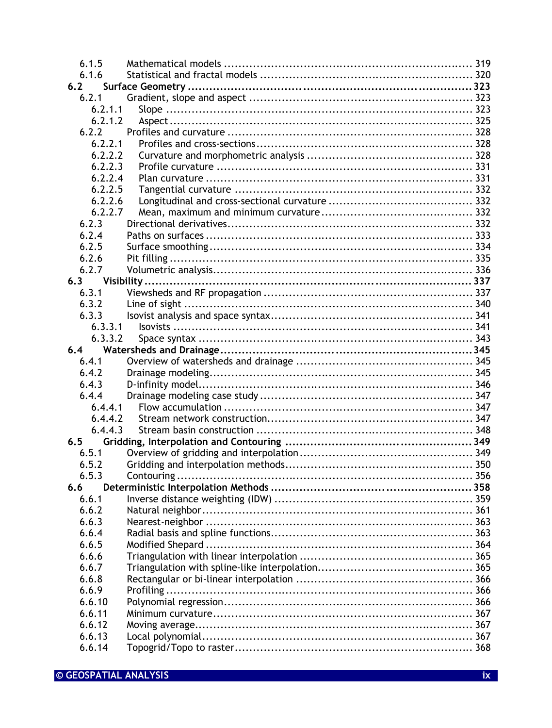- 6.1.5 Mathematical models ..... 319
- 6.1.6 Statistical and fractal models ..... 320

**6.2 Surface Geometry ..... 323**

- 6.2.1 Gradient, slope and aspect ..... 323
  - 6.2.1.1 Slope ..... 323
  - 6.2.1.2 Aspect ..... 325
- 6.2.2 Profiles and curvature ..... 328
  - 6.2.2.1 Profiles and cross-sections ..... 328
  - 6.2.2.2 Curvature and morphometric analysis ..... 328
  - 6.2.2.3 Profile curvature ..... 331
  - 6.2.2.4 Plan curvature ..... 331
  - 6.2.2.5 Tangential curvature ..... 332
  - 6.2.2.6 Longitudinal and cross-sectional curvature ..... 332
  - 6.2.2.7 Mean, maximum and minimum curvature ..... 332
- 6.2.3 Directional derivatives ..... 332
- 6.2.4 Paths on surfaces ..... 333
- 6.2.5 Surface smoothing ..... 334
- 6.2.6 Pit filling ..... 335
- 6.2.7 Volumetric analysis ..... 336

**6.3 Visibility ..... 337**

- 6.3.1 Viewsheds and RF propagation ..... 337
- 6.3.2 Line of sight ..... 340
- 6.3.3 Isovist analysis and space syntax ..... 341
  - 6.3.3.1 Isovists ..... 341
  - 6.3.3.2 Space syntax ..... 343

**6.4 Watersheds and Drainage ..... 345**

- 6.4.1 Overview of watersheds and drainage ..... 345
- 6.4.2 Drainage modeling ..... 345
- 6.4.3 D-infinity model ..... 346
- 6.4.4 Drainage modeling case study ..... 347
  - 6.4.4.1 Flow accumulation ..... 347
  - 6.4.4.2 Stream network construction ..... 347
  - 6.4.4.3 Stream basin construction ..... 348

**6.5 Gridding, Interpolation and Contouring ..... 349**

- 6.5.1 Overview of gridding and interpolation ..... 349
- 6.5.2 Gridding and interpolation methods ..... 350
- 6.5.3 Contouring ..... 356

**6.6 Deterministic Interpolation Methods ..... 358**

- 6.6.1 Inverse distance weighting (IDW) ..... 359
- 6.6.2 Natural neighbor ..... 361
- 6.6.3 Nearest-neighbor ..... 363
- 6.6.4 Radial basis and spline functions ..... 363
- 6.6.5 Modified Shepard ..... 364
- 6.6.6 Triangulation with linear interpolation ..... 365
- 6.6.7 Triangulation with spline-like interpolation ..... 365
- 6.6.8 Rectangular or bi-linear interpolation ..... 366
- 6.6.9 Profiling ..... 366
- 6.6.10 Polynomial regression ..... 366
- 6.6.11 Minimum curvature ..... 367
- 6.6.12 Moving average ..... 367
- 6.6.13 Local polynomial ..... 367
- 6.6.14 Topogrid/Topo to raster ..... 368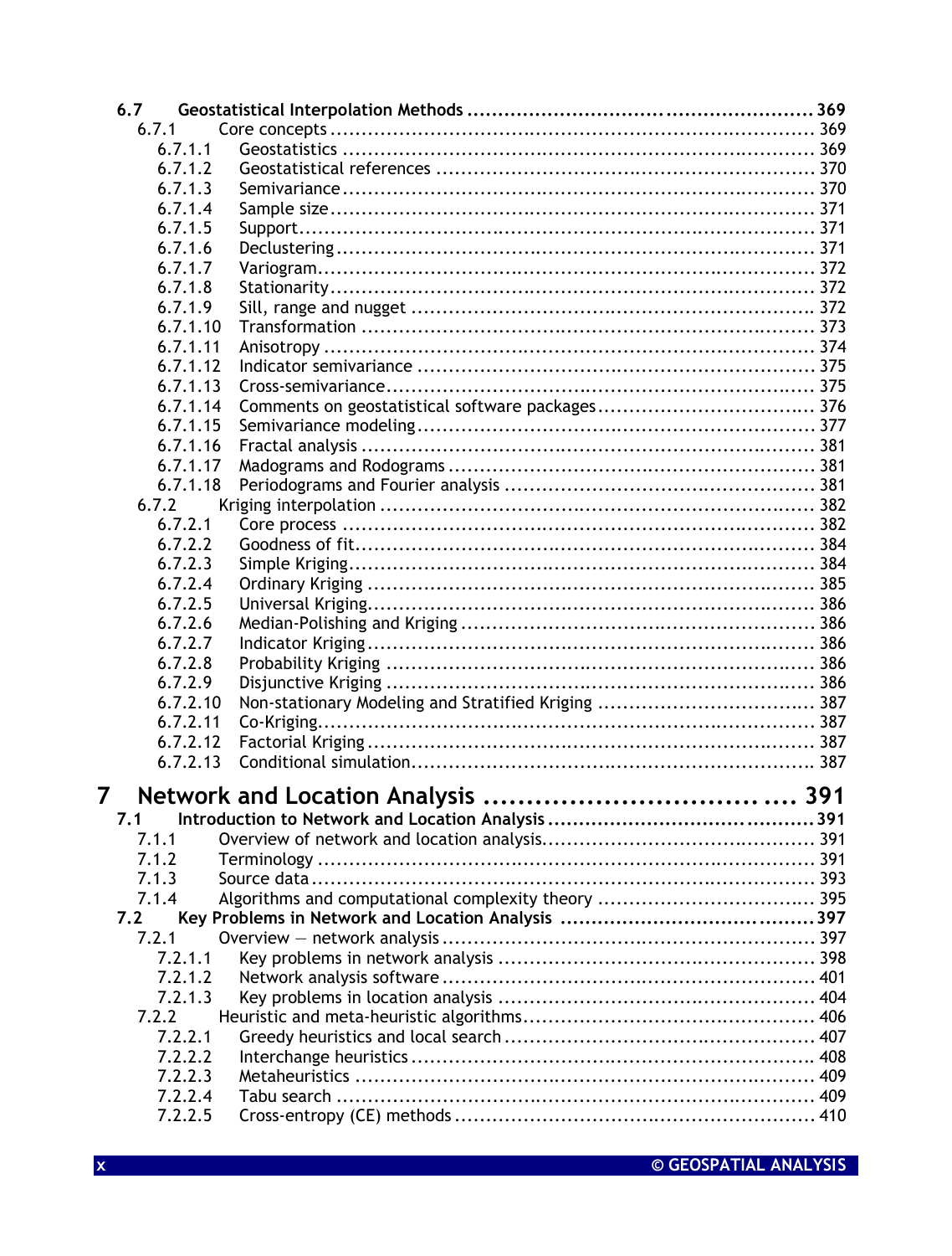**6.7 Geostatistical Interpolation Methods** ........ 369

- 6.7.1 Core concepts ........ 369
  - 6.7.1.1 Geostatistics ........ 369
  - 6.7.1.2 Geostatistical references ........ 370
  - 6.7.1.3 Semivariance ........ 370
  - 6.7.1.4 Sample size ........ 371
  - 6.7.1.5 Support ........ 371
  - 6.7.1.6 Declustering ........ 371
  - 6.7.1.7 Variogram ........ 372
  - 6.7.1.8 Stationarity ........ 372
  - 6.7.1.9 Sill, range and nugget ........ 372
  - 6.7.1.10 Transformation ........ 373
  - 6.7.1.11 Anisotropy ........ 374
  - 6.7.1.12 Indicator semivariance ........ 375
  - 6.7.1.13 Cross-semivariance ........ 375
  - 6.7.1.14 Comments on geostatistical software packages ........ 376
  - 6.7.1.15 Semivariance modeling ........ 377
  - 6.7.1.16 Fractal analysis ........ 381
  - 6.7.1.17 Madograms and Rodograms ........ 381
  - 6.7.1.18 Periodograms and Fourier analysis ........ 381
- 6.7.2 Kriging interpolation ........ 382
  - 6.7.2.1 Core process ........ 382
  - 6.7.2.2 Goodness of fit ........ 384
  - 6.7.2.3 Simple Kriging ........ 384
  - 6.7.2.4 Ordinary Kriging ........ 385
  - 6.7.2.5 Universal Kriging ........ 386
  - 6.7.2.6 Median-Polishing and Kriging ........ 386
  - 6.7.2.7 Indicator Kriging ........ 386
  - 6.7.2.8 Probability Kriging ........ 386
  - 6.7.2.9 Disjunctive Kriging ........ 386
  - 6.7.2.10 Non-stationary Modeling and Stratified Kriging ........ 387
  - 6.7.2.11 Co-Kriging ........ 387
  - 6.7.2.12 Factorial Kriging ........ 387
  - 6.7.2.13 Conditional simulation ........ 387

# 7 Network and Location Analysis ........ 391

**7.1 Introduction to Network and Location Analysis** ........ 391

- 7.1.1 Overview of network and location analysis ........ 391
- 7.1.2 Terminology ........ 391
- 7.1.3 Source data ........ 393
- 7.1.4 Algorithms and computational complexity theory ........ 395

**7.2 Key Problems in Network and Location Analysis** ........ 397

- 7.2.1 Overview — network analysis ........ 397
  - 7.2.1.1 Key problems in network analysis ........ 398
  - 7.2.1.2 Network analysis software ........ 401
  - 7.2.1.3 Key problems in location analysis ........ 404
- 7.2.2 Heuristic and meta-heuristic algorithms ........ 406
  - 7.2.2.1 Greedy heuristics and local search ........ 407
  - 7.2.2.2 Interchange heuristics ........ 408
  - 7.2.2.3 Metaheuristics ........ 409
  - 7.2.2.4 Tabu search ........ 409
  - 7.2.2.5 Cross-entropy (CE) methods ........ 410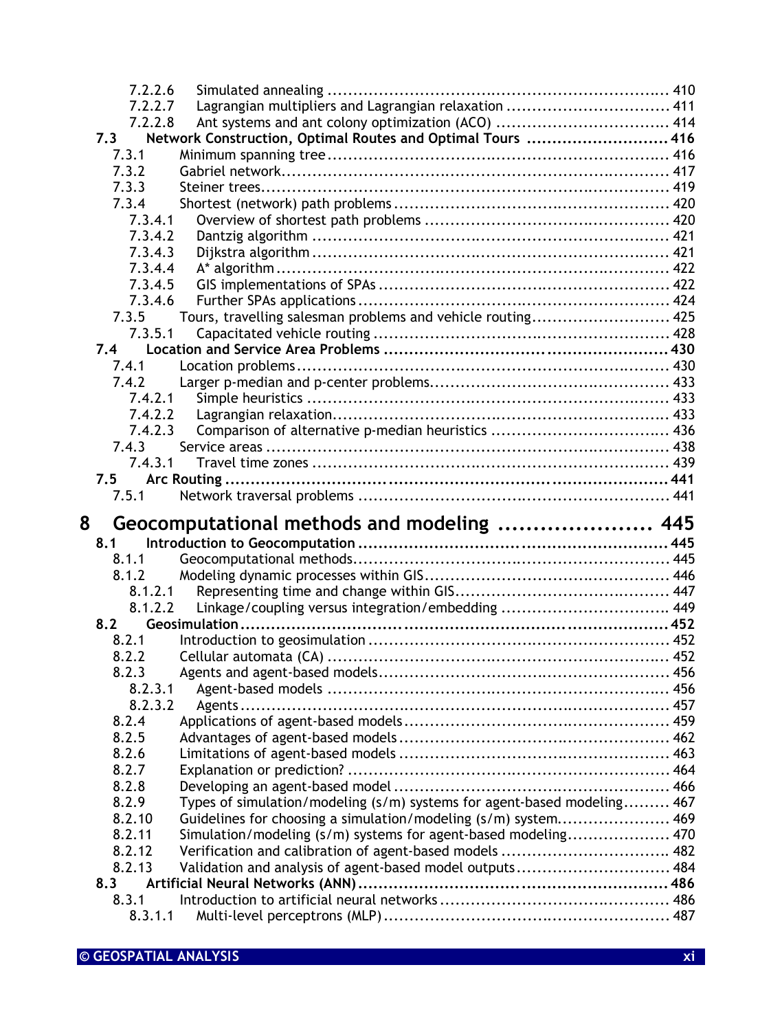7.2.2.6 Simulated annealing ........................................................................ 410
7.2.2.7 Lagrangian multipliers and Lagrangian relaxation ................................ 411
7.2.2.8 Ant systems and ant colony optimization (ACO) ................................. 414

**7.3 Network Construction, Optimal Routes and Optimal Tours ............................ 416**

7.3.1 Minimum spanning tree ........................................................................ 416
7.3.2 Gabriel network ................................................................................... 417
7.3.3 Steiner trees ........................................................................................ 419
7.3.4 Shortest (network) path problems ....................................................... 420
7.3.4.1 Overview of shortest path problems ................................................ 420
7.3.4.2 Dantzig algorithm ........................................................................... 421
7.3.4.3 Dijkstra algorithm ........................................................................... 421
7.3.4.4 A* algorithm ................................................................................... 422
7.3.4.5 GIS implementations of SPAs ......................................................... 422
7.3.4.6 Further SPAs applications ............................................................... 424
7.3.5 Tours, travelling salesman problems and vehicle routing ........................ 425
7.3.5.1 Capacitated vehicle routing ............................................................. 428

**7.4 Location and Service Area Problems ........................................................ 430**

7.4.1 Location problems ................................................................................ 430
7.4.2 Larger p-median and p-center problems ............................................... 433
7.4.2.1 Simple heuristics ............................................................................. 433
7.4.2.2 Lagrangian relaxation ...................................................................... 433
7.4.2.3 Comparison of alternative p-median heuristics ................................. 436
7.4.3 Service areas ........................................................................................ 438
7.4.3.1 Travel time zones ............................................................................ 439

**7.5 Arc Routing ............................................................................................. 441**

7.5.1 Network traversal problems ................................................................. 441

# 8 Geocomputational methods and modeling ...................... 445

**8.1 Introduction to Geocomputation ............................................................. 445**

8.1.1 Geocomputational methods .................................................................. 445
8.1.2 Modeling dynamic processes within GIS ............................................... 446
8.1.2.1 Representing time and change within GIS ........................................ 447
8.1.2.2 Linkage/coupling versus integration/embedding ................................ 449

**8.2 Geosimulation ......................................................................................... 452**

8.2.1 Introduction to geosimulation ............................................................... 452
8.2.2 Cellular automata (CA) ........................................................................ 452
8.2.3 Agents and agent-based models ........................................................... 456
8.2.3.1 Agent-based models ......................................................................... 456
8.2.3.2 Agents ............................................................................................. 457
8.2.4 Applications of agent-based models ..................................................... 459
8.2.5 Advantages of agent-based models ....................................................... 462
8.2.6 Limitations of agent-based models ....................................................... 463
8.2.7 Explanation or prediction? .................................................................... 464
8.2.8 Developing an agent-based model ......................................................... 466
8.2.9 Types of simulation/modeling (s/m) systems for agent-based modeling ......... 467
8.2.10 Guidelines for choosing a simulation/modeling (s/m) system ..................... 469
8.2.11 Simulation/modeling (s/m) systems for agent-based modeling .................... 470
8.2.12 Verification and calibration of agent-based models ................................ 482
8.2.13 Validation and analysis of agent-based model outputs ............................. 484

**8.3 Artificial Neural Networks (ANN) ............................................................ 486**

8.3.1 Introduction to artificial neural networks .............................................. 486
8.3.1.1 Multi-level perceptrons (MLP) ......................................................... 487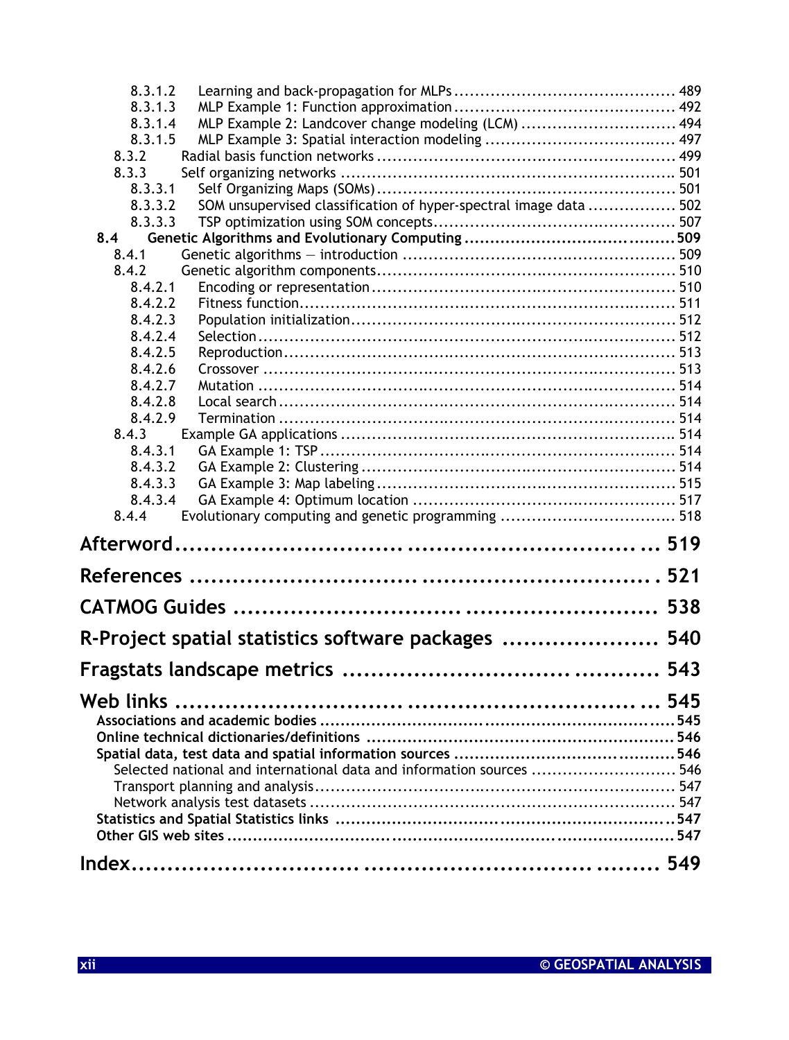8.3.1.2 Learning and back-propagation for MLPs ........................................ 489
8.3.1.3 MLP Example 1: Function approximation ........................................ 492
8.3.1.4 MLP Example 2: Landcover change modeling (LCM) ........................................ 494
8.3.1.5 MLP Example 3: Spatial interaction modeling ........................................ 497
8.3.2 Radial basis function networks ........................................ 499
8.3.3 Self organizing networks ........................................ 501
8.3.3.1 Self Organizing Maps (SOMs) ........................................ 501
8.3.3.2 SOM unsupervised classification of hyper-spectral image data ........................................ 502
8.3.3.3 TSP optimization using SOM concepts ........................................ 507

**8.4 Genetic Algorithms and Evolutionary Computing ........................................ 509**

8.4.1 Genetic algorithms — introduction ........................................ 509
8.4.2 Genetic algorithm components ........................................ 510
8.4.2.1 Encoding or representation ........................................ 510
8.4.2.2 Fitness function ........................................ 511
8.4.2.3 Population initialization ........................................ 512
8.4.2.4 Selection ........................................ 512
8.4.2.5 Reproduction ........................................ 513
8.4.2.6 Crossover ........................................ 513
8.4.2.7 Mutation ........................................ 514
8.4.2.8 Local search ........................................ 514
8.4.2.9 Termination ........................................ 514
8.4.3 Example GA applications ........................................ 514
8.4.3.1 GA Example 1: TSP ........................................ 514
8.4.3.2 GA Example 2: Clustering ........................................ 514
8.4.3.3 GA Example 3: Map labeling ........................................ 515
8.4.3.4 GA Example 4: Optimum location ........................................ 517
8.4.4 Evolutionary computing and genetic programming ........................................ 518

## Afterword ........................................ 519

## References ........................................ 521

## CATMOG Guides ........................................ 538

## R-Project spatial statistics software packages ........................................ 540

## Fragstats landscape metrics ........................................ 543

## Web links ........................................ 545

**Associations and academic bodies ........................................ 545**

**Online technical dictionaries/definitions ........................................ 546**

**Spatial data, test data and spatial information sources ........................................ 546**

Selected national and international data and information sources ........................................ 546
Transport planning and analysis ........................................ 547
Network analysis test datasets ........................................ 547

**Statistics and Spatial Statistics links ........................................ 547**

**Other GIS web sites ........................................ 547**

## Index ........................................ 549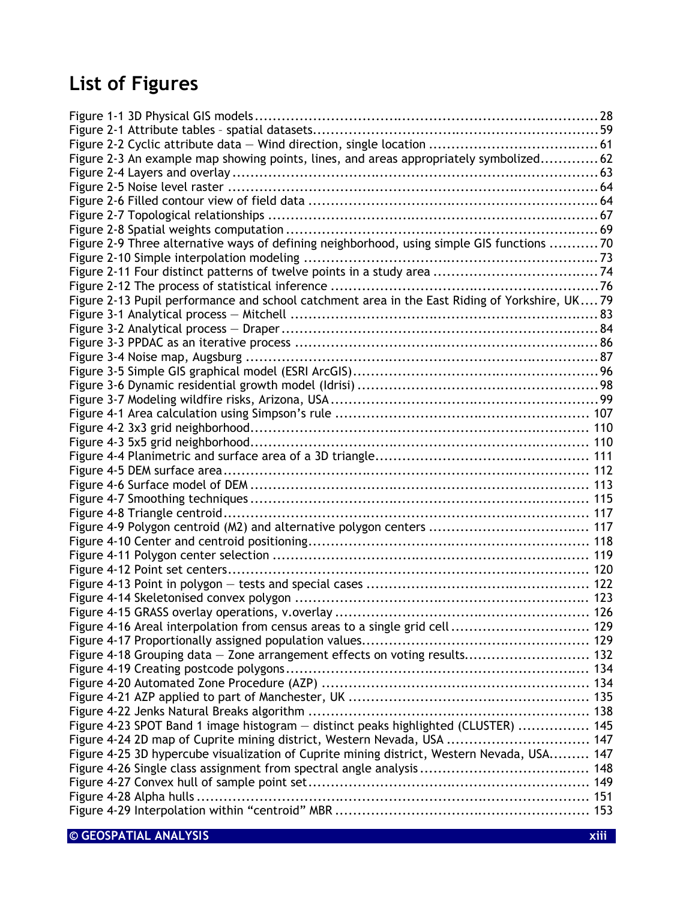## List of Figures

Figure 1-1 3D Physical GIS models ........................................................................... 28
Figure 2-1 Attribute tables – spatial datasets ............................................................... 59
Figure 2-2 Cyclic attribute data — Wind direction, single location .................................... 61
Figure 2-3 An example map showing points, lines, and areas appropriately symbolized ............ 62
Figure 2-4 Layers and overlay ................................................................................ 63
Figure 2-5 Noise level raster .................................................................................. 64
Figure 2-6 Filled contour view of field data ................................................................ 64
Figure 2-7 Topological relationships ......................................................................... 67
Figure 2-8 Spatial weights computation ..................................................................... 69
Figure 2-9 Three alternative ways of defining neighborhood, using simple GIS functions ........... 70
Figure 2-10 Simple interpolation modeling ................................................................. 73
Figure 2-11 Four distinct patterns of twelve points in a study area ..................................... 74
Figure 2-12 The process of statistical inference ........................................................... 76
Figure 2-13 Pupil performance and school catchment area in the East Riding of Yorkshire, UK .... 79
Figure 3-1 Analytical process — Mitchell .................................................................... 83
Figure 3-2 Analytical process — Draper ..................................................................... 84
Figure 3-3 PPDAC as an iterative process .................................................................. 86
Figure 3-4 Noise map, Augsburg ............................................................................... 87
Figure 3-5 Simple GIS graphical model (ESRI ArcGIS) ..................................................... 96
Figure 3-6 Dynamic residential growth model (Idrisi) ...................................................... 98
Figure 3-7 Modeling wildfire risks, Arizona, USA ........................................................... 99
Figure 4-1 Area calculation using Simpson's rule ......................................................... 107
Figure 4-2 3x3 grid neighborhood ............................................................................ 110
Figure 4-3 5x5 grid neighborhood ............................................................................ 110
Figure 4-4 Planimetric and surface area of a 3D triangle ................................................ 111
Figure 4-5 DEM surface area ................................................................................... 112
Figure 4-6 Surface model of DEM ............................................................................. 113
Figure 4-7 Smoothing techniques ............................................................................. 115
Figure 4-8 Triangle centroid ................................................................................... 117
Figure 4-9 Polygon centroid (M2) and alternative polygon centers .................................... 117
Figure 4-10 Center and centroid positioning ............................................................... 118
Figure 4-11 Polygon center selection ........................................................................ 119
Figure 4-12 Point set centers .................................................................................. 120
Figure 4-13 Point in polygon — tests and special cases .................................................. 122
Figure 4-14 Skeletonised convex polygon ................................................................... 123
Figure 4-15 GRASS overlay operations, v.overlay ......................................................... 126
Figure 4-16 Areal interpolation from census areas to a single grid cell ............................... 129
Figure 4-17 Proportionally assigned population values ................................................... 129
Figure 4-18 Grouping data — Zone arrangement effects on voting results ............................ 132
Figure 4-19 Creating postcode polygons ..................................................................... 134
Figure 4-20 Automated Zone Procedure (AZP) ............................................................. 134
Figure 4-21 AZP applied to part of Manchester, UK ...................................................... 135
Figure 4-22 Jenks Natural Breaks algorithm ............................................................... 138
Figure 4-23 SPOT Band 1 image histogram — distinct peaks highlighted (CLUSTER) ................ 145
Figure 4-24 2D map of Cuprite mining district, Western Nevada, USA ................................. 147
Figure 4-25 3D hypercube visualization of Cuprite mining district, Western Nevada, USA .......... 147
Figure 4-26 Single class assignment from spectral angle analysis ...................................... 148
Figure 4-27 Convex hull of sample point set ............................................................... 149
Figure 4-28 Alpha hulls ......................................................................................... 151
Figure 4-29 Interpolation within "centroid" MBR .......................................................... 153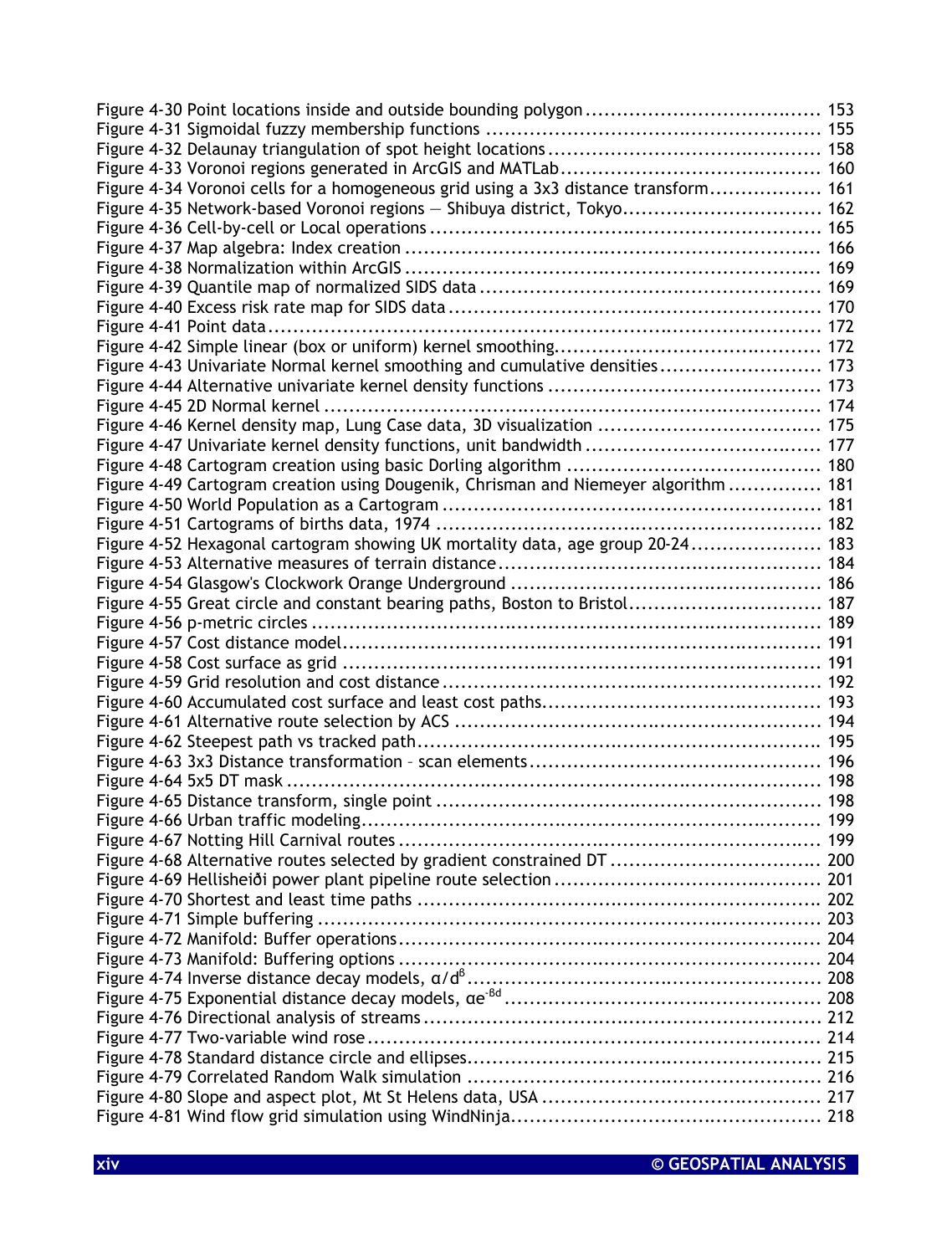Figure 4-30 Point locations inside and outside bounding polygon ........................................ 153
Figure 4-31 Sigmoidal fuzzy membership functions ........................................................ 155
Figure 4-32 Delaunay triangulation of spot height locations ............................................ 158
Figure 4-33 Voronoi regions generated in ArcGIS and MATLab .......................................... 160
Figure 4-34 Voronoi cells for a homogeneous grid using a 3x3 distance transform ................. 161
Figure 4-35 Network-based Voronoi regions — Shibuya district, Tokyo ................................ 162
Figure 4-36 Cell-by-cell or Local operations ................................................................ 165
Figure 4-37 Map algebra: Index creation ..................................................................... 166
Figure 4-38 Normalization within ArcGIS ..................................................................... 169
Figure 4-39 Quantile map of normalized SIDS data ......................................................... 169
Figure 4-40 Excess risk rate map for SIDS data ............................................................. 170
Figure 4-41 Point data ............................................................................................ 172
Figure 4-42 Simple linear (box or uniform) kernel smoothing ........................................... 172
Figure 4-43 Univariate Normal kernel smoothing and cumulative densities .......................... 173
Figure 4-44 Alternative univariate kernel density functions ............................................ 173
Figure 4-45 2D Normal kernel ................................................................................... 174
Figure 4-46 Kernel density map, Lung Case data, 3D visualization .................................... 175
Figure 4-47 Univariate kernel density functions, unit bandwidth ...................................... 177
Figure 4-48 Cartogram creation using basic Dorling algorithm ......................................... 180
Figure 4-49 Cartogram creation using Dougenik, Chrisman and Niemeyer algorithm ............... 181
Figure 4-50 World Population as a Cartogram .............................................................. 181
Figure 4-51 Cartograms of births data, 1974 ................................................................ 182
Figure 4-52 Hexagonal cartogram showing UK mortality data, age group 20-24 ..................... 183
Figure 4-53 Alternative measures of terrain distance ..................................................... 184
Figure 4-54 Glasgow's Clockwork Orange Underground ................................................... 186
Figure 4-55 Great circle and constant bearing paths, Boston to Bristol ............................... 187
Figure 4-56 p-metric circles ..................................................................................... 189
Figure 4-57 Cost distance model ............................................................................... 191
Figure 4-58 Cost surface as grid ............................................................................... 191
Figure 4-59 Grid resolution and cost distance .............................................................. 192
Figure 4-60 Accumulated cost surface and least cost paths ............................................. 193
Figure 4-61 Alternative route selection by ACS ............................................................ 194
Figure 4-62 Steepest path vs tracked path .................................................................. 195
Figure 4-63 3x3 Distance transformation – scan elements ............................................... 196
Figure 4-64 5x5 DT mask ......................................................................................... 198
Figure 4-65 Distance transform, single point ............................................................... 198
Figure 4-66 Urban traffic modeling ............................................................................ 199
Figure 4-67 Notting Hill Carnival routes ..................................................................... 199
Figure 4-68 Alternative routes selected by gradient constrained DT .................................. 200
Figure 4-69 Hellisheiði power plant pipeline route selection ........................................... 201
Figure 4-70 Shortest and least time paths ................................................................... 202
Figure 4-71 Simple buffering .................................................................................... 203
Figure 4-72 Manifold: Buffer operations ..................................................................... 204
Figure 4-73 Manifold: Buffering options ..................................................................... 204
Figure 4-74 Inverse distance decay models, $\alpha/d^{\beta}$ ........................................................... 208
Figure 4-75 Exponential distance decay models, $\alpha e^{-\beta d}$ ................................................... 208
Figure 4-76 Directional analysis of streams ................................................................. 212
Figure 4-77 Two-variable wind rose ........................................................................... 214
Figure 4-78 Standard distance circle and ellipses .......................................................... 215
Figure 4-79 Correlated Random Walk simulation ........................................................... 216
Figure 4-80 Slope and aspect plot, Mt St Helens data, USA ............................................. 217
Figure 4-81 Wind flow grid simulation using WindNinja .................................................. 218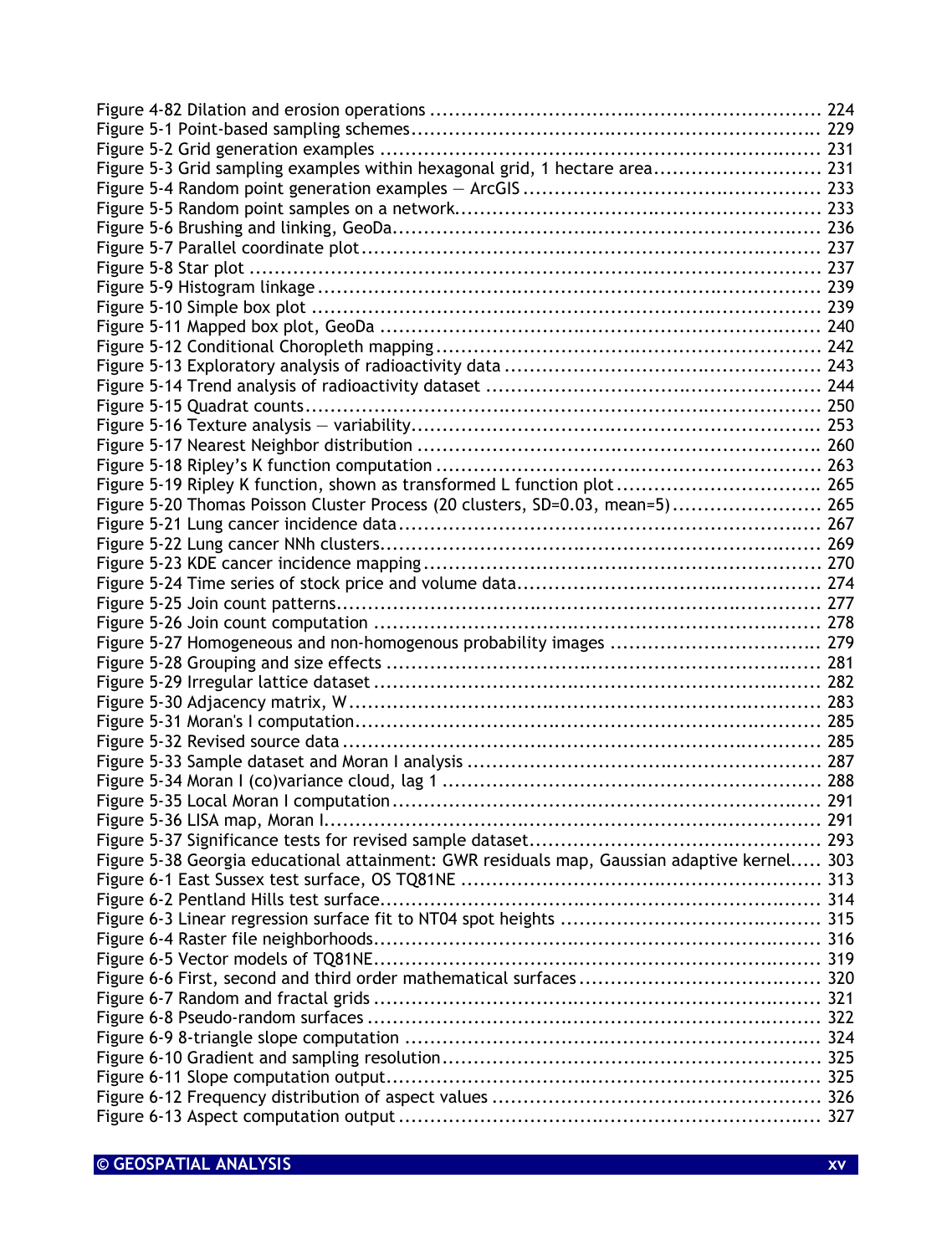Figure 4-82 Dilation and erosion operations ............................................................ 224
Figure 5-1 Point-based sampling schemes................................................................ 229
Figure 5-2 Grid generation examples ..................................................................... 231
Figure 5-3 Grid sampling examples within hexagonal grid, 1 hectare area........................... 231
Figure 5-4 Random point generation examples — ArcGIS ............................................. 233
Figure 5-5 Random point samples on a network......................................................... 233
Figure 5-6 Brushing and linking, GeoDa.................................................................. 236
Figure 5-7 Parallel coordinate plot........................................................................ 237
Figure 5-8 Star plot ........................................................................................ 237
Figure 5-9 Histogram linkage .............................................................................. 239
Figure 5-10 Simple box plot ............................................................................... 239
Figure 5-11 Mapped box plot, GeoDa ..................................................................... 240
Figure 5-12 Conditional Choropleth mapping ............................................................ 242
Figure 5-13 Exploratory analysis of radioactivity data .................................................. 243
Figure 5-14 Trend analysis of radioactivity dataset ..................................................... 244
Figure 5-15 Quadrat counts................................................................................. 250
Figure 5-16 Texture analysis — variability................................................................ 253
Figure 5-17 Nearest Neighbor distribution ............................................................... 260
Figure 5-18 Ripley's K function computation ............................................................ 263
Figure 5-19 Ripley K function, shown as transformed L function plot ................................ 265
Figure 5-20 Thomas Poisson Cluster Process (20 clusters, SD=0.03, mean=5)........................ 265
Figure 5-21 Lung cancer incidence data.................................................................. 267
Figure 5-22 Lung cancer NNh clusters..................................................................... 269
Figure 5-23 KDE cancer incidence mapping .............................................................. 270
Figure 5-24 Time series of stock price and volume data................................................ 274
Figure 5-25 Join count patterns............................................................................ 277
Figure 5-26 Join count computation ...................................................................... 278
Figure 5-27 Homogeneous and non-homogenous probability images ................................. 279
Figure 5-28 Grouping and size effects .................................................................... 281
Figure 5-29 Irregular lattice dataset ..................................................................... 282
Figure 5-30 Adjacency matrix, W........................................................................... 283
Figure 5-31 Moran's I computation......................................................................... 285
Figure 5-32 Revised source data ........................................................................... 285
Figure 5-33 Sample dataset and Moran I analysis ....................................................... 287
Figure 5-34 Moran I (co)variance cloud, lag 1 ........................................................... 288
Figure 5-35 Local Moran I computation................................................................... 291
Figure 5-36 LISA map, Moran I.............................................................................. 291
Figure 5-37 Significance tests for revised sample dataset.............................................. 293
Figure 5-38 Georgia educational attainment: GWR residuals map, Gaussian adaptive kernel..... 303
Figure 6-1 East Sussex test surface, OS TQ81NE ........................................................ 313
Figure 6-2 Pentland Hills test surface..................................................................... 314
Figure 6-3 Linear regression surface fit to NT04 spot heights ........................................ 315
Figure 6-4 Raster file neighborhoods...................................................................... 316
Figure 6-5 Vector models of TQ81NE...................................................................... 319
Figure 6-6 First, second and third order mathematical surfaces ...................................... 320
Figure 6-7 Random and fractal grids ...................................................................... 321
Figure 6-8 Pseudo-random surfaces ....................................................................... 322
Figure 6-9 8-triangle slope computation ................................................................. 324
Figure 6-10 Gradient and sampling resolution............................................................ 325
Figure 6-11 Slope computation output.................................................................... 325
Figure 6-12 Frequency distribution of aspect values ................................................... 326
Figure 6-13 Aspect computation output .................................................................. 327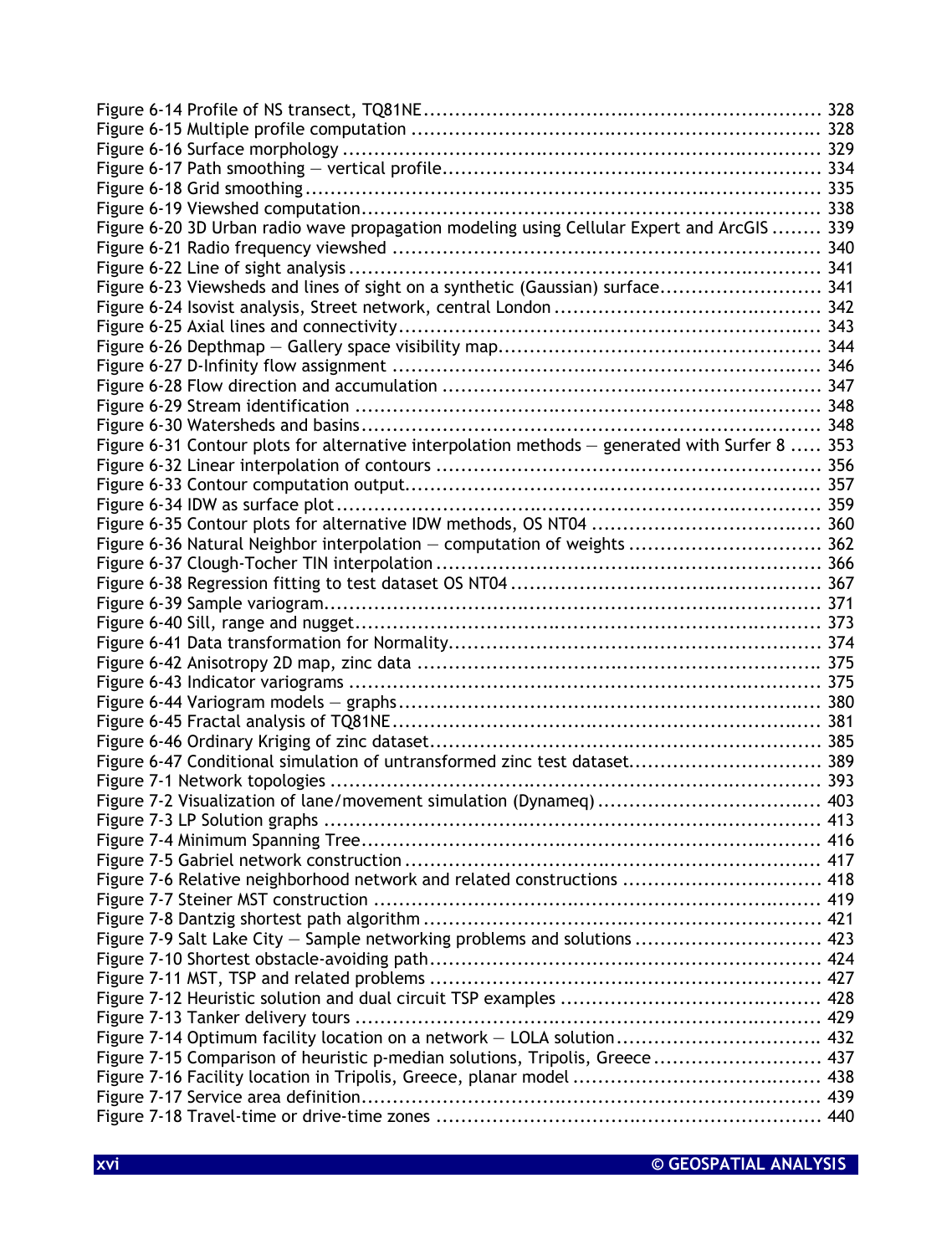Figure 6-14 Profile of NS transect, TQ81NE ............................................................... 328
Figure 6-15 Multiple profile computation ................................................................. 328
Figure 6-16 Surface morphology ........................................................................... 329
Figure 6-17 Path smoothing — vertical profile............................................................ 334
Figure 6-18 Grid smoothing ................................................................................. 335
Figure 6-19 Viewshed computation......................................................................... 338
Figure 6-20 3D Urban radio wave propagation modeling using Cellular Expert and ArcGIS ........ 339
Figure 6-21 Radio frequency viewshed ................................................................... 340
Figure 6-22 Line of sight analysis .......................................................................... 341
Figure 6-23 Viewsheds and lines of sight on a synthetic (Gaussian) surface.......................... 341
Figure 6-24 Isovist analysis, Street network, central London .......................................... 342
Figure 6-25 Axial lines and connectivity.................................................................. 343
Figure 6-26 Depthmap — Gallery space visibility map................................................... 344
Figure 6-27 D-Infinity flow assignment ................................................................... 346
Figure 6-28 Flow direction and accumulation ........................................................... 347
Figure 6-29 Stream identification ......................................................................... 348
Figure 6-30 Watersheds and basins......................................................................... 348
Figure 6-31 Contour plots for alternative interpolation methods — generated with Surfer 8 ..... 353
Figure 6-32 Linear interpolation of contours ............................................................ 356
Figure 6-33 Contour computation output.................................................................. 357
Figure 6-34 IDW as surface plot............................................................................ 359
Figure 6-35 Contour plots for alternative IDW methods, OS NT04 .................................... 360
Figure 6-36 Natural Neighbor interpolation — computation of weights ............................... 362
Figure 6-37 Clough-Tocher TIN interpolation ............................................................ 366
Figure 6-38 Regression fitting to test dataset OS NT04 ................................................ 367
Figure 6-39 Sample variogram.............................................................................. 371
Figure 6-40 Sill, range and nugget......................................................................... 373
Figure 6-41 Data transformation for Normality........................................................... 374
Figure 6-42 Anisotropy 2D map, zinc data ............................................................... 375
Figure 6-43 Indicator variograms .......................................................................... 375
Figure 6-44 Variogram models — graphs.................................................................. 380
Figure 6-45 Fractal analysis of TQ81NE................................................................... 381
Figure 6-46 Ordinary Kriging of zinc dataset.............................................................. 385
Figure 6-47 Conditional simulation of untransformed zinc test dataset.............................. 389
Figure 7-1 Network topologies ............................................................................. 393
Figure 7-2 Visualization of lane/movement simulation (Dynameq) .................................... 403
Figure 7-3 LP Solution graphs .............................................................................. 413
Figure 7-4 Minimum Spanning Tree......................................................................... 416
Figure 7-5 Gabriel network construction ................................................................. 417
Figure 7-6 Relative neighborhood network and related constructions ................................ 418
Figure 7-7 Steiner MST construction ...................................................................... 419
Figure 7-8 Dantzig shortest path algorithm .............................................................. 421
Figure 7-9 Salt Lake City — Sample networking problems and solutions ............................. 423
Figure 7-10 Shortest obstacle-avoiding path.............................................................. 424
Figure 7-11 MST, TSP and related problems .............................................................. 427
Figure 7-12 Heuristic solution and dual circuit TSP examples ......................................... 428
Figure 7-13 Tanker delivery tours .......................................................................... 429
Figure 7-14 Optimum facility location on a network — LOLA solution................................ 432
Figure 7-15 Comparison of heuristic p-median solutions, Tripolis, Greece ........................... 437
Figure 7-16 Facility location in Tripolis, Greece, planar model ....................................... 438
Figure 7-17 Service area definition......................................................................... 439
Figure 7-18 Travel-time or drive-time zones ............................................................. 440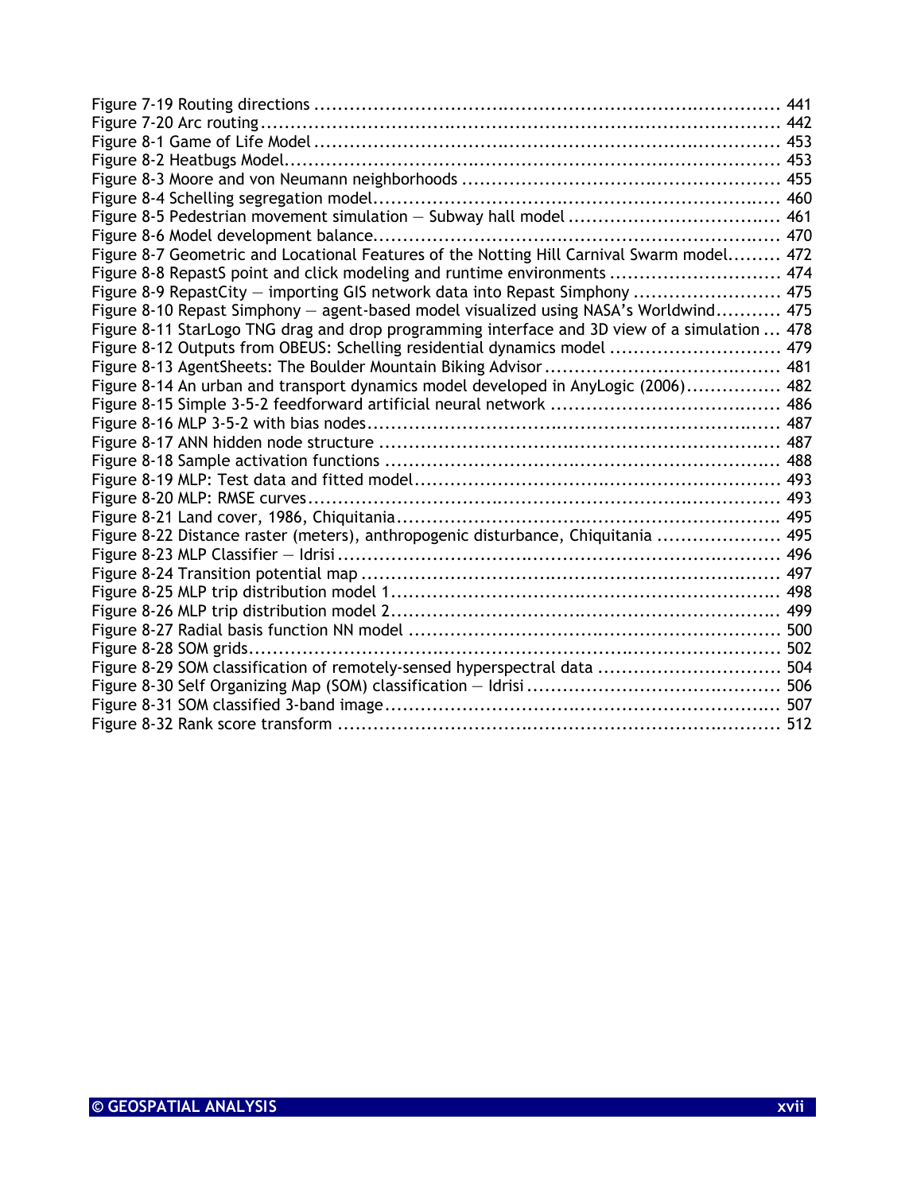Figure 7-19 Routing directions ........................................................................... 441
Figure 7-20 Arc routing ....................................................................................... 442
Figure 8-1 Game of Life Model ............................................................................ 453
Figure 8-2 Heatbugs Model .................................................................................. 453
Figure 8-3 Moore and von Neumann neighborhoods ................................................. 455
Figure 8-4 Schelling segregation model .................................................................. 460
Figure 8-5 Pedestrian movement simulation — Subway hall model ................................ 461
Figure 8-6 Model development balance ................................................................... 470
Figure 8-7 Geometric and Locational Features of the Notting Hill Carnival Swarm model......... 472
Figure 8-8 RepastS point and click modeling and runtime environments ............................ 474
Figure 8-9 RepastCity — importing GIS network data into Repast Simphony ........................ 475
Figure 8-10 Repast Simphony — agent-based model visualized using NASA's Worldwind........... 475
Figure 8-11 StarLogo TNG drag and drop programming interface and 3D view of a simulation ... 478
Figure 8-12 Outputs from OBEUS: Schelling residential dynamics model ............................ 479
Figure 8-13 AgentSheets: The Boulder Mountain Biking Advisor ....................................... 481
Figure 8-14 An urban and transport dynamics model developed in AnyLogic (2006)................ 482
Figure 8-15 Simple 3-5-2 feedforward artificial neural network ...................................... 486
Figure 8-16 MLP 3-5-2 with bias nodes .................................................................... 487
Figure 8-17 ANN hidden node structure ................................................................... 487
Figure 8-18 Sample activation functions .................................................................. 488
Figure 8-19 MLP: Test data and fitted model ............................................................. 493
Figure 8-20 MLP: RMSE curves ................................................................................ 493
Figure 8-21 Land cover, 1986, Chiquitania ................................................................. 495
Figure 8-22 Distance raster (meters), anthropogenic disturbance, Chiquitania .................... 495
Figure 8-23 MLP Classifier — Idrisi .......................................................................... 496
Figure 8-24 Transition potential map ....................................................................... 497
Figure 8-25 MLP trip distribution model 1 ................................................................. 498
Figure 8-26 MLP trip distribution model 2 ................................................................. 499
Figure 8-27 Radial basis function NN model ............................................................... 500
Figure 8-28 SOM grids ........................................................................................... 502
Figure 8-29 SOM classification of remotely-sensed hyperspectral data ............................... 504
Figure 8-30 Self Organizing Map (SOM) classification — Idrisi ........................................... 506
Figure 8-31 SOM classified 3-band image .................................................................. 507
Figure 8-32 Rank score transform ........................................................................... 512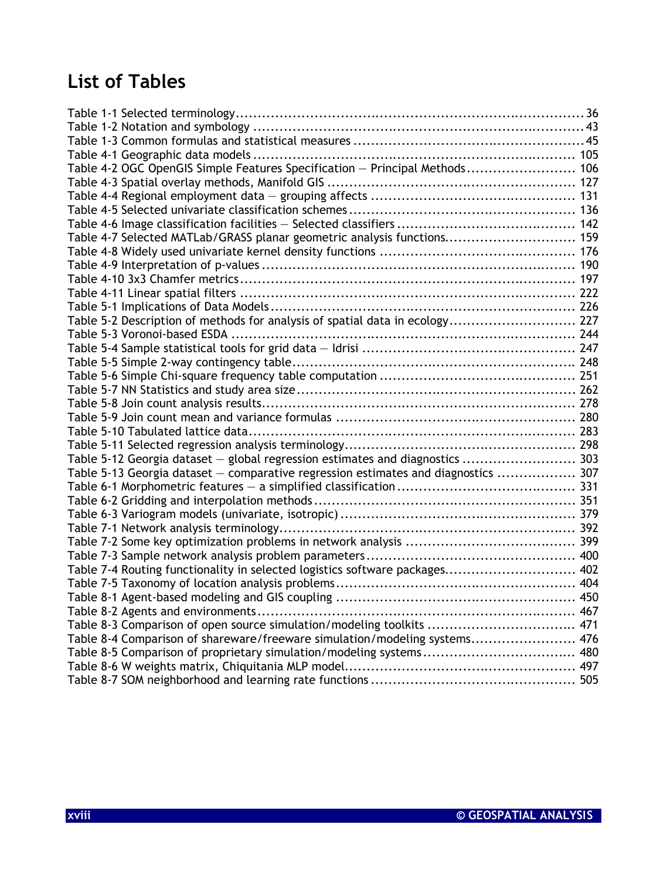## List of Tables

Table 1-1 Selected terminology....36
Table 1-2 Notation and symbology....43
Table 1-3 Common formulas and statistical measures....45
Table 4-1 Geographic data models....105
Table 4-2 OGC OpenGIS Simple Features Specification — Principal Methods....106
Table 4-3 Spatial overlay methods, Manifold GIS....127
Table 4-4 Regional employment data — grouping affects....131
Table 4-5 Selected univariate classification schemes....136
Table 4-6 Image classification facilities — Selected classifiers....142
Table 4-7 Selected MATLab/GRASS planar geometric analysis functions....159
Table 4-8 Widely used univariate kernel density functions....176
Table 4-9 Interpretation of p-values....190
Table 4-10 3x3 Chamfer metrics....197
Table 4-11 Linear spatial filters....222
Table 5-1 Implications of Data Models....226
Table 5-2 Description of methods for analysis of spatial data in ecology....227
Table 5-3 Voronoi-based ESDA....244
Table 5-4 Sample statistical tools for grid data — Idrisi....247
Table 5-5 Simple 2-way contingency table....248
Table 5-6 Simple Chi-square frequency table computation....251
Table 5-7 NN Statistics and study area size....262
Table 5-8 Join count analysis results....278
Table 5-9 Join count mean and variance formulas....280
Table 5-10 Tabulated lattice data....283
Table 5-11 Selected regression analysis terminology....298
Table 5-12 Georgia dataset — global regression estimates and diagnostics....303
Table 5-13 Georgia dataset — comparative regression estimates and diagnostics....307
Table 6-1 Morphometric features — a simplified classification....331
Table 6-2 Gridding and interpolation methods....351
Table 6-3 Variogram models (univariate, isotropic)....379
Table 7-1 Network analysis terminology....392
Table 7-2 Some key optimization problems in network analysis....399
Table 7-3 Sample network analysis problem parameters....400
Table 7-4 Routing functionality in selected logistics software packages....402
Table 7-5 Taxonomy of location analysis problems....404
Table 8-1 Agent-based modeling and GIS coupling....450
Table 8-2 Agents and environments....467
Table 8-3 Comparison of open source simulation/modeling toolkits....471
Table 8-4 Comparison of shareware/freeware simulation/modeling systems....476
Table 8-5 Comparison of proprietary simulation/modeling systems....480
Table 8-6 W weights matrix, Chiquitania MLP model....497
Table 8-7 SOM neighborhood and learning rate functions....505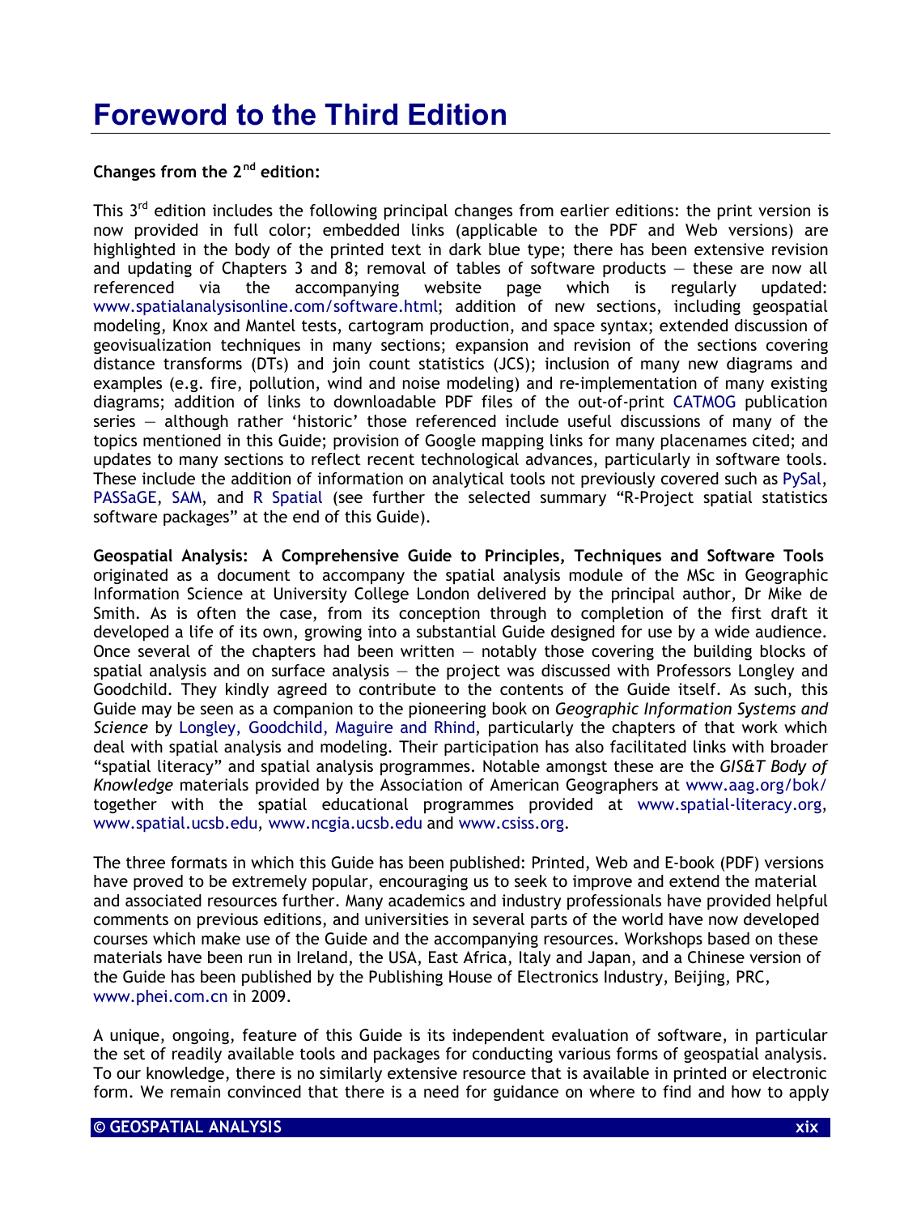# Foreword to the Third Edition

**Changes from the 2nd edition:**

This 3rd edition includes the following principal changes from earlier editions: the print version is now provided in full color; embedded links (applicable to the PDF and Web versions) are highlighted in the body of the printed text in dark blue type; there has been extensive revision and updating of Chapters 3 and 8; removal of tables of software products — these are now all referenced via the accompanying website page which is regularly updated: www.spatialanalysisonline.com/software.html; addition of new sections, including geospatial modeling, Knox and Mantel tests, cartogram production, and space syntax; extended discussion of geovisualization techniques in many sections; expansion and revision of the sections covering distance transforms (DTs) and join count statistics (JCS); inclusion of many new diagrams and examples (e.g. fire, pollution, wind and noise modeling) and re-implementation of many existing diagrams; addition of links to downloadable PDF files of the out-of-print CATMOG publication series — although rather 'historic' those referenced include useful discussions of many of the topics mentioned in this Guide; provision of Google mapping links for many placenames cited; and updates to many sections to reflect recent technological advances, particularly in software tools. These include the addition of information on analytical tools not previously covered such as PySal, PASSaGE, SAM, and R Spatial (see further the selected summary "R-Project spatial statistics software packages" at the end of this Guide).

**Geospatial Analysis: A Comprehensive Guide to Principles, Techniques and Software Tools** originated as a document to accompany the spatial analysis module of the MSc in Geographic Information Science at University College London delivered by the principal author, Dr Mike de Smith. As is often the case, from its conception through to completion of the first draft it developed a life of its own, growing into a substantial Guide designed for use by a wide audience. Once several of the chapters had been written — notably those covering the building blocks of spatial analysis and on surface analysis — the project was discussed with Professors Longley and Goodchild. They kindly agreed to contribute to the contents of the Guide itself. As such, this Guide may be seen as a companion to the pioneering book on *Geographic Information Systems and Science* by Longley, Goodchild, Maguire and Rhind, particularly the chapters of that work which deal with spatial analysis and modeling. Their participation has also facilitated links with broader "spatial literacy" and spatial analysis programmes. Notable amongst these are the *GIS&T Body of Knowledge* materials provided by the Association of American Geographers at www.aag.org/bok/ together with the spatial educational programmes provided at www.spatial-literacy.org, www.spatial.ucsb.edu, www.ncgia.ucsb.edu and www.csiss.org.

The three formats in which this Guide has been published: Printed, Web and E-book (PDF) versions have proved to be extremely popular, encouraging us to seek to improve and extend the material and associated resources further. Many academics and industry professionals have provided helpful comments on previous editions, and universities in several parts of the world have now developed courses which make use of the Guide and the accompanying resources. Workshops based on these materials have been run in Ireland, the USA, East Africa, Italy and Japan, and a Chinese version of the Guide has been published by the Publishing House of Electronics Industry, Beijing, PRC, www.phei.com.cn in 2009.

A unique, ongoing, feature of this Guide is its independent evaluation of software, in particular the set of readily available tools and packages for conducting various forms of geospatial analysis. To our knowledge, there is no similarly extensive resource that is available in printed or electronic form. We remain convinced that there is a need for guidance on where to find and how to apply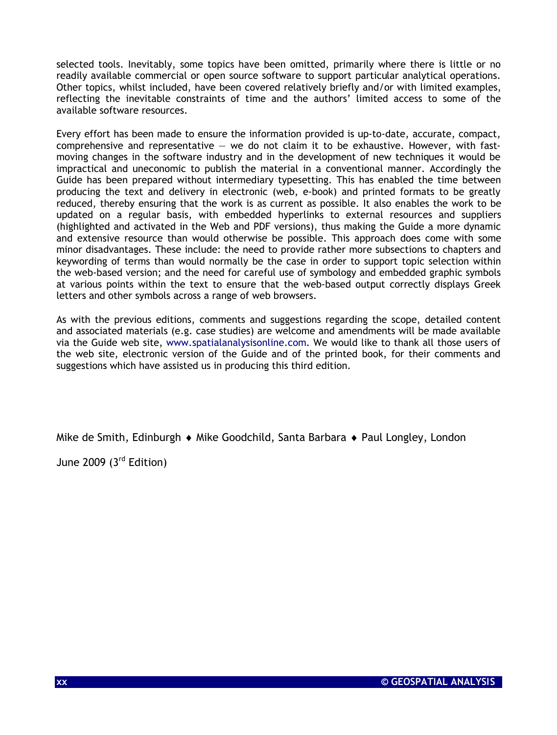selected tools. Inevitably, some topics have been omitted, primarily where there is little or no readily available commercial or open source software to support particular analytical operations. Other topics, whilst included, have been covered relatively briefly and/or with limited examples, reflecting the inevitable constraints of time and the authors' limited access to some of the available software resources.

Every effort has been made to ensure the information provided is up-to-date, accurate, compact, comprehensive and representative — we do not claim it to be exhaustive. However, with fast-moving changes in the software industry and in the development of new techniques it would be impractical and uneconomic to publish the material in a conventional manner. Accordingly the Guide has been prepared without intermediary typesetting. This has enabled the time between producing the text and delivery in electronic (web, e-book) and printed formats to be greatly reduced, thereby ensuring that the work is as current as possible. It also enables the work to be updated on a regular basis, with embedded hyperlinks to external resources and suppliers (highlighted and activated in the Web and PDF versions), thus making the Guide a more dynamic and extensive resource than would otherwise be possible. This approach does come with some minor disadvantages. These include: the need to provide rather more subsections to chapters and keywording of terms than would normally be the case in order to support topic selection within the web-based version; and the need for careful use of symbology and embedded graphic symbols at various points within the text to ensure that the web-based output correctly displays Greek letters and other symbols across a range of web browsers.

As with the previous editions, comments and suggestions regarding the scope, detailed content and associated materials (e.g. case studies) are welcome and amendments will be made available via the Guide web site, www.spatialanalysisonline.com. We would like to thank all those users of the web site, electronic version of the Guide and of the printed book, for their comments and suggestions which have assisted us in producing this third edition.

Mike de Smith, Edinburgh ♦ Mike Goodchild, Santa Barbara ♦ Paul Longley, London

June 2009 (3rd Edition)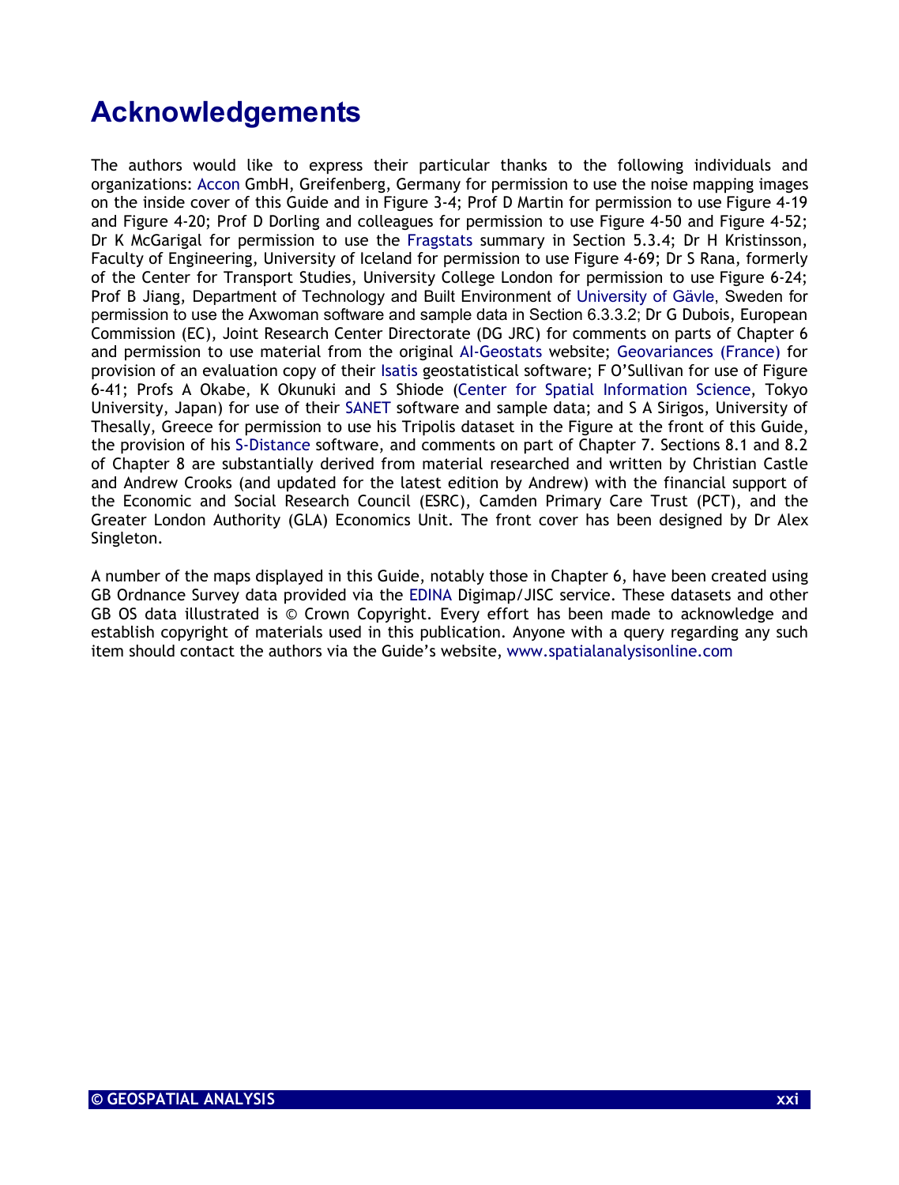# Acknowledgements

The authors would like to express their particular thanks to the following individuals and organizations: Accon GmbH, Greifenberg, Germany for permission to use the noise mapping images on the inside cover of this Guide and in Figure 3-4; Prof D Martin for permission to use Figure 4-19 and Figure 4-20; Prof D Dorling and colleagues for permission to use Figure 4-50 and Figure 4-52; Dr K McGarigal for permission to use the Fragstats summary in Section 5.3.4; Dr H Kristinsson, Faculty of Engineering, University of Iceland for permission to use Figure 4-69; Dr S Rana, formerly of the Center for Transport Studies, University College London for permission to use Figure 6-24; Prof B Jiang, Department of Technology and Built Environment of University of Gävle, Sweden for permission to use the Axwoman software and sample data in Section 6.3.3.2; Dr G Dubois, European Commission (EC), Joint Research Center Directorate (DG JRC) for comments on parts of Chapter 6 and permission to use material from the original AI-Geostats website; Geovariances (France) for provision of an evaluation copy of their Isatis geostatistical software; F O'Sullivan for use of Figure 6-41; Profs A Okabe, K Okunuki and S Shiode (Center for Spatial Information Science, Tokyo University, Japan) for use of their SANET software and sample data; and S A Sirigos, University of Thesally, Greece for permission to use his Tripolis dataset in the Figure at the front of this Guide, the provision of his S-Distance software, and comments on part of Chapter 7. Sections 8.1 and 8.2 of Chapter 8 are substantially derived from material researched and written by Christian Castle and Andrew Crooks (and updated for the latest edition by Andrew) with the financial support of the Economic and Social Research Council (ESRC), Camden Primary Care Trust (PCT), and the Greater London Authority (GLA) Economics Unit. The front cover has been designed by Dr Alex Singleton.

A number of the maps displayed in this Guide, notably those in Chapter 6, have been created using GB Ordnance Survey data provided via the EDINA Digimap/JISC service. These datasets and other GB OS data illustrated is © Crown Copyright. Every effort has been made to acknowledge and establish copyright of materials used in this publication. Anyone with a query regarding any such item should contact the authors via the Guide's website, www.spatialanalysisonline.com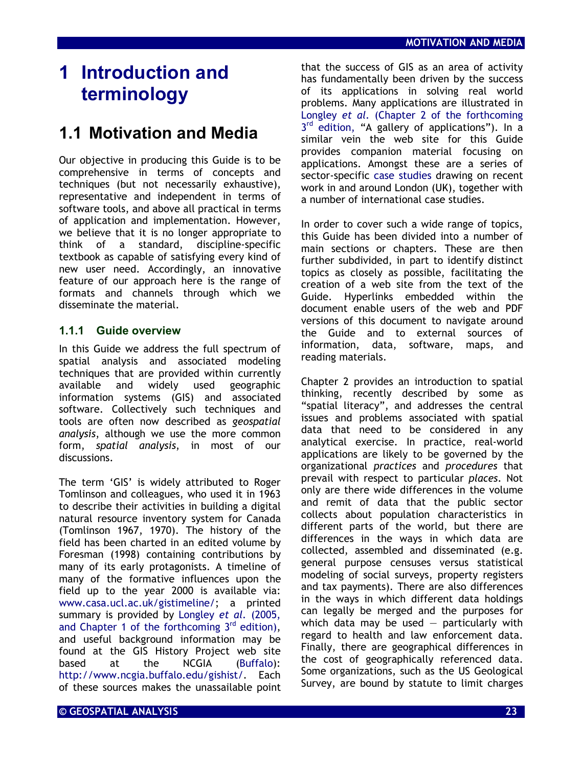# 1 Introduction and terminology

## 1.1 Motivation and Media

Our objective in producing this Guide is to be comprehensive in terms of concepts and techniques (but not necessarily exhaustive), representative and independent in terms of software tools, and above all practical in terms of application and implementation. However, we believe that it is no longer appropriate to think of a standard, discipline-specific textbook as capable of satisfying every kind of new user need. Accordingly, an innovative feature of our approach here is the range of formats and channels through which we disseminate the material.

### 1.1.1 Guide overview

In this Guide we address the full spectrum of spatial analysis and associated modeling techniques that are provided within currently available and widely used geographic information systems (GIS) and associated software. Collectively such techniques and tools are often now described as *geospatial analysis*, although we use the more common form, *spatial analysis*, in most of our discussions.

The term 'GIS' is widely attributed to Roger Tomlinson and colleagues, who used it in 1963 to describe their activities in building a digital natural resource inventory system for Canada (Tomlinson 1967, 1970). The history of the field has been charted in an edited volume by Foresman (1998) containing contributions by many of its early protagonists. A timeline of many of the formative influences upon the field up to the year 2000 is available via: www.casa.ucl.ac.uk/gistimeline/; a printed summary is provided by Longley *et al.* (2005, and Chapter 1 of the forthcoming 3[rd] edition), and useful background information may be found at the GIS History Project web site based at the NCGIA (Buffalo): http://www.ncgia.buffalo.edu/gishist/. Each of these sources makes the unassailable point that the success of GIS as an area of activity has fundamentally been driven by the success of its applications in solving real world problems. Many applications are illustrated in Longley *et al.* (Chapter 2 of the forthcoming 3[rd] edition, "A gallery of applications"). In a similar vein the web site for this Guide provides companion material focusing on applications. Amongst these are a series of sector-specific case studies drawing on recent work in and around London (UK), together with a number of international case studies.

In order to cover such a wide range of topics, this Guide has been divided into a number of main sections or chapters. These are then further subdivided, in part to identify distinct topics as closely as possible, facilitating the creation of a web site from the text of the Guide. Hyperlinks embedded within the document enable users of the web and PDF versions of this document to navigate around the Guide and to external sources of information, data, software, maps, and reading materials.

Chapter 2 provides an introduction to spatial thinking, recently described by some as "spatial literacy", and addresses the central issues and problems associated with spatial data that need to be considered in any analytical exercise. In practice, real-world applications are likely to be governed by the organizational *practices* and *procedures* that prevail with respect to particular *places*. Not only are there wide differences in the volume and remit of data that the public sector collects about population characteristics in different parts of the world, but there are differences in the ways in which data are collected, assembled and disseminated (e.g. general purpose censuses versus statistical modeling of social surveys, property registers and tax payments). There are also differences in the ways in which different data holdings can legally be merged and the purposes for which data may be used — particularly with regard to health and law enforcement data. Finally, there are geographical differences in the cost of geographically referenced data. Some organizations, such as the US Geological Survey, are bound by statute to limit charges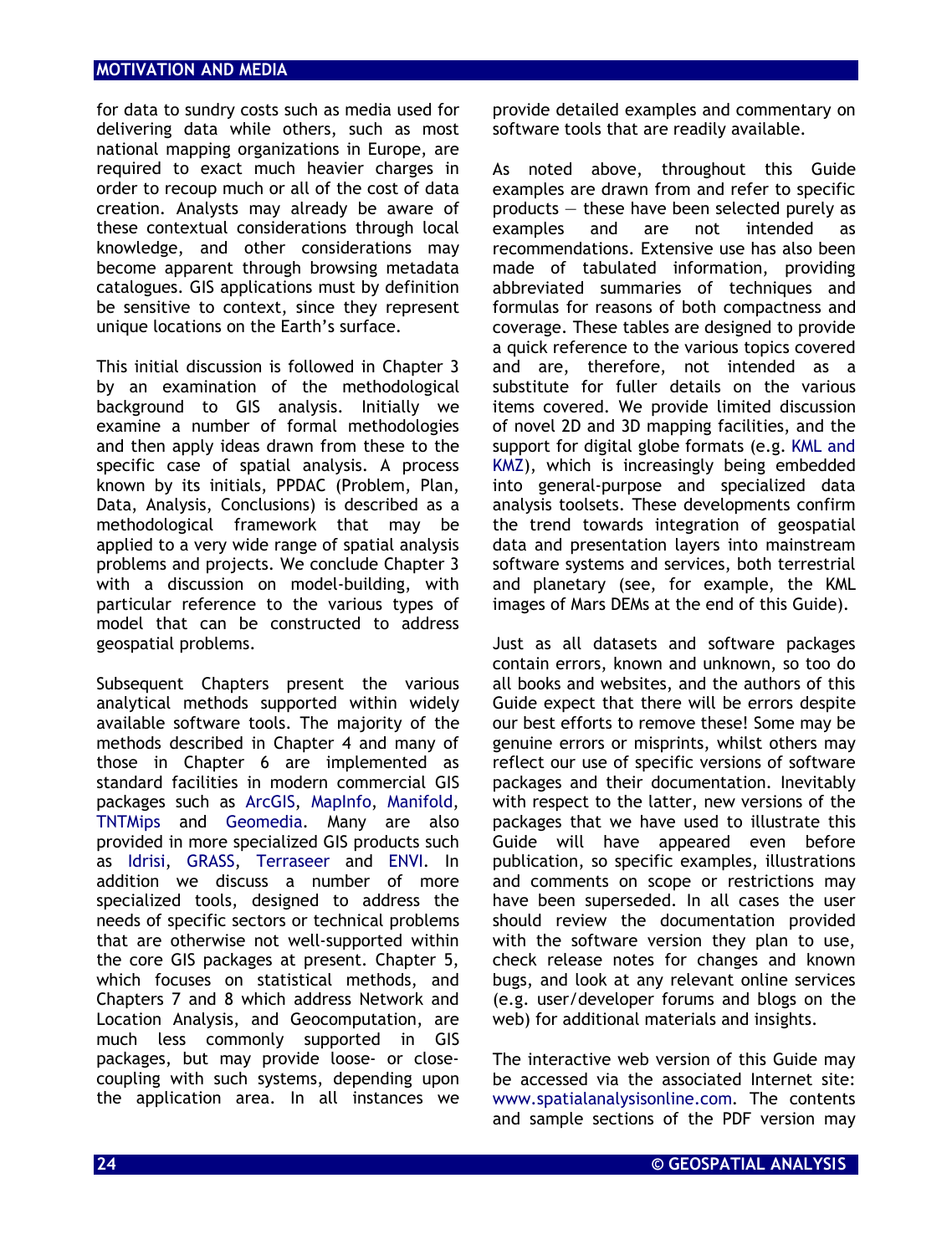for data to sundry costs such as media used for delivering data while others, such as most national mapping organizations in Europe, are required to exact much heavier charges in order to recoup much or all of the cost of data creation. Analysts may already be aware of these contextual considerations through local knowledge, and other considerations may become apparent through browsing metadata catalogues. GIS applications must by definition be sensitive to context, since they represent unique locations on the Earth's surface.

This initial discussion is followed in Chapter 3 by an examination of the methodological background to GIS analysis. Initially we examine a number of formal methodologies and then apply ideas drawn from these to the specific case of spatial analysis. A process known by its initials, PPDAC (Problem, Plan, Data, Analysis, Conclusions) is described as a methodological framework that may be applied to a very wide range of spatial analysis problems and projects. We conclude Chapter 3 with a discussion on model-building, with particular reference to the various types of model that can be constructed to address geospatial problems.

Subsequent Chapters present the various analytical methods supported within widely available software tools. The majority of the methods described in Chapter 4 and many of those in Chapter 6 are implemented as standard facilities in modern commercial GIS packages such as ArcGIS, MapInfo, Manifold, TNTMips and Geomedia. Many are also provided in more specialized GIS products such as Idrisi, GRASS, Terraseer and ENVI. In addition we discuss a number of more specialized tools, designed to address the needs of specific sectors or technical problems that are otherwise not well-supported within the core GIS packages at present. Chapter 5, which focuses on statistical methods, and Chapters 7 and 8 which address Network and Location Analysis, and Geocomputation, are much less commonly supported in GIS packages, but may provide loose- or close-coupling with such systems, depending upon the application area. In all instances we provide detailed examples and commentary on software tools that are readily available.

As noted above, throughout this Guide examples are drawn from and refer to specific products — these have been selected purely as examples and are not intended as recommendations. Extensive use has also been made of tabulated information, providing abbreviated summaries of techniques and formulas for reasons of both compactness and coverage. These tables are designed to provide a quick reference to the various topics covered and are, therefore, not intended as a substitute for fuller details on the various items covered. We provide limited discussion of novel 2D and 3D mapping facilities, and the support for digital globe formats (e.g. KML and KMZ), which is increasingly being embedded into general-purpose and specialized data analysis toolsets. These developments confirm the trend towards integration of geospatial data and presentation layers into mainstream software systems and services, both terrestrial and planetary (see, for example, the KML images of Mars DEMs at the end of this Guide).

Just as all datasets and software packages contain errors, known and unknown, so too do all books and websites, and the authors of this Guide expect that there will be errors despite our best efforts to remove these! Some may be genuine errors or misprints, whilst others may reflect our use of specific versions of software packages and their documentation. Inevitably with respect to the latter, new versions of the packages that we have used to illustrate this Guide will have appeared even before publication, so specific examples, illustrations and comments on scope or restrictions may have been superseded. In all cases the user should review the documentation provided with the software version they plan to use, check release notes for changes and known bugs, and look at any relevant online services (e.g. user/developer forums and blogs on the web) for additional materials and insights.

The interactive web version of this Guide may be accessed via the associated Internet site: www.spatialanalysisonline.com. The contents and sample sections of the PDF version may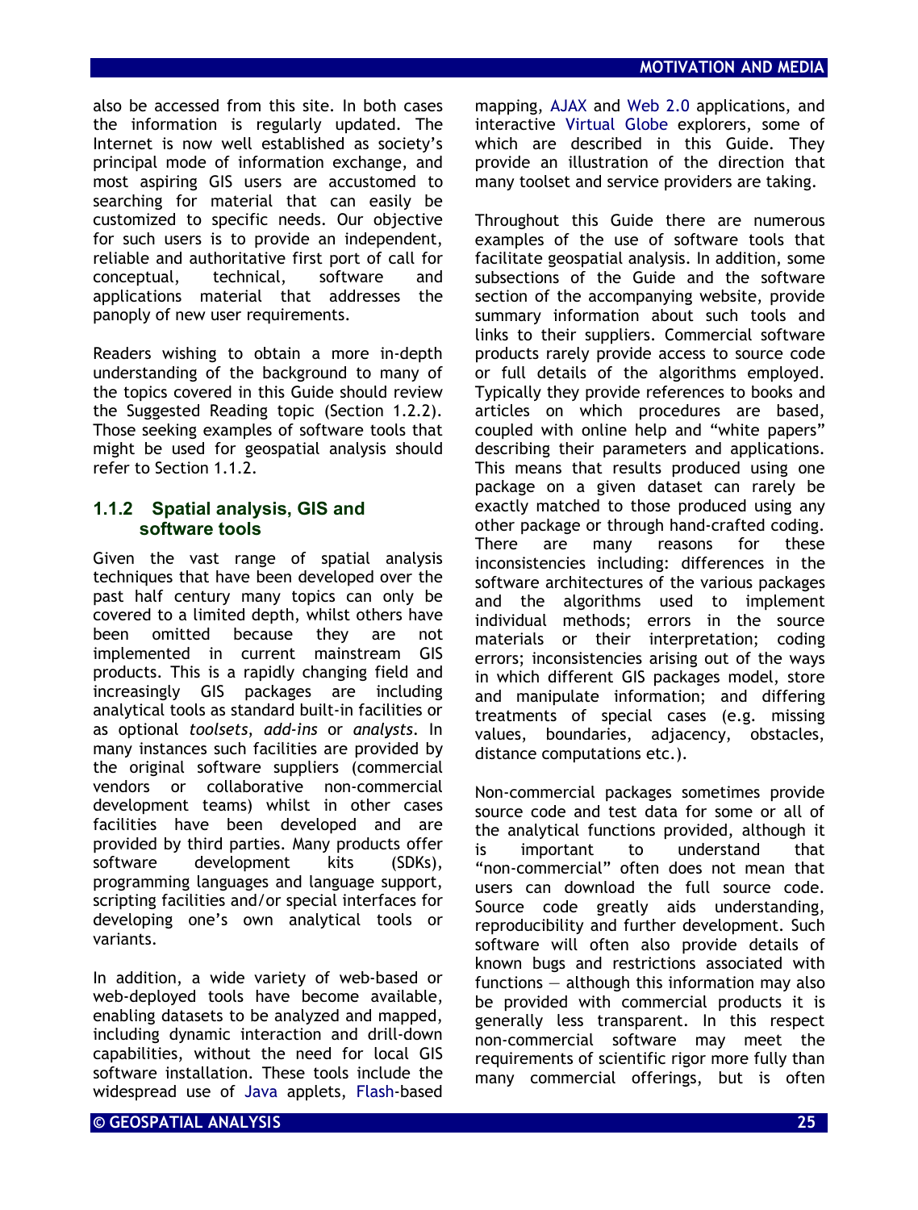also be accessed from this site. In both cases the information is regularly updated. The Internet is now well established as society's principal mode of information exchange, and most aspiring GIS users are accustomed to searching for material that can easily be customized to specific needs. Our objective for such users is to provide an independent, reliable and authoritative first port of call for conceptual, technical, software and applications material that addresses the panoply of new user requirements.

Readers wishing to obtain a more in-depth understanding of the background to many of the topics covered in this Guide should review the Suggested Reading topic (Section 1.2.2). Those seeking examples of software tools that might be used for geospatial analysis should refer to Section 1.1.2.

### 1.1.2 Spatial analysis, GIS and software tools

Given the vast range of spatial analysis techniques that have been developed over the past half century many topics can only be covered to a limited depth, whilst others have been omitted because they are not implemented in current mainstream GIS products. This is a rapidly changing field and increasingly GIS packages are including analytical tools as standard built-in facilities or as optional *toolsets*, *add-ins* or *analysts*. In many instances such facilities are provided by the original software suppliers (commercial vendors or collaborative non-commercial development teams) whilst in other cases facilities have been developed and are provided by third parties. Many products offer software development kits (SDKs), programming languages and language support, scripting facilities and/or special interfaces for developing one's own analytical tools or variants.

In addition, a wide variety of web-based or web-deployed tools have become available, enabling datasets to be analyzed and mapped, including dynamic interaction and drill-down capabilities, without the need for local GIS software installation. These tools include the widespread use of Java applets, Flash-based mapping, AJAX and Web 2.0 applications, and interactive Virtual Globe explorers, some of which are described in this Guide. They provide an illustration of the direction that many toolset and service providers are taking.

Throughout this Guide there are numerous examples of the use of software tools that facilitate geospatial analysis. In addition, some subsections of the Guide and the software section of the accompanying website, provide summary information about such tools and links to their suppliers. Commercial software products rarely provide access to source code or full details of the algorithms employed. Typically they provide references to books and articles on which procedures are based, coupled with online help and "white papers" describing their parameters and applications. This means that results produced using one package on a given dataset can rarely be exactly matched to those produced using any other package or through hand-crafted coding. There are many reasons for these inconsistencies including: differences in the software architectures of the various packages and the algorithms used to implement individual methods; errors in the source materials or their interpretation; coding errors; inconsistencies arising out of the ways in which different GIS packages model, store and manipulate information; and differing treatments of special cases (e.g. missing values, boundaries, adjacency, obstacles, distance computations etc.).

Non-commercial packages sometimes provide source code and test data for some or all of the analytical functions provided, although it is important to understand that "non-commercial" often does not mean that users can download the full source code. Source code greatly aids understanding, reproducibility and further development. Such software will often also provide details of known bugs and restrictions associated with functions — although this information may also be provided with commercial products it is generally less transparent. In this respect non-commercial software may meet the requirements of scientific rigor more fully than many commercial offerings, but is often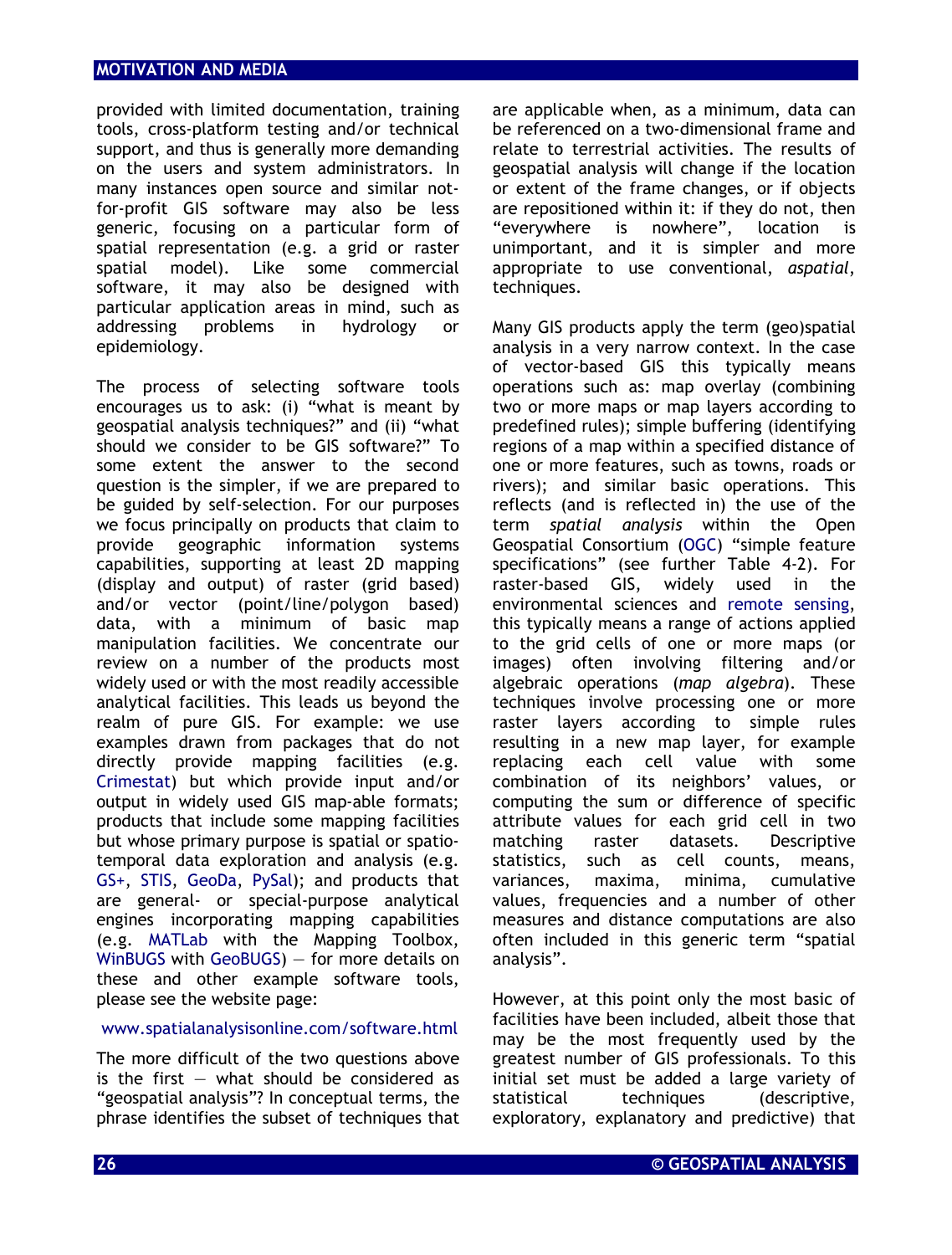provided with limited documentation, training tools, cross-platform testing and/or technical support, and thus is generally more demanding on the users and system administrators. In many instances open source and similar not-for-profit GIS software may also be less generic, focusing on a particular form of spatial representation (e.g. a grid or raster spatial model). Like some commercial software, it may also be designed with particular application areas in mind, such as addressing problems in hydrology or epidemiology.

The process of selecting software tools encourages us to ask: (i) "what is meant by geospatial analysis techniques?" and (ii) "what should we consider to be GIS software?" To some extent the answer to the second question is the simpler, if we are prepared to be guided by self-selection. For our purposes we focus principally on products that claim to provide geographic information systems capabilities, supporting at least 2D mapping (display and output) of raster (grid based) and/or vector (point/line/polygon based) data, with a minimum of basic map manipulation facilities. We concentrate our review on a number of the products most widely used or with the most readily accessible analytical facilities. This leads us beyond the realm of pure GIS. For example: we use examples drawn from packages that do not directly provide mapping facilities (e.g. Crimestat) but which provide input and/or output in widely used GIS map-able formats; products that include some mapping facilities but whose primary purpose is spatial or spatio-temporal data exploration and analysis (e.g. GS+, STIS, GeoDa, PySal); and products that are general- or special-purpose analytical engines incorporating mapping capabilities (e.g. MATLab with the Mapping Toolbox, WinBUGS with GeoBUGS) — for more details on these and other example software tools, please see the website page:

www.spatialanalysisonline.com/software.html

The more difficult of the two questions above is the first — what should be considered as "geospatial analysis"? In conceptual terms, the phrase identifies the subset of techniques that are applicable when, as a minimum, data can be referenced on a two-dimensional frame and relate to terrestrial activities. The results of geospatial analysis will change if the location or extent of the frame changes, or if objects are repositioned within it: if they do not, then "everywhere is nowhere", location is unimportant, and it is simpler and more appropriate to use conventional, *aspatial*, techniques.

Many GIS products apply the term (geo)spatial analysis in a very narrow context. In the case of vector-based GIS this typically means operations such as: map overlay (combining two or more maps or map layers according to predefined rules); simple buffering (identifying regions of a map within a specified distance of one or more features, such as towns, roads or rivers); and similar basic operations. This reflects (and is reflected in) the use of the term *spatial analysis* within the Open Geospatial Consortium (OGC) "simple feature specifications" (see further Table 4-2). For raster-based GIS, widely used in the environmental sciences and remote sensing, this typically means a range of actions applied to the grid cells of one or more maps (or images) often involving filtering and/or algebraic operations (*map algebra*). These techniques involve processing one or more raster layers according to simple rules resulting in a new map layer, for example replacing each cell value with some combination of its neighbors' values, or computing the sum or difference of specific attribute values for each grid cell in two matching raster datasets. Descriptive statistics, such as cell counts, means, variances, maxima, minima, cumulative values, frequencies and a number of other measures and distance computations are also often included in this generic term "spatial analysis".

However, at this point only the most basic of facilities have been included, albeit those that may be the most frequently used by the greatest number of GIS professionals. To this initial set must be added a large variety of statistical techniques (descriptive, exploratory, explanatory and predictive) that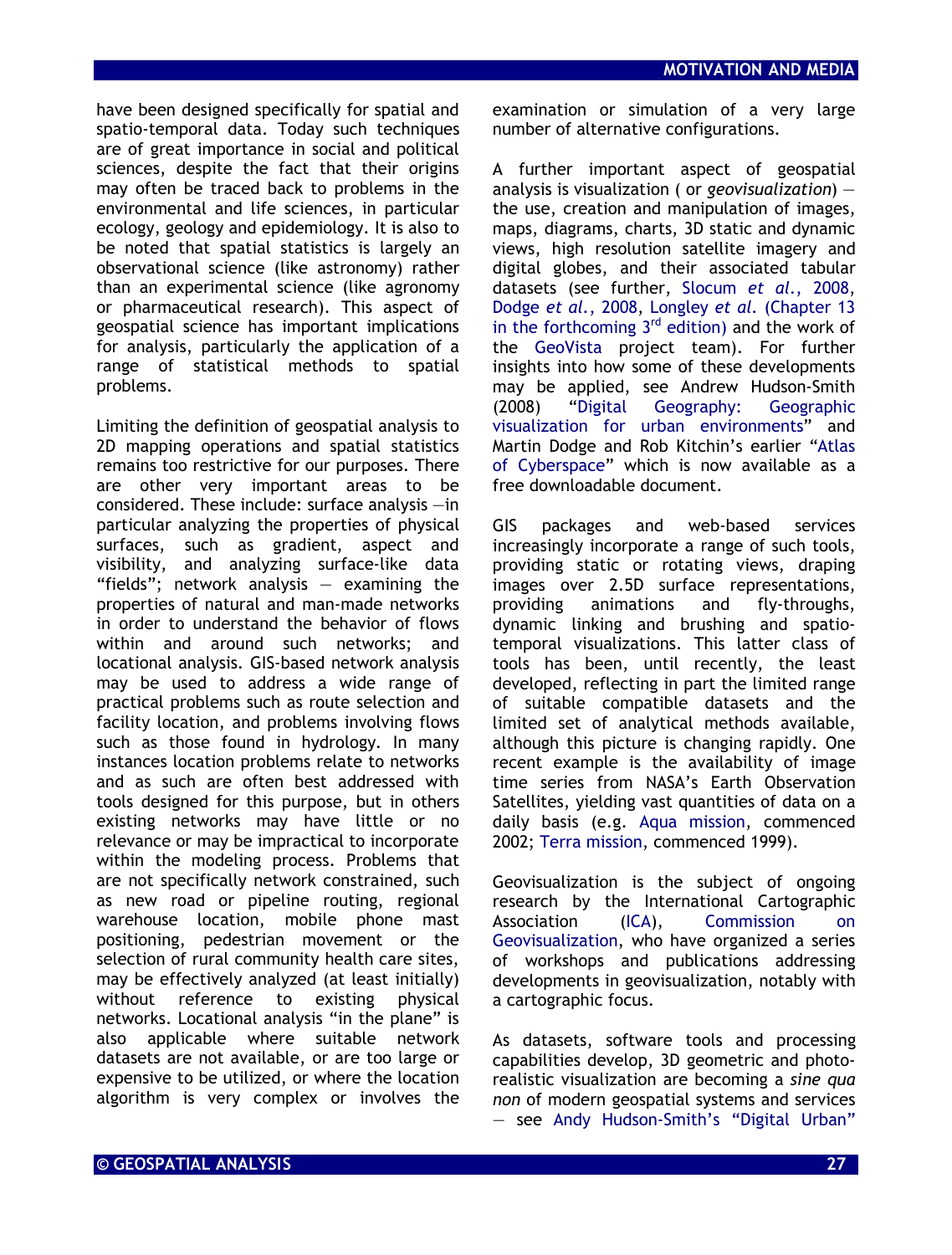have been designed specifically for spatial and spatio-temporal data. Today such techniques are of great importance in social and political sciences, despite the fact that their origins may often be traced back to problems in the environmental and life sciences, in particular ecology, geology and epidemiology. It is also to be noted that spatial statistics is largely an observational science (like astronomy) rather than an experimental science (like agronomy or pharmaceutical research). This aspect of geospatial science has important implications for analysis, particularly the application of a range of statistical methods to spatial problems.

Limiting the definition of geospatial analysis to 2D mapping operations and spatial statistics remains too restrictive for our purposes. There are other very important areas to be considered. These include: surface analysis —in particular analyzing the properties of physical surfaces, such as gradient, aspect and visibility, and analyzing surface-like data "fields"; network analysis — examining the properties of natural and man-made networks in order to understand the behavior of flows within and around such networks; and locational analysis. GIS-based network analysis may be used to address a wide range of practical problems such as route selection and facility location, and problems involving flows such as those found in hydrology. In many instances location problems relate to networks and as such are often best addressed with tools designed for this purpose, but in others existing networks may have little or no relevance or may be impractical to incorporate within the modeling process. Problems that are not specifically network constrained, such as new road or pipeline routing, regional warehouse location, mobile phone mast positioning, pedestrian movement or the selection of rural community health care sites, may be effectively analyzed (at least initially) without reference to existing physical networks. Locational analysis "in the plane" is also applicable where suitable network datasets are not available, or are too large or expensive to be utilized, or where the location algorithm is very complex or involves the examination or simulation of a very large number of alternative configurations.

A further important aspect of geospatial analysis is visualization ( or *geovisualization*) — the use, creation and manipulation of images, maps, diagrams, charts, 3D static and dynamic views, high resolution satellite imagery and digital globes, and their associated tabular datasets (see further, Slocum *et al.*, 2008, Dodge *et al.*, 2008, Longley *et al.* (Chapter 13 in the forthcoming 3rd edition) and the work of the GeoVista project team). For further insights into how some of these developments may be applied, see Andrew Hudson-Smith (2008) "Digital Geography: Geographic visualization for urban environments" and Martin Dodge and Rob Kitchin's earlier "Atlas of Cyberspace" which is now available as a free downloadable document.

GIS packages and web-based services increasingly incorporate a range of such tools, providing static or rotating views, draping images over 2.5D surface representations, providing animations and fly-throughs, dynamic linking and brushing and spatio-temporal visualizations. This latter class of tools has been, until recently, the least developed, reflecting in part the limited range of suitable compatible datasets and the limited set of analytical methods available, although this picture is changing rapidly. One recent example is the availability of image time series from NASA's Earth Observation Satellites, yielding vast quantities of data on a daily basis (e.g. Aqua mission, commenced 2002; Terra mission, commenced 1999).

Geovisualization is the subject of ongoing research by the International Cartographic Association (ICA), Commission on Geovisualization, who have organized a series of workshops and publications addressing developments in geovisualization, notably with a cartographic focus.

As datasets, software tools and processing capabilities develop, 3D geometric and photo-realistic visualization are becoming a *sine qua non* of modern geospatial systems and services — see Andy Hudson-Smith's "Digital Urban"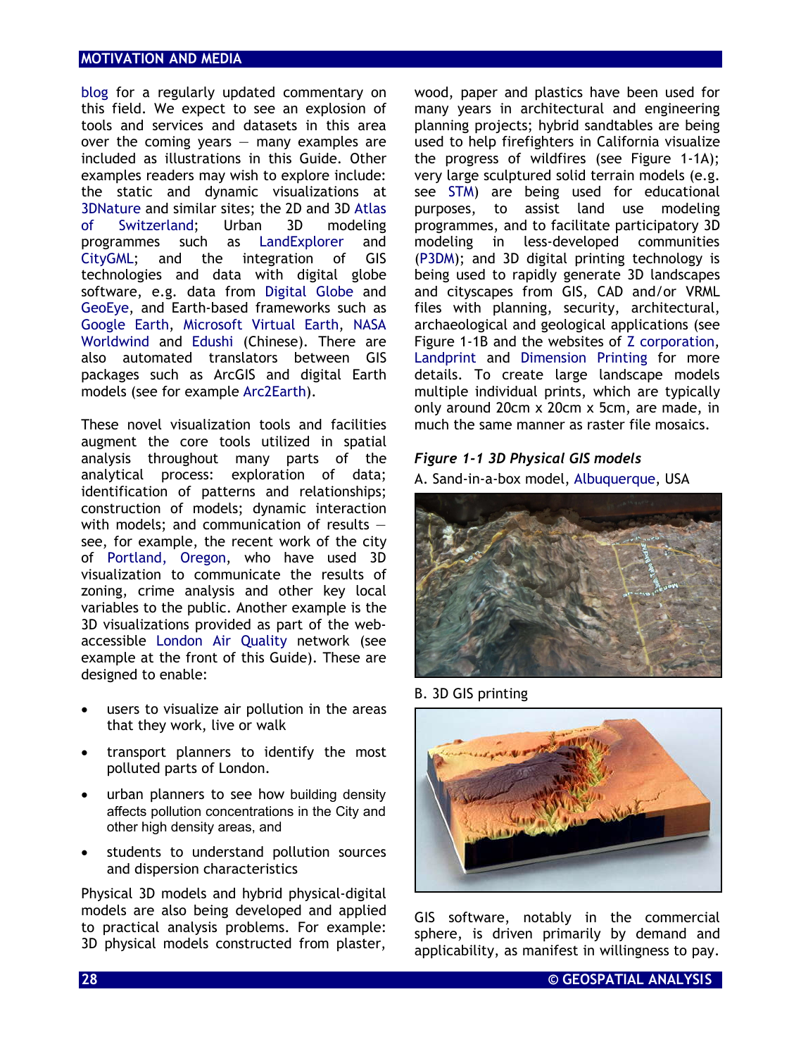blog for a regularly updated commentary on this field. We expect to see an explosion of tools and services and datasets in this area over the coming years — many examples are included as illustrations in this Guide. Other examples readers may wish to explore include: the static and dynamic visualizations at 3DNature and similar sites; the 2D and 3D Atlas of Switzerland; Urban 3D modeling programmes such as LandExplorer and CityGML; and the integration of GIS technologies and data with digital globe software, e.g. data from Digital Globe and GeoEye, and Earth-based frameworks such as Google Earth, Microsoft Virtual Earth, NASA Worldwind and Edushi (Chinese). There are also automated translators between GIS packages such as ArcGIS and digital Earth models (see for example Arc2Earth).

These novel visualization tools and facilities augment the core tools utilized in spatial analysis throughout many parts of the analytical process: exploration of data; identification of patterns and relationships; construction of models; dynamic interaction with models; and communication of results — see, for example, the recent work of the city of Portland, Oregon, who have used 3D visualization to communicate the results of zoning, crime analysis and other key local variables to the public. Another example is the 3D visualizations provided as part of the web-accessible London Air Quality network (see example at the front of this Guide). These are designed to enable:

- users to visualize air pollution in the areas that they work, live or walk
- transport planners to identify the most polluted parts of London.
- urban planners to see how building density affects pollution concentrations in the City and other high density areas, and
- students to understand pollution sources and dispersion characteristics

Physical 3D models and hybrid physical-digital models are also being developed and applied to practical analysis problems. For example: 3D physical models constructed from plaster, wood, paper and plastics have been used for many years in architectural and engineering planning projects; hybrid sandtables are being used to help firefighters in California visualize the progress of wildfires (see Figure 1-1A); very large sculptured solid terrain models (e.g. see STM) are being used for educational purposes, to assist land use modeling programmes, and to facilitate participatory 3D modeling in less-developed communities (P3DM); and 3D digital printing technology is being used to rapidly generate 3D landscapes and cityscapes from GIS, CAD and/or VRML files with planning, security, architectural, archaeological and geological applications (see Figure 1-1B and the websites of Z corporation, Landprint and Dimension Printing for more details. To create large landscape models multiple individual prints, which are typically only around 20cm x 20cm x 5cm, are made, in much the same manner as raster file mosaics.

***Figure 1-1 3D Physical GIS models***

A. Sand-in-a-box model, Albuquerque, USA

B. 3D GIS printing

GIS software, notably in the commercial sphere, is driven primarily by demand and applicability, as manifest in willingness to pay.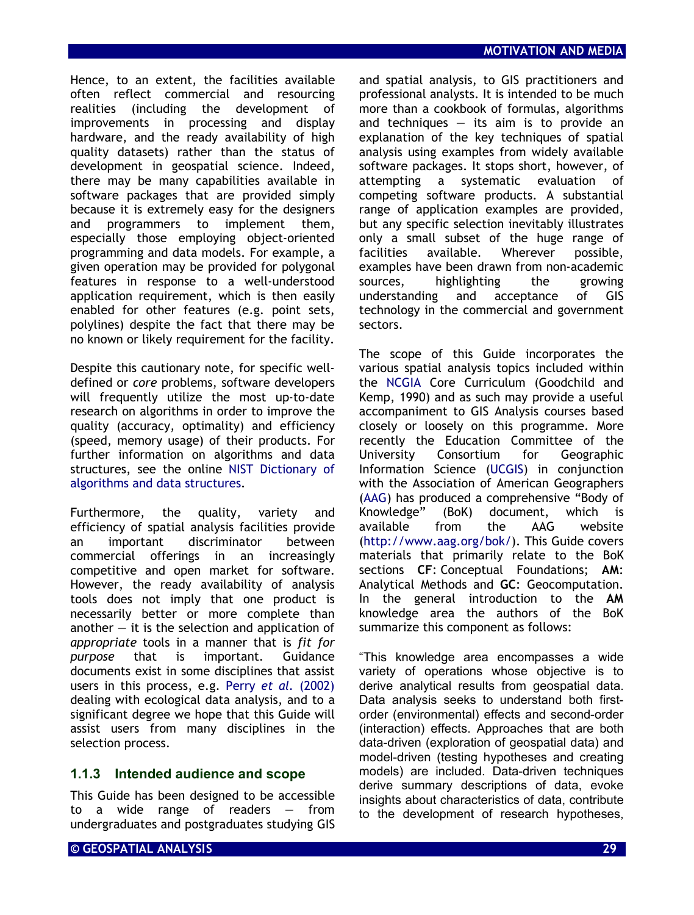Hence, to an extent, the facilities available often reflect commercial and resourcing realities (including the development of improvements in processing and display hardware, and the ready availability of high quality datasets) rather than the status of development in geospatial science. Indeed, there may be many capabilities available in software packages that are provided simply because it is extremely easy for the designers and programmers to implement them, especially those employing object-oriented programming and data models. For example, a given operation may be provided for polygonal features in response to a well-understood application requirement, which is then easily enabled for other features (e.g. point sets, polylines) despite the fact that there may be no known or likely requirement for the facility.

Despite this cautionary note, for specific well-defined or *core* problems, software developers will frequently utilize the most up-to-date research on algorithms in order to improve the quality (accuracy, optimality) and efficiency (speed, memory usage) of their products. For further information on algorithms and data structures, see the online NIST Dictionary of algorithms and data structures.

Furthermore, the quality, variety and efficiency of spatial analysis facilities provide an important discriminator between commercial offerings in an increasingly competitive and open market for software. However, the ready availability of analysis tools does not imply that one product is necessarily better or more complete than another — it is the selection and application of *appropriate* tools in a manner that is *fit for purpose* that is important. Guidance documents exist in some disciplines that assist users in this process, e.g. Perry *et al*. (2002) dealing with ecological data analysis, and to a significant degree we hope that this Guide will assist users from many disciplines in the selection process.

### 1.1.3 Intended audience and scope

This Guide has been designed to be accessible to a wide range of readers — from undergraduates and postgraduates studying GIS and spatial analysis, to GIS practitioners and professional analysts. It is intended to be much more than a cookbook of formulas, algorithms and techniques — its aim is to provide an explanation of the key techniques of spatial analysis using examples from widely available software packages. It stops short, however, of attempting a systematic evaluation of competing software products. A substantial range of application examples are provided, but any specific selection inevitably illustrates only a small subset of the huge range of facilities available. Wherever possible, examples have been drawn from non-academic sources, highlighting the growing understanding and acceptance of GIS technology in the commercial and government sectors.

The scope of this Guide incorporates the various spatial analysis topics included within the NCGIA Core Curriculum (Goodchild and Kemp, 1990) and as such may provide a useful accompaniment to GIS Analysis courses based closely or loosely on this programme. More recently the Education Committee of the University Consortium for Geographic Information Science (UCGIS) in conjunction with the Association of American Geographers (AAG) has produced a comprehensive "Body of Knowledge" (BoK) document, which is available from the AAG website (http://www.aag.org/bok/). This Guide covers materials that primarily relate to the BoK sections **CF**: Conceptual Foundations; **AM**: Analytical Methods and **GC**: Geocomputation. In the general introduction to the **AM** knowledge area the authors of the BoK summarize this component as follows:

"This knowledge area encompasses a wide variety of operations whose objective is to derive analytical results from geospatial data. Data analysis seeks to understand both first-order (environmental) effects and second-order (interaction) effects. Approaches that are both data-driven (exploration of geospatial data) and model-driven (testing hypotheses and creating models) are included. Data-driven techniques derive summary descriptions of data, evoke insights about characteristics of data, contribute to the development of research hypotheses,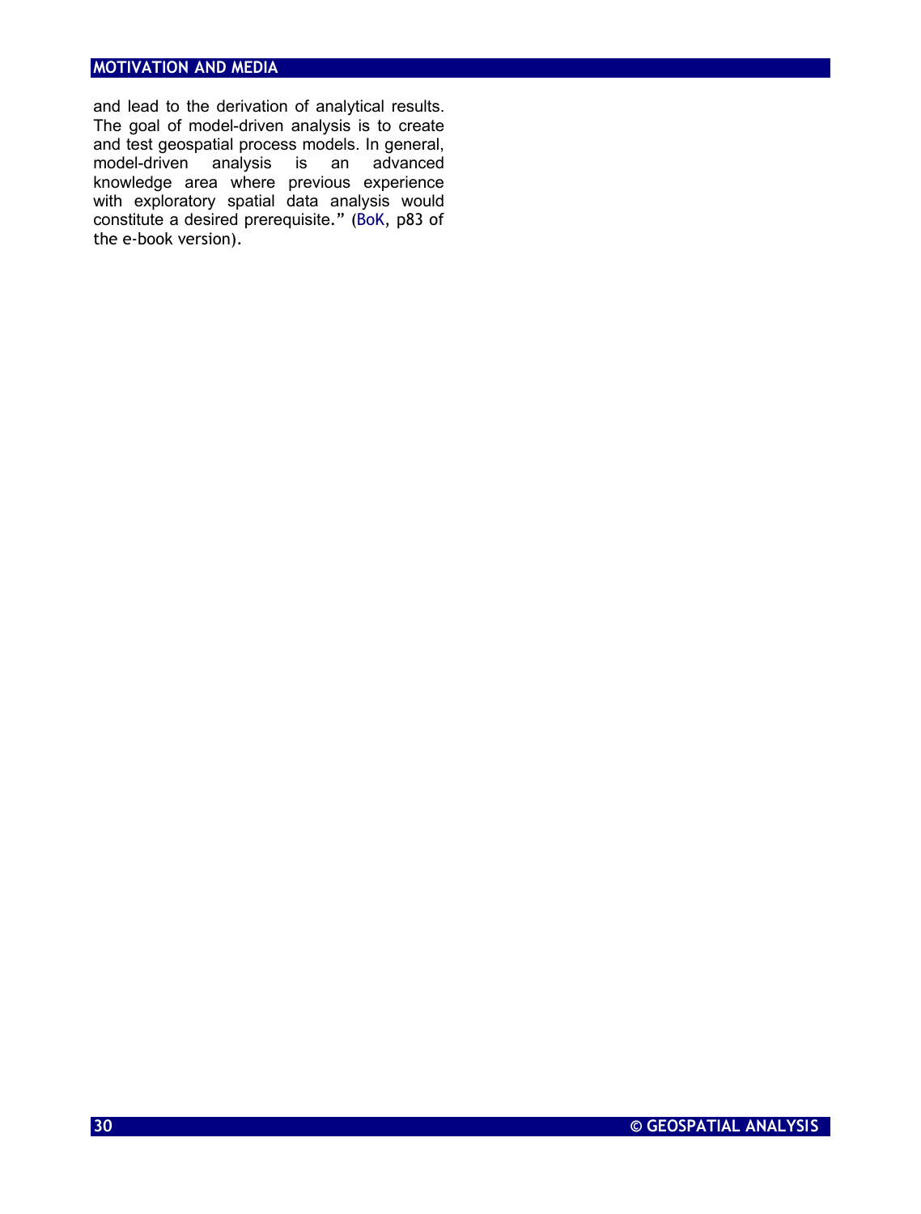and lead to the derivation of analytical results. The goal of model-driven analysis is to create and test geospatial process models. In general, model-driven analysis is an advanced knowledge area where previous experience with exploratory spatial data analysis would constitute a desired prerequisite." (BoK, p83 of the e-book version).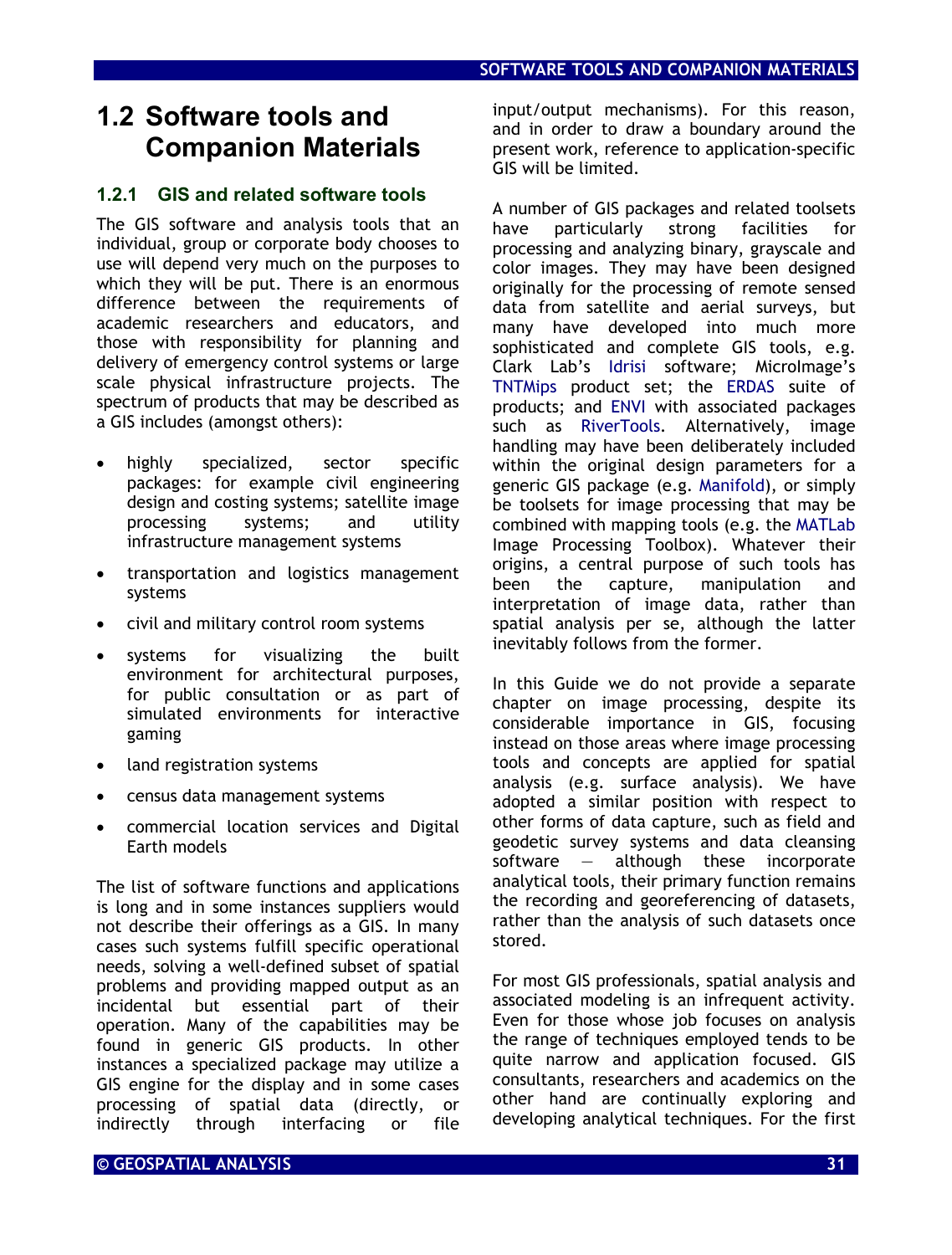## 1.2 Software tools and Companion Materials

### 1.2.1 GIS and related software tools

The GIS software and analysis tools that an individual, group or corporate body chooses to use will depend very much on the purposes to which they will be put. There is an enormous difference between the requirements of academic researchers and educators, and those with responsibility for planning and delivery of emergency control systems or large scale physical infrastructure projects. The spectrum of products that may be described as a GIS includes (amongst others):

- highly specialized, sector specific packages: for example civil engineering design and costing systems; satellite image processing systems; and utility infrastructure management systems
- transportation and logistics management systems
- civil and military control room systems
- systems for visualizing the built environment for architectural purposes, for public consultation or as part of simulated environments for interactive gaming
- land registration systems
- census data management systems
- commercial location services and Digital Earth models

The list of software functions and applications is long and in some instances suppliers would not describe their offerings as a GIS. In many cases such systems fulfill specific operational needs, solving a well-defined subset of spatial problems and providing mapped output as an incidental but essential part of their operation. Many of the capabilities may be found in generic GIS products. In other instances a specialized package may utilize a GIS engine for the display and in some cases processing of spatial data (directly, or indirectly through interfacing or file input/output mechanisms). For this reason, and in order to draw a boundary around the present work, reference to application-specific GIS will be limited.

A number of GIS packages and related toolsets have particularly strong facilities for processing and analyzing binary, grayscale and color images. They may have been designed originally for the processing of remote sensed data from satellite and aerial surveys, but many have developed into much more sophisticated and complete GIS tools, e.g. Clark Lab's Idrisi software; MicroImage's TNTMips product set; the ERDAS suite of products; and ENVI with associated packages such as RiverTools. Alternatively, image handling may have been deliberately included within the original design parameters for a generic GIS package (e.g. Manifold), or simply be toolsets for image processing that may be combined with mapping tools (e.g. the MATLab Image Processing Toolbox). Whatever their origins, a central purpose of such tools has been the capture, manipulation and interpretation of image data, rather than spatial analysis per se, although the latter inevitably follows from the former.

In this Guide we do not provide a separate chapter on image processing, despite its considerable importance in GIS, focusing instead on those areas where image processing tools and concepts are applied for spatial analysis (e.g. surface analysis). We have adopted a similar position with respect to other forms of data capture, such as field and geodetic survey systems and data cleansing software — although these incorporate analytical tools, their primary function remains the recording and georeferencing of datasets, rather than the analysis of such datasets once stored.

For most GIS professionals, spatial analysis and associated modeling is an infrequent activity. Even for those whose job focuses on analysis the range of techniques employed tends to be quite narrow and application focused. GIS consultants, researchers and academics on the other hand are continually exploring and developing analytical techniques. For the first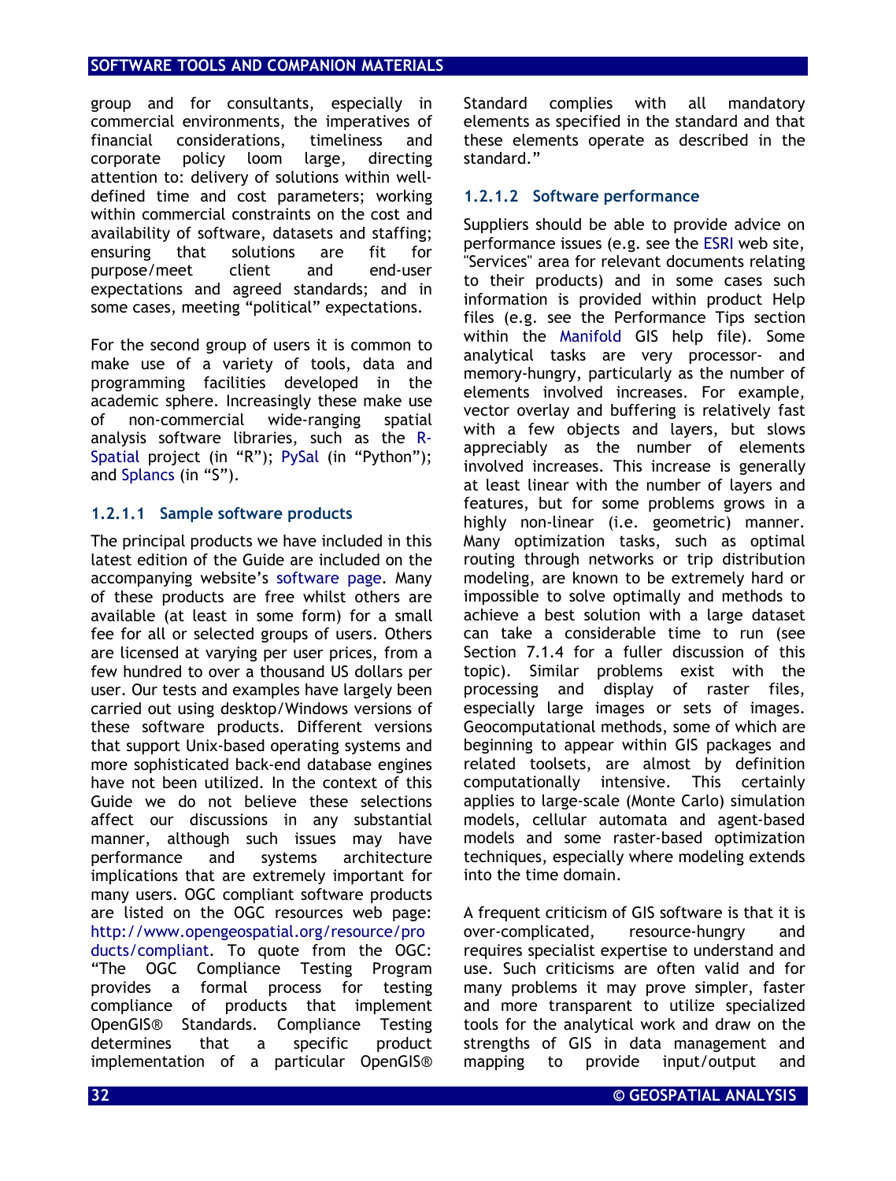group and for consultants, especially in commercial environments, the imperatives of financial considerations, timeliness and corporate policy loom large, directing attention to: delivery of solutions within well-defined time and cost parameters; working within commercial constraints on the cost and availability of software, datasets and staffing; ensuring that solutions are fit for purpose/meet client and end-user expectations and agreed standards; and in some cases, meeting "political" expectations.

For the second group of users it is common to make use of a variety of tools, data and programming facilities developed in the academic sphere. Increasingly these make use of non-commercial wide-ranging spatial analysis software libraries, such as the R-Spatial project (in "R"); PySal (in "Python"); and Splancs (in "S").

#### 1.2.1.1 Sample software products

The principal products we have included in this latest edition of the Guide are included on the accompanying website's software page. Many of these products are free whilst others are available (at least in some form) for a small fee for all or selected groups of users. Others are licensed at varying per user prices, from a few hundred to over a thousand US dollars per user. Our tests and examples have largely been carried out using desktop/Windows versions of these software products. Different versions that support Unix-based operating systems and more sophisticated back-end database engines have not been utilized. In the context of this Guide we do not believe these selections affect our discussions in any substantial manner, although such issues may have performance and systems architecture implications that are extremely important for many users. OGC compliant software products are listed on the OGC resources web page: http://www.opengeospatial.org/resource/products/compliant. To quote from the OGC: "The OGC Compliance Testing Program provides a formal process for testing compliance of products that implement OpenGIS® Standards. Compliance Testing determines that a specific product implementation of a particular OpenGIS® Standard complies with all mandatory elements as specified in the standard and that these elements operate as described in the standard."

#### 1.2.1.2 Software performance

Suppliers should be able to provide advice on performance issues (e.g. see the ESRI web site, "Services" area for relevant documents relating to their products) and in some cases such information is provided within product Help files (e.g. see the Performance Tips section within the Manifold GIS help file). Some analytical tasks are very processor- and memory-hungry, particularly as the number of elements involved increases. For example, vector overlay and buffering is relatively fast with a few objects and layers, but slows appreciably as the number of elements involved increases. This increase is generally at least linear with the number of layers and features, but for some problems grows in a highly non-linear (i.e. geometric) manner. Many optimization tasks, such as optimal routing through networks or trip distribution modeling, are known to be extremely hard or impossible to solve optimally and methods to achieve a best solution with a large dataset can take a considerable time to run (see Section 7.1.4 for a fuller discussion of this topic). Similar problems exist with the processing and display of raster files, especially large images or sets of images. Geocomputational methods, some of which are beginning to appear within GIS packages and related toolsets, are almost by definition computationally intensive. This certainly applies to large-scale (Monte Carlo) simulation models, cellular automata and agent-based models and some raster-based optimization techniques, especially where modeling extends into the time domain.

A frequent criticism of GIS software is that it is over-complicated, resource-hungry and requires specialist expertise to understand and use. Such criticisms are often valid and for many problems it may prove simpler, faster and more transparent to utilize specialized tools for the analytical work and draw on the strengths of GIS in data management and mapping to provide input/output and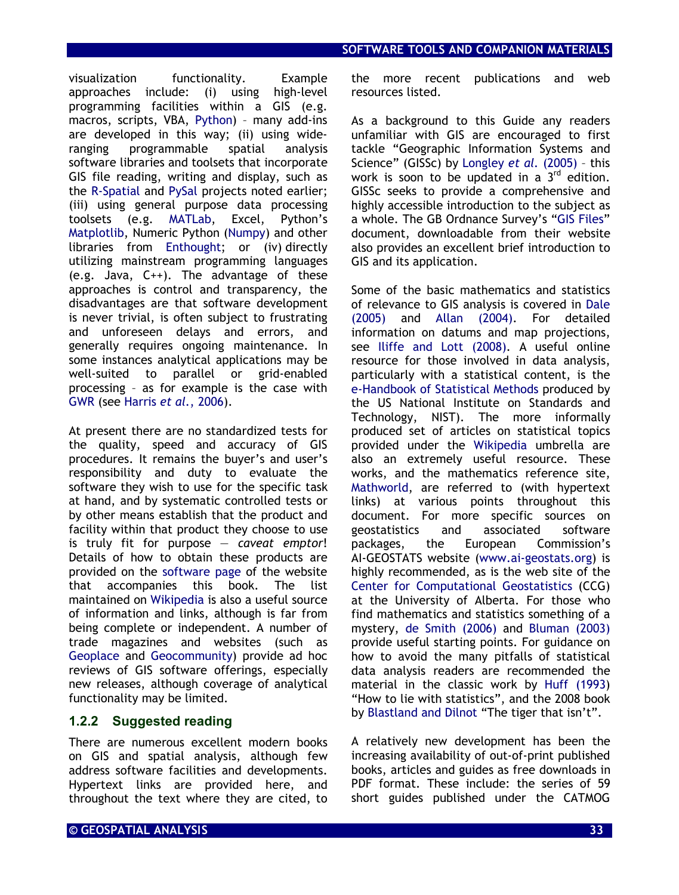visualization functionality. Example approaches include: (i) using high-level programming facilities within a GIS (e.g. macros, scripts, VBA, Python) – many add-ins are developed in this way; (ii) using wide-ranging programmable spatial analysis software libraries and toolsets that incorporate GIS file reading, writing and display, such as the R-Spatial and PySal projects noted earlier; (iii) using general purpose data processing toolsets (e.g. MATLab, Excel, Python's Matplotlib, Numeric Python (Numpy) and other libraries from Enthought; or (iv) directly utilizing mainstream programming languages (e.g. Java, C++). The advantage of these approaches is control and transparency, the disadvantages are that software development is never trivial, is often subject to frustrating and unforeseen delays and errors, and generally requires ongoing maintenance. In some instances analytical applications may be well-suited to parallel or grid-enabled processing – as for example is the case with GWR (see Harris *et al*., 2006).

At present there are no standardized tests for the quality, speed and accuracy of GIS procedures. It remains the buyer's and user's responsibility and duty to evaluate the software they wish to use for the specific task at hand, and by systematic controlled tests or by other means establish that the product and facility within that product they choose to use is truly fit for purpose — *caveat emptor*! Details of how to obtain these products are provided on the software page of the website that accompanies this book. The list maintained on Wikipedia is also a useful source of information and links, although is far from being complete or independent. A number of trade magazines and websites (such as Geoplace and Geocommunity) provide ad hoc reviews of GIS software offerings, especially new releases, although coverage of analytical functionality may be limited.

### 1.2.2 Suggested reading

There are numerous excellent modern books on GIS and spatial analysis, although few address software facilities and developments. Hypertext links are provided here, and throughout the text where they are cited, to the more recent publications and web resources listed.

As a background to this Guide any readers unfamiliar with GIS are encouraged to first tackle "Geographic Information Systems and Science" (GISSc) by Longley *et al*. (2005) – this work is soon to be updated in a 3rd edition. GISSc seeks to provide a comprehensive and highly accessible introduction to the subject as a whole. The GB Ordnance Survey's "GIS Files" document, downloadable from their website also provides an excellent brief introduction to GIS and its application.

Some of the basic mathematics and statistics of relevance to GIS analysis is covered in Dale (2005) and Allan (2004). For detailed information on datums and map projections, see Iliffe and Lott (2008). A useful online resource for those involved in data analysis, particularly with a statistical content, is the e-Handbook of Statistical Methods produced by the US National Institute on Standards and Technology, NIST). The more informally produced set of articles on statistical topics provided under the Wikipedia umbrella are also an extremely useful resource. These works, and the mathematics reference site, Mathworld, are referred to (with hypertext links) at various points throughout this document. For more specific sources on geostatistics and associated software packages, the European Commission's AI-GEOSTATS website (www.ai-geostats.org) is highly recommended, as is the web site of the Center for Computational Geostatistics (CCG) at the University of Alberta. For those who find mathematics and statistics something of a mystery, de Smith (2006) and Bluman (2003) provide useful starting points. For guidance on how to avoid the many pitfalls of statistical data analysis readers are recommended the material in the classic work by Huff (1993) "How to lie with statistics", and the 2008 book by Blastland and Dilnot "The tiger that isn't".

A relatively new development has been the increasing availability of out-of-print published books, articles and guides as free downloads in PDF format. These include: the series of 59 short guides published under the CATMOG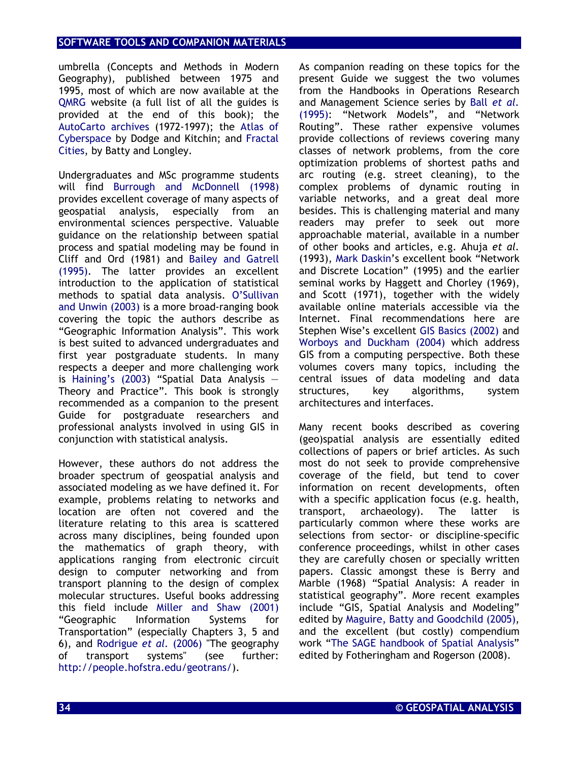umbrella (Concepts and Methods in Modern Geography), published between 1975 and 1995, most of which are now available at the QMRG website (a full list of all the guides is provided at the end of this book); the AutoCarto archives (1972-1997); the Atlas of Cyberspace by Dodge and Kitchin; and Fractal Cities, by Batty and Longley.

Undergraduates and MSc programme students will find Burrough and McDonnell (1998) provides excellent coverage of many aspects of geospatial analysis, especially from an environmental sciences perspective. Valuable guidance on the relationship between spatial process and spatial modeling may be found in Cliff and Ord (1981) and Bailey and Gatrell (1995). The latter provides an excellent introduction to the application of statistical methods to spatial data analysis. O'Sullivan and Unwin (2003) is a more broad-ranging book covering the topic the authors describe as "Geographic Information Analysis". This work is best suited to advanced undergraduates and first year postgraduate students. In many respects a deeper and more challenging work is Haining's (2003) "Spatial Data Analysis — Theory and Practice". This book is strongly recommended as a companion to the present Guide for postgraduate researchers and professional analysts involved in using GIS in conjunction with statistical analysis.

However, these authors do not address the broader spectrum of geospatial analysis and associated modeling as we have defined it. For example, problems relating to networks and location are often not covered and the literature relating to this area is scattered across many disciplines, being founded upon the mathematics of graph theory, with applications ranging from electronic circuit design to computer networking and from transport planning to the design of complex molecular structures. Useful books addressing this field include Miller and Shaw (2001) "Geographic Information Systems for Transportation" (especially Chapters 3, 5 and 6), and Rodrigue *et al.* (2006) "The geography of transport systems" (see further: http://people.hofstra.edu/geotrans/).

As companion reading on these topics for the present Guide we suggest the two volumes from the Handbooks in Operations Research and Management Science series by Ball *et al.* (1995): "Network Models", and "Network Routing". These rather expensive volumes provide collections of reviews covering many classes of network problems, from the core optimization problems of shortest paths and arc routing (e.g. street cleaning), to the complex problems of dynamic routing in variable networks, and a great deal more besides. This is challenging material and many readers may prefer to seek out more approachable material, available in a number of other books and articles, e.g. Ahuja *et al.* (1993), Mark Daskin's excellent book "Network and Discrete Location" (1995) and the earlier seminal works by Haggett and Chorley (1969), and Scott (1971), together with the widely available online materials accessible via the Internet. Final recommendations here are Stephen Wise's excellent GIS Basics (2002) and Worboys and Duckham (2004) which address GIS from a computing perspective. Both these volumes covers many topics, including the central issues of data modeling and data structures, key algorithms, system architectures and interfaces.

Many recent books described as covering (geo)spatial analysis are essentially edited collections of papers or brief articles. As such most do not seek to provide comprehensive coverage of the field, but tend to cover information on recent developments, often with a specific application focus (e.g. health, transport, archaeology). The latter is particularly common where these works are selections from sector- or discipline-specific conference proceedings, whilst in other cases they are carefully chosen or specially written papers. Classic amongst these is Berry and Marble (1968) "Spatial Analysis: A reader in statistical geography". More recent examples include "GIS, Spatial Analysis and Modeling" edited by Maguire, Batty and Goodchild (2005), and the excellent (but costly) compendium work "The SAGE handbook of Spatial Analysis" edited by Fotheringham and Rogerson (2008).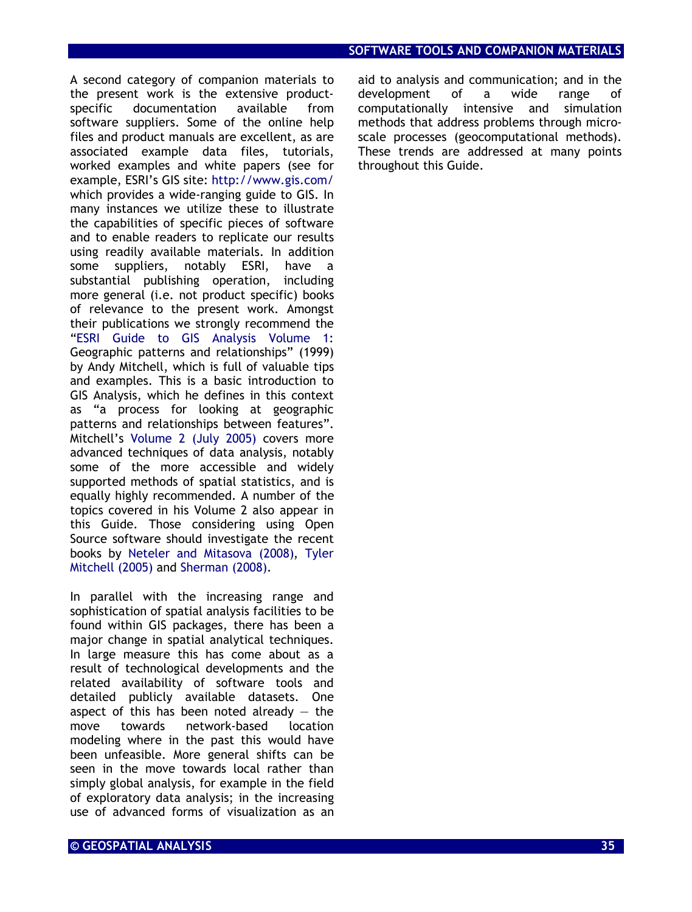A second category of companion materials to the present work is the extensive product-specific documentation available from software suppliers. Some of the online help files and product manuals are excellent, as are associated example data files, tutorials, worked examples and white papers (see for example, ESRI's GIS site: http://www.gis.com/ which provides a wide-ranging guide to GIS. In many instances we utilize these to illustrate the capabilities of specific pieces of software and to enable readers to replicate our results using readily available materials. In addition some suppliers, notably ESRI, have a substantial publishing operation, including more general (i.e. not product specific) books of relevance to the present work. Amongst their publications we strongly recommend the "ESRI Guide to GIS Analysis Volume 1: Geographic patterns and relationships" (1999) by Andy Mitchell, which is full of valuable tips and examples. This is a basic introduction to GIS Analysis, which he defines in this context as "a process for looking at geographic patterns and relationships between features". Mitchell's Volume 2 (July 2005) covers more advanced techniques of data analysis, notably some of the more accessible and widely supported methods of spatial statistics, and is equally highly recommended. A number of the topics covered in his Volume 2 also appear in this Guide. Those considering using Open Source software should investigate the recent books by Neteler and Mitasova (2008), Tyler Mitchell (2005) and Sherman (2008).

In parallel with the increasing range and sophistication of spatial analysis facilities to be found within GIS packages, there has been a major change in spatial analytical techniques. In large measure this has come about as a result of technological developments and the related availability of software tools and detailed publicly available datasets. One aspect of this has been noted already — the move towards network-based location modeling where in the past this would have been unfeasible. More general shifts can be seen in the move towards local rather than simply global analysis, for example in the field of exploratory data analysis; in the increasing use of advanced forms of visualization as an aid to analysis and communication; and in the development of a wide range of computationally intensive and simulation methods that address problems through micro-scale processes (geocomputational methods). These trends are addressed at many points throughout this Guide.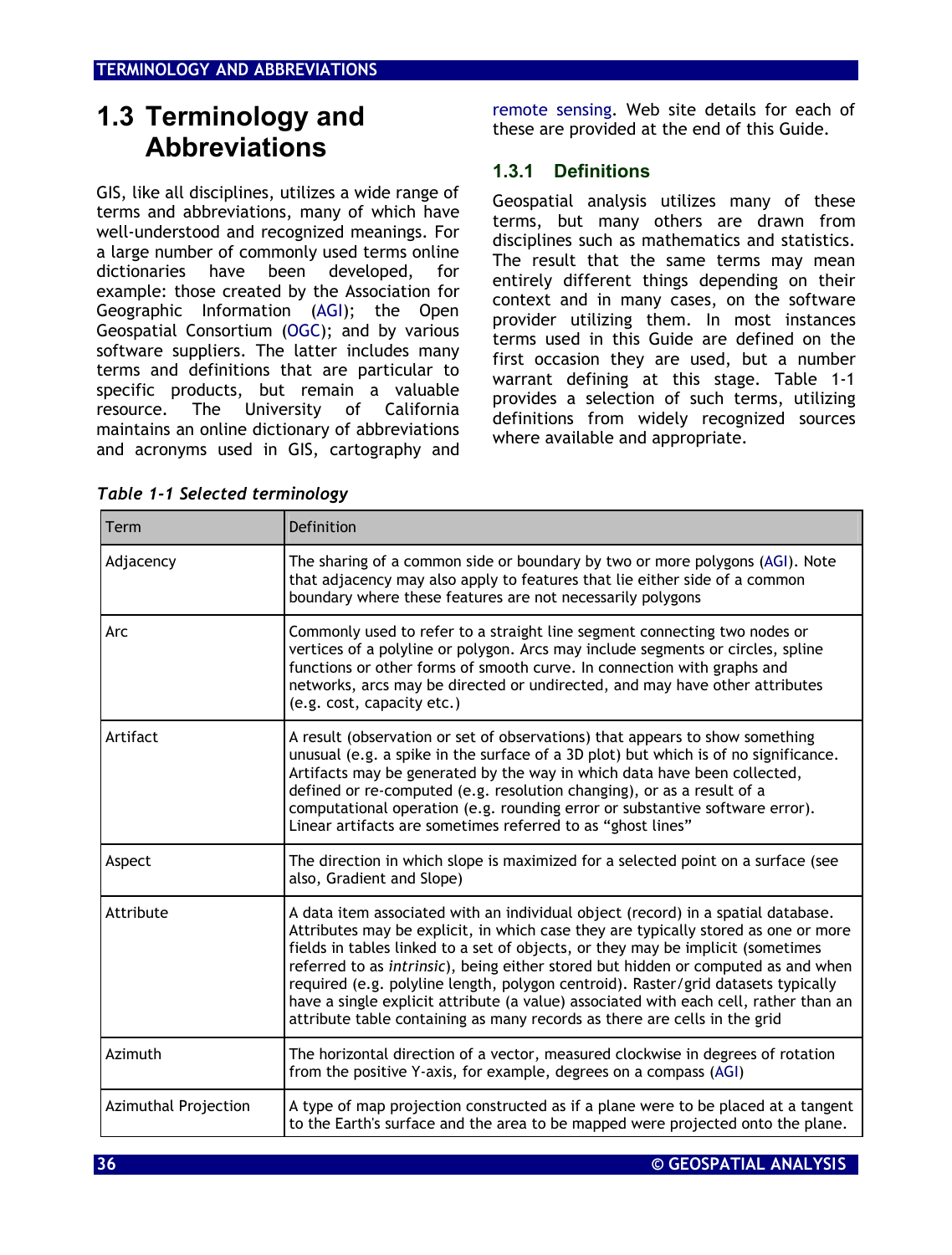## 1.3 Terminology and Abbreviations

GIS, like all disciplines, utilizes a wide range of terms and abbreviations, many of which have well-understood and recognized meanings. For a large number of commonly used terms online dictionaries have been developed, for example: those created by the Association for Geographic Information (AGI); the Open Geospatial Consortium (OGC); and by various software suppliers. The latter includes many terms and definitions that are particular to specific products, but remain a valuable resource. The University of California maintains an online dictionary of abbreviations and acronyms used in GIS, cartography and remote sensing. Web site details for each of these are provided at the end of this Guide.

### 1.3.1 Definitions

Geospatial analysis utilizes many of these terms, but many others are drawn from disciplines such as mathematics and statistics. The result that the same terms may mean entirely different things depending on their context and in many cases, on the software provider utilizing them. In most instances terms used in this Guide are defined on the first occasion they are used, but a number warrant defining at this stage. Table 1-1 provides a selection of such terms, utilizing definitions from widely recognized sources where available and appropriate.

*Table 1-1 Selected terminology*

| Term | Definition |
|---|---|
| Adjacency | The sharing of a common side or boundary by two or more polygons (AGI). Note that adjacency may also apply to features that lie either side of a common boundary where these features are not necessarily polygons |
| Arc | Commonly used to refer to a straight line segment connecting two nodes or vertices of a polyline or polygon. Arcs may include segments or circles, spline functions or other forms of smooth curve. In connection with graphs and networks, arcs may be directed or undirected, and may have other attributes (e.g. cost, capacity etc.) |
| Artifact | A result (observation or set of observations) that appears to show something unusual (e.g. a spike in the surface of a 3D plot) but which is of no significance. Artifacts may be generated by the way in which data have been collected, defined or re-computed (e.g. resolution changing), or as a result of a computational operation (e.g. rounding error or substantive software error). Linear artifacts are sometimes referred to as "ghost lines" |
| Aspect | The direction in which slope is maximized for a selected point on a surface (see also, Gradient and Slope) |
| Attribute | A data item associated with an individual object (record) in a spatial database. Attributes may be explicit, in which case they are typically stored as one or more fields in tables linked to a set of objects, or they may be implicit (sometimes referred to as *intrinsic*), being either stored but hidden or computed as and when required (e.g. polyline length, polygon centroid). Raster/grid datasets typically have a single explicit attribute (a value) associated with each cell, rather than an attribute table containing as many records as there are cells in the grid |
| Azimuth | The horizontal direction of a vector, measured clockwise in degrees of rotation from the positive Y-axis, for example, degrees on a compass (AGI) |
| Azimuthal Projection | A type of map projection constructed as if a plane were to be placed at a tangent to the Earth's surface and the area to be mapped were projected onto the plane. |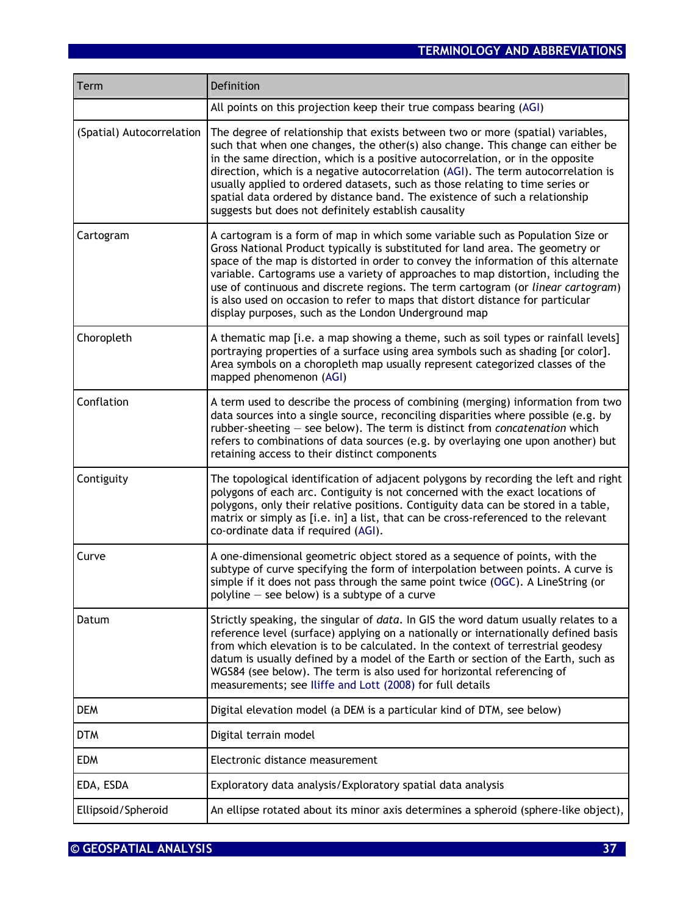| Term | Definition |
| --- | --- |
| | All points on this projection keep their true compass bearing (AGI) |
| (Spatial) Autocorrelation | The degree of relationship that exists between two or more (spatial) variables, such that when one changes, the other(s) also change. This change can either be in the same direction, which is a positive autocorrelation, or in the opposite direction, which is a negative autocorrelation (AGI). The term autocorrelation is usually applied to ordered datasets, such as those relating to time series or spatial data ordered by distance band. The existence of such a relationship suggests but does not definitely establish causality |
| Cartogram | A cartogram is a form of map in which some variable such as Population Size or Gross National Product typically is substituted for land area. The geometry or space of the map is distorted in order to convey the information of this alternate variable. Cartograms use a variety of approaches to map distortion, including the use of continuous and discrete regions. The term cartogram (or *linear cartogram*) is also used on occasion to refer to maps that distort distance for particular display purposes, such as the London Underground map |
| Choropleth | A thematic map [i.e. a map showing a theme, such as soil types or rainfall levels] portraying properties of a surface using area symbols such as shading [or color]. Area symbols on a choropleth map usually represent categorized classes of the mapped phenomenon (AGI) |
| Conflation | A term used to describe the process of combining (merging) information from two data sources into a single source, reconciling disparities where possible (e.g. by rubber-sheeting — see below). The term is distinct from *concatenation* which refers to combinations of data sources (e.g. by overlaying one upon another) but retaining access to their distinct components |
| Contiguity | The topological identification of adjacent polygons by recording the left and right polygons of each arc. Contiguity is not concerned with the exact locations of polygons, only their relative positions. Contiguity data can be stored in a table, matrix or simply as [i.e. in] a list, that can be cross-referenced to the relevant co-ordinate data if required (AGI). |
| Curve | A one-dimensional geometric object stored as a sequence of points, with the subtype of curve specifying the form of interpolation between points. A curve is simple if it does not pass through the same point twice (OGC). A LineString (or polyline — see below) is a subtype of a curve |
| Datum | Strictly speaking, the singular of *data*. In GIS the word datum usually relates to a reference level (surface) applying on a nationally or internationally defined basis from which elevation is to be calculated. In the context of terrestrial geodesy datum is usually defined by a model of the Earth or section of the Earth, such as WGS84 (see below). The term is also used for horizontal referencing of measurements; see Iliffe and Lott (2008) for full details |
| DEM | Digital elevation model (a DEM is a particular kind of DTM, see below) |
| DTM | Digital terrain model |
| EDM | Electronic distance measurement |
| EDA, ESDA | Exploratory data analysis/Exploratory spatial data analysis |
| Ellipsoid/Spheroid | An ellipse rotated about its minor axis determines a spheroid (sphere-like object), |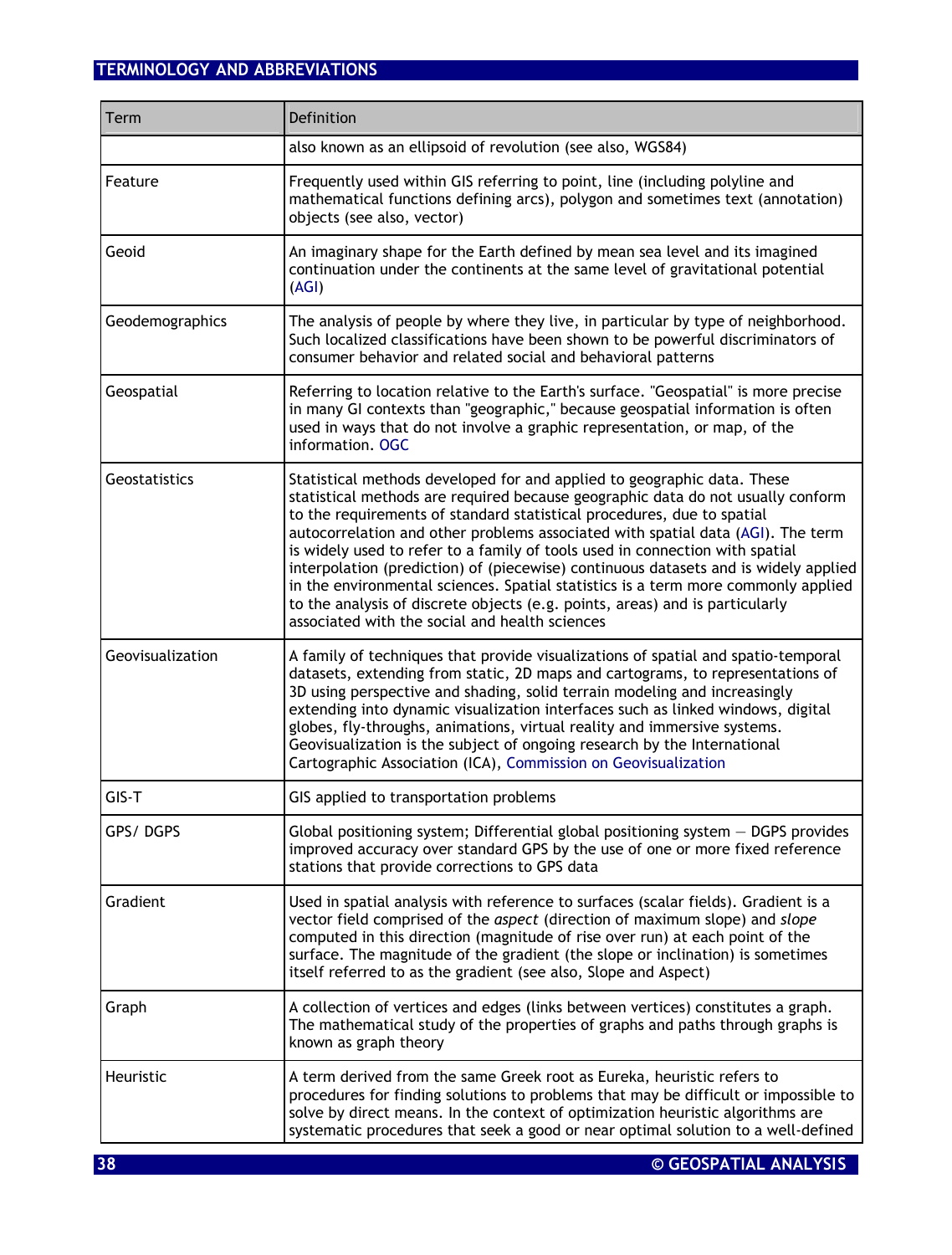| Term | Definition |
|---|---|
| | also known as an ellipsoid of revolution (see also, WGS84) |
| Feature | Frequently used within GIS referring to point, line (including polyline and mathematical functions defining arcs), polygon and sometimes text (annotation) objects (see also, vector) |
| Geoid | An imaginary shape for the Earth defined by mean sea level and its imagined continuation under the continents at the same level of gravitational potential (AGI) |
| Geodemographics | The analysis of people by where they live, in particular by type of neighborhood. Such localized classifications have been shown to be powerful discriminators of consumer behavior and related social and behavioral patterns |
| Geospatial | Referring to location relative to the Earth's surface. "Geospatial" is more precise in many GI contexts than "geographic," because geospatial information is often used in ways that do not involve a graphic representation, or map, of the information. OGC |
| Geostatistics | Statistical methods developed for and applied to geographic data. These statistical methods are required because geographic data do not usually conform to the requirements of standard statistical procedures, due to spatial autocorrelation and other problems associated with spatial data (AGI). The term is widely used to refer to a family of tools used in connection with spatial interpolation (prediction) of (piecewise) continuous datasets and is widely applied in the environmental sciences. Spatial statistics is a term more commonly applied to the analysis of discrete objects (e.g. points, areas) and is particularly associated with the social and health sciences |
| Geovisualization | A family of techniques that provide visualizations of spatial and spatio-temporal datasets, extending from static, 2D maps and cartograms, to representations of 3D using perspective and shading, solid terrain modeling and increasingly extending into dynamic visualization interfaces such as linked windows, digital globes, fly-throughs, animations, virtual reality and immersive systems. Geovisualization is the subject of ongoing research by the International Cartographic Association (ICA), Commission on Geovisualization |
| GIS-T | GIS applied to transportation problems |
| GPS/ DGPS | Global positioning system; Differential global positioning system — DGPS provides improved accuracy over standard GPS by the use of one or more fixed reference stations that provide corrections to GPS data |
| Gradient | Used in spatial analysis with reference to surfaces (scalar fields). Gradient is a vector field comprised of the *aspect* (direction of maximum slope) and *slope* computed in this direction (magnitude of rise over run) at each point of the surface. The magnitude of the gradient (the slope or inclination) is sometimes itself referred to as the gradient (see also, Slope and Aspect) |
| Graph | A collection of vertices and edges (links between vertices) constitutes a graph. The mathematical study of the properties of graphs and paths through graphs is known as graph theory |
| Heuristic | A term derived from the same Greek root as Eureka, heuristic refers to procedures for finding solutions to problems that may be difficult or impossible to solve by direct means. In the context of optimization heuristic algorithms are systematic procedures that seek a good or near optimal solution to a well-defined |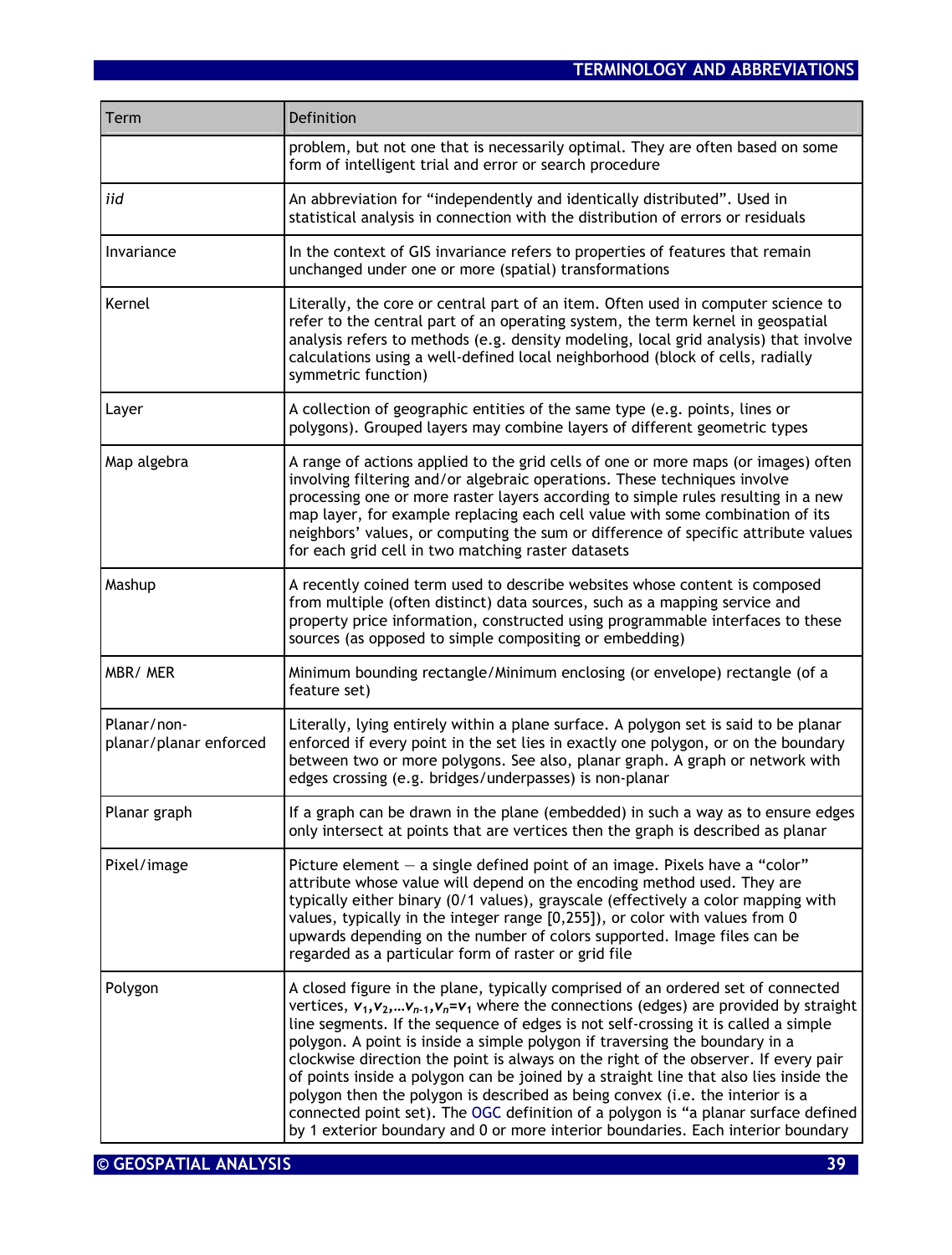| Term | Definition |
|---|---|
| | problem, but not one that is necessarily optimal. They are often based on some form of intelligent trial and error or search procedure |
| *iid* | An abbreviation for “independently and identically distributed”. Used in statistical analysis in connection with the distribution of errors or residuals |
| Invariance | In the context of GIS invariance refers to properties of features that remain unchanged under one or more (spatial) transformations |
| Kernel | Literally, the core or central part of an item. Often used in computer science to refer to the central part of an operating system, the term kernel in geospatial analysis refers to methods (e.g. density modeling, local grid analysis) that involve calculations using a well-defined local neighborhood (block of cells, radially symmetric function) |
| Layer | A collection of geographic entities of the same type (e.g. points, lines or polygons). Grouped layers may combine layers of different geometric types |
| Map algebra | A range of actions applied to the grid cells of one or more maps (or images) often involving filtering and/or algebraic operations. These techniques involve processing one or more raster layers according to simple rules resulting in a new map layer, for example replacing each cell value with some combination of its neighbors’ values, or computing the sum or difference of specific attribute values for each grid cell in two matching raster datasets |
| Mashup | A recently coined term used to describe websites whose content is composed from multiple (often distinct) data sources, such as a mapping service and property price information, constructed using programmable interfaces to these sources (as opposed to simple compositing or embedding) |
| MBR/ MER | Minimum bounding rectangle/Minimum enclosing (or envelope) rectangle (of a feature set) |
| Planar/non-planar/planar enforced | Literally, lying entirely within a plane surface. A polygon set is said to be planar enforced if every point in the set lies in exactly one polygon, or on the boundary between two or more polygons. See also, planar graph. A graph or network with edges crossing (e.g. bridges/underpasses) is non-planar |
| Planar graph | If a graph can be drawn in the plane (embedded) in such a way as to ensure edges only intersect at points that are vertices then the graph is described as planar |
| Pixel/image | Picture element — a single defined point of an image. Pixels have a “color” attribute whose value will depend on the encoding method used. They are typically either binary (0/1 values), grayscale (effectively a color mapping with values, typically in the integer range [0,255]), or color with values from 0 upwards depending on the number of colors supported. Image files can be regarded as a particular form of raster or grid file |
| Polygon | A closed figure in the plane, typically comprised of an ordered set of connected vertices, $v_1,v_2,\ldots v_{n-1},v_n=v_1$ where the connections (edges) are provided by straight line segments. If the sequence of edges is not self-crossing it is called a simple polygon. A point is inside a simple polygon if traversing the boundary in a clockwise direction the point is always on the right of the observer. If every pair of points inside a polygon can be joined by a straight line that also lies inside the polygon then the polygon is described as being convex (i.e. the interior is a connected point set). The OGC definition of a polygon is “a planar surface defined by 1 exterior boundary and 0 or more interior boundaries. Each interior boundary |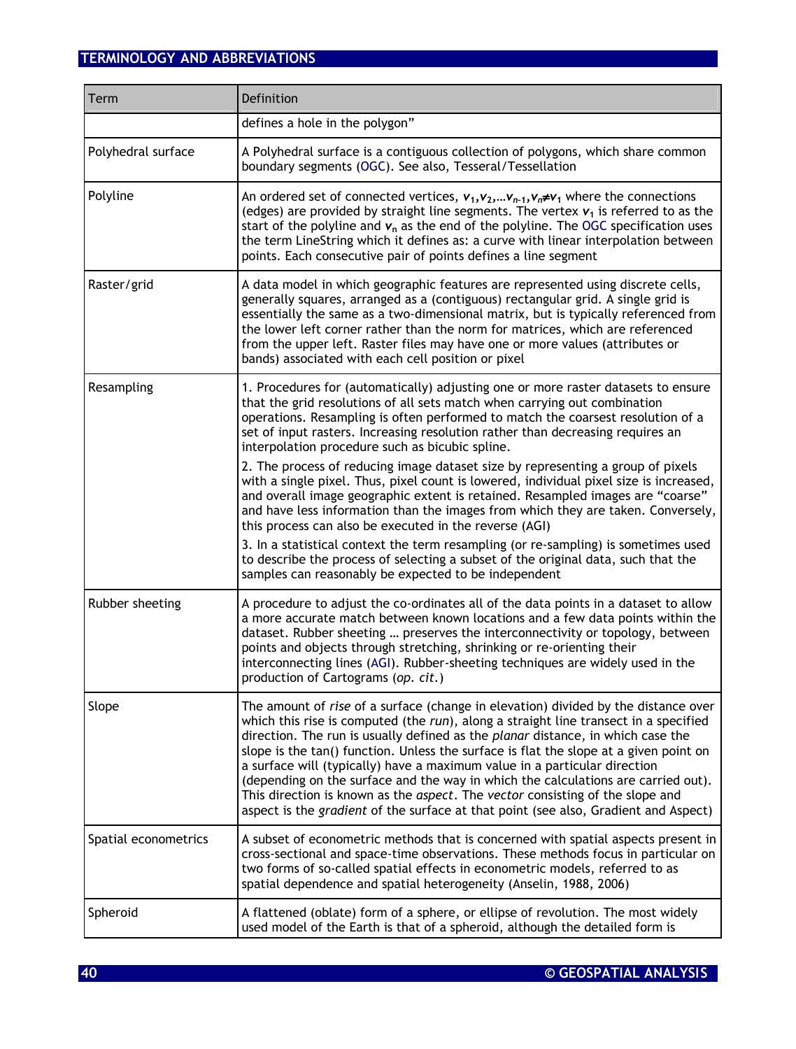| Term | Definition |
|---|---|
| | defines a hole in the polygon” |
| Polyhedral surface | A Polyhedral surface is a contiguous collection of polygons, which share common boundary segments (OGC). See also, Tesseral/Tessellation |
| Polyline | An ordered set of connected vertices, $v_1, v_2, \ldots v_{n-1}, v_n \neq v_1$ where the connections (edges) are provided by straight line segments. The vertex $v_1$ is referred to as the start of the polyline and $v_n$ as the end of the polyline. The OGC specification uses the term LineString which it defines as: a curve with linear interpolation between points. Each consecutive pair of points defines a line segment |
| Raster/grid | A data model in which geographic features are represented using discrete cells, generally squares, arranged as a (contiguous) rectangular grid. A single grid is essentially the same as a two-dimensional matrix, but is typically referenced from the lower left corner rather than the norm for matrices, which are referenced from the upper left. Raster files may have one or more values (attributes or bands) associated with each cell position or pixel |
| Resampling | 1. Procedures for (automatically) adjusting one or more raster datasets to ensure that the grid resolutions of all sets match when carrying out combination operations. Resampling is often performed to match the coarsest resolution of a set of input rasters. Increasing resolution rather than decreasing requires an interpolation procedure such as bicubic spline.<br>2. The process of reducing image dataset size by representing a group of pixels with a single pixel. Thus, pixel count is lowered, individual pixel size is increased, and overall image geographic extent is retained. Resampled images are “coarse” and have less information than the images from which they are taken. Conversely, this process can also be executed in the reverse (AGI)<br>3. In a statistical context the term resampling (or re-sampling) is sometimes used to describe the process of selecting a subset of the original data, such that the samples can reasonably be expected to be independent |
| Rubber sheeting | A procedure to adjust the co-ordinates all of the data points in a dataset to allow a more accurate match between known locations and a few data points within the dataset. Rubber sheeting … preserves the interconnectivity or topology, between points and objects through stretching, shrinking or re-orienting their interconnecting lines (AGI). Rubber-sheeting techniques are widely used in the production of Cartograms (*op. cit.*) |
| Slope | The amount of *rise* of a surface (change in elevation) divided by the distance over which this rise is computed (the *run*), along a straight line transect in a specified direction. The run is usually defined as the *planar* distance, in which case the slope is the tan() function. Unless the surface is flat the slope at a given point on a surface will (typically) have a maximum value in a particular direction (depending on the surface and the way in which the calculations are carried out). This direction is known as the *aspect*. The *vector* consisting of the slope and aspect is the *gradient* of the surface at that point (see also, Gradient and Aspect) |
| Spatial econometrics | A subset of econometric methods that is concerned with spatial aspects present in cross-sectional and space-time observations. These methods focus in particular on two forms of so-called spatial effects in econometric models, referred to as spatial dependence and spatial heterogeneity (Anselin, 1988, 2006) |
| Spheroid | A flattened (oblate) form of a sphere, or ellipse of revolution. The most widely used model of the Earth is that of a spheroid, although the detailed form is |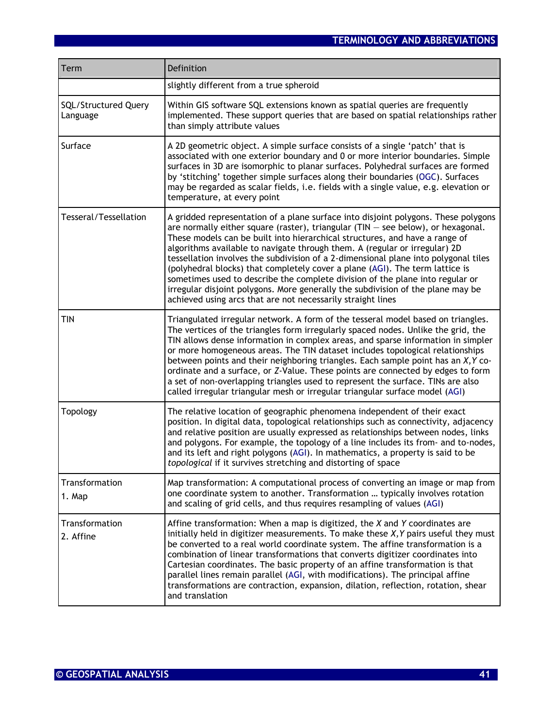| Term | Definition |
|---|---|
| | slightly different from a true spheroid |
| SQL/Structured Query Language | Within GIS software SQL extensions known as spatial queries are frequently implemented. These support queries that are based on spatial relationships rather than simply attribute values |
| Surface | A 2D geometric object. A simple surface consists of a single 'patch' that is associated with one exterior boundary and 0 or more interior boundaries. Simple surfaces in 3D are isomorphic to planar surfaces. Polyhedral surfaces are formed by 'stitching' together simple surfaces along their boundaries (OGC). Surfaces may be regarded as scalar fields, i.e. fields with a single value, e.g. elevation or temperature, at every point |
| Tesseral/Tessellation | A gridded representation of a plane surface into disjoint polygons. These polygons are normally either square (raster), triangular (TIN — see below), or hexagonal. These models can be built into hierarchical structures, and have a range of algorithms available to navigate through them. A (regular or irregular) 2D tessellation involves the subdivision of a 2-dimensional plane into polygonal tiles (polyhedral blocks) that completely cover a plane (AGI). The term lattice is sometimes used to describe the complete division of the plane into regular or irregular disjoint polygons. More generally the subdivision of the plane may be achieved using arcs that are not necessarily straight lines |
| TIN | Triangulated irregular network. A form of the tesseral model based on triangles. The vertices of the triangles form irregularly spaced nodes. Unlike the grid, the TIN allows dense information in complex areas, and sparse information in simpler or more homogeneous areas. The TIN dataset includes topological relationships between points and their neighboring triangles. Each sample point has an *X,Y* co-ordinate and a surface, or *Z*-Value. These points are connected by edges to form a set of non-overlapping triangles used to represent the surface. TINs are also called irregular triangular mesh or irregular triangular surface model (AGI) |
| Topology | The relative location of geographic phenomena independent of their exact position. In digital data, topological relationships such as connectivity, adjacency and relative position are usually expressed as relationships between nodes, links and polygons. For example, the topology of a line includes its from- and to-nodes, and its left and right polygons (AGI). In mathematics, a property is said to be *topological* if it survives stretching and distorting of space |
| Transformation<br>1. Map | Map transformation: A computational process of converting an image or map from one coordinate system to another. Transformation … typically involves rotation and scaling of grid cells, and thus requires resampling of values (AGI) |
| Transformation<br>2. Affine | Affine transformation: When a map is digitized, the *X* and *Y* coordinates are initially held in digitizer measurements. To make these *X,Y* pairs useful they must be converted to a real world coordinate system. The affine transformation is a combination of linear transformations that converts digitizer coordinates into Cartesian coordinates. The basic property of an affine transformation is that parallel lines remain parallel (AGI, with modifications). The principal affine transformations are contraction, expansion, dilation, reflection, rotation, shear and translation |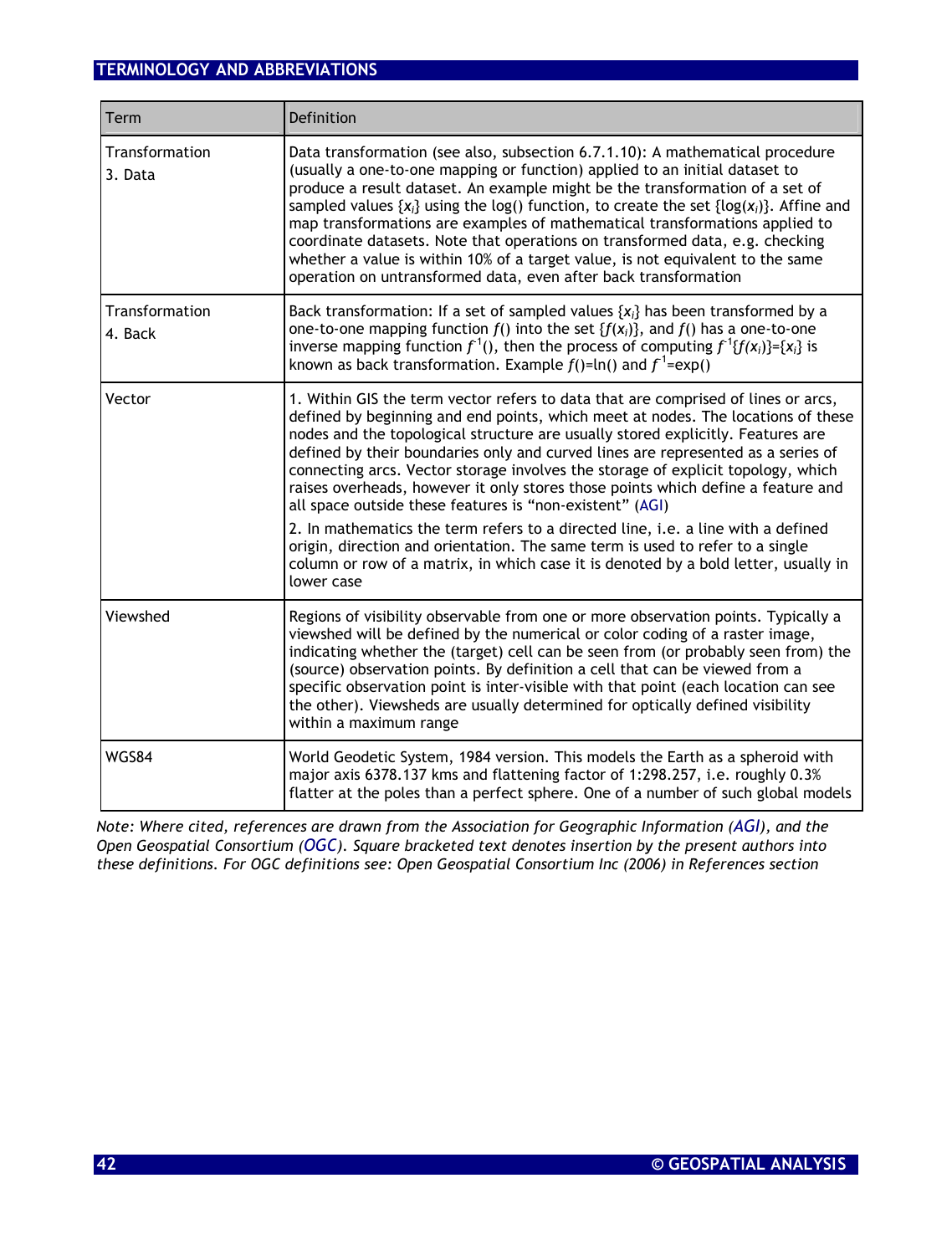## TERMINOLOGY AND ABBREVIATIONS

| Term | Definition |
|---|---|
| Transformation 3. Data | Data transformation (see also, subsection 6.7.1.10): A mathematical procedure (usually a one-to-one mapping or function) applied to an initial dataset to produce a result dataset. An example might be the transformation of a set of sampled values $\{x_i\}$ using the log() function, to create the set $\{\log(x_i)\}$. Affine and map transformations are examples of mathematical transformations applied to coordinate datasets. Note that operations on transformed data, e.g. checking whether a value is within 10% of a target value, is not equivalent to the same operation on untransformed data, even after back transformation |
| Transformation 4. Back | Back transformation: If a set of sampled values $\{x_i\}$ has been transformed by a one-to-one mapping function $f()$ into the set $\{f(x_i)\}$, and $f()$ has a one-to-one inverse mapping function $f^{-1}()$, then the process of computing $f^{-1}\{f(x_i)\}=\{x_i\}$ is known as back transformation. Example $f()=\ln()$ and $f^{-1}=\exp()$ |
| Vector | 1. Within GIS the term vector refers to data that are comprised of lines or arcs, defined by beginning and end points, which meet at nodes. The locations of these nodes and the topological structure are usually stored explicitly. Features are defined by their boundaries only and curved lines are represented as a series of connecting arcs. Vector storage involves the storage of explicit topology, which raises overheads, however it only stores those points which define a feature and all space outside these features is "non-existent" (AGI)<br><br>2. In mathematics the term refers to a directed line, i.e. a line with a defined origin, direction and orientation. The same term is used to refer to a single column or row of a matrix, in which case it is denoted by a bold letter, usually in lower case |
| Viewshed | Regions of visibility observable from one or more observation points. Typically a viewshed will be defined by the numerical or color coding of a raster image, indicating whether the (target) cell can be seen from (or probably seen from) the (source) observation points. By definition a cell that can be viewed from a specific observation point is inter-visible with that point (each location can see the other). Viewsheds are usually determined for optically defined visibility within a maximum range |
| WGS84 | World Geodetic System, 1984 version. This models the Earth as a spheroid with major axis 6378.137 kms and flattening factor of 1:298.257, i.e. roughly 0.3% flatter at the poles than a perfect sphere. One of a number of such global models |

*Note: Where cited, references are drawn from the Association for Geographic Information (AGI), and the Open Geospatial Consortium (OGC). Square bracketed text denotes insertion by the present authors into these definitions. For OGC definitions see: Open Geospatial Consortium Inc (2006) in References section*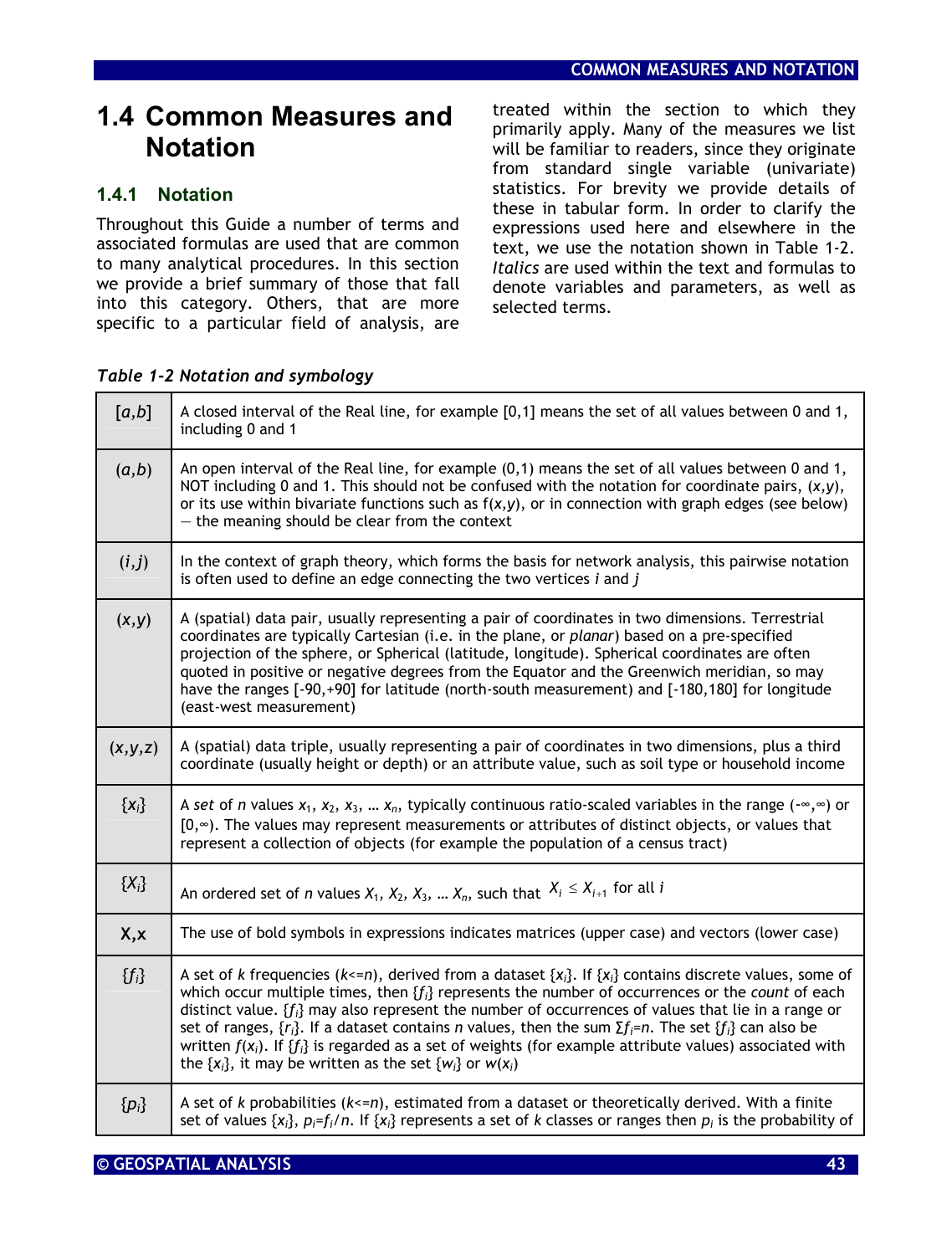## 1.4 Common Measures and Notation

### 1.4.1 Notation

Throughout this Guide a number of terms and associated formulas are used that are common to many analytical procedures. In this section we provide a brief summary of those that fall into this category. Others, that are more specific to a particular field of analysis, are treated within the section to which they primarily apply. Many of the measures we list will be familiar to readers, since they originate from standard single variable (univariate) statistics. For brevity we provide details of these in tabular form. In order to clarify the expressions used here and elsewhere in the text, we use the notation shown in Table 1-2. *Italics* are used within the text and formulas to denote variables and parameters, as well as selected terms.

*Table 1-2 Notation and symbology*

| | |
|---|---|
| $[a,b]$ | A closed interval of the Real line, for example [0,1] means the set of all values between 0 and 1, including 0 and 1 |
| $(a,b)$ | An open interval of the Real line, for example (0,1) means the set of all values between 0 and 1, NOT including 0 and 1. This should not be confused with the notation for coordinate pairs, $(x,y)$, or its use within bivariate functions such as $f(x,y)$, or in connection with graph edges (see below) — the meaning should be clear from the context |
| $(i,j)$ | In the context of graph theory, which forms the basis for network analysis, this pairwise notation is often used to define an edge connecting the two vertices *i* and *j* |
| $(x,y)$ | A (spatial) data pair, usually representing a pair of coordinates in two dimensions. Terrestrial coordinates are typically Cartesian (i.e. in the plane, or *planar*) based on a pre-specified projection of the sphere, or Spherical (latitude, longitude). Spherical coordinates are often quoted in positive or negative degrees from the Equator and the Greenwich meridian, so may have the ranges [-90,+90] for latitude (north-south measurement) and [-180,180] for longitude (east-west measurement) |
| $(x,y,z)$ | A (spatial) data triple, usually representing a pair of coordinates in two dimensions, plus a third coordinate (usually height or depth) or an attribute value, such as soil type or household income |
| $\{x_i\}$ | A *set* of *n* values $x_1, x_2, x_3, \ldots x_n$, typically continuous ratio-scaled variables in the range $(-\infty,\infty)$ or $[0,\infty)$. The values may represent measurements or attributes of distinct objects, or values that represent a collection of objects (for example the population of a census tract) |
| $\{X_i\}$ | An ordered set of *n* values $X_1, X_2, X_3, \ldots X_n$, such that $X_i \le X_{i+1}$ for all *i* |
| **X**,**x** | The use of bold symbols in expressions indicates matrices (upper case) and vectors (lower case) |
| $\{f_i\}$ | A set of *k* frequencies ($k$<=$n$), derived from a dataset $\{x_i\}$. If $\{x_i\}$ contains discrete values, some of which occur multiple times, then $\{f_i\}$ represents the number of occurrences or the *count* of each distinct value. $\{f_i\}$ may also represent the number of occurrences of values that lie in a range or set of ranges, $\{r_i\}$. If a dataset contains *n* values, then the sum $\Sigma f_i=n$. The set $\{f_i\}$ can also be written $f(x_i)$. If $\{f_i\}$ is regarded as a set of weights (for example attribute values) associated with the $\{x_i\}$, it may be written as the set $\{w_i\}$ or $w(x_i)$ |
| $\{p_i\}$ | A set of *k* probabilities ($k$<=$n$), estimated from a dataset or theoretically derived. With a finite set of values $\{x_i\}$, $p_i=f_i/n$. If $\{x_i\}$ represents a set of *k* classes or ranges then $p_i$ is the probability of |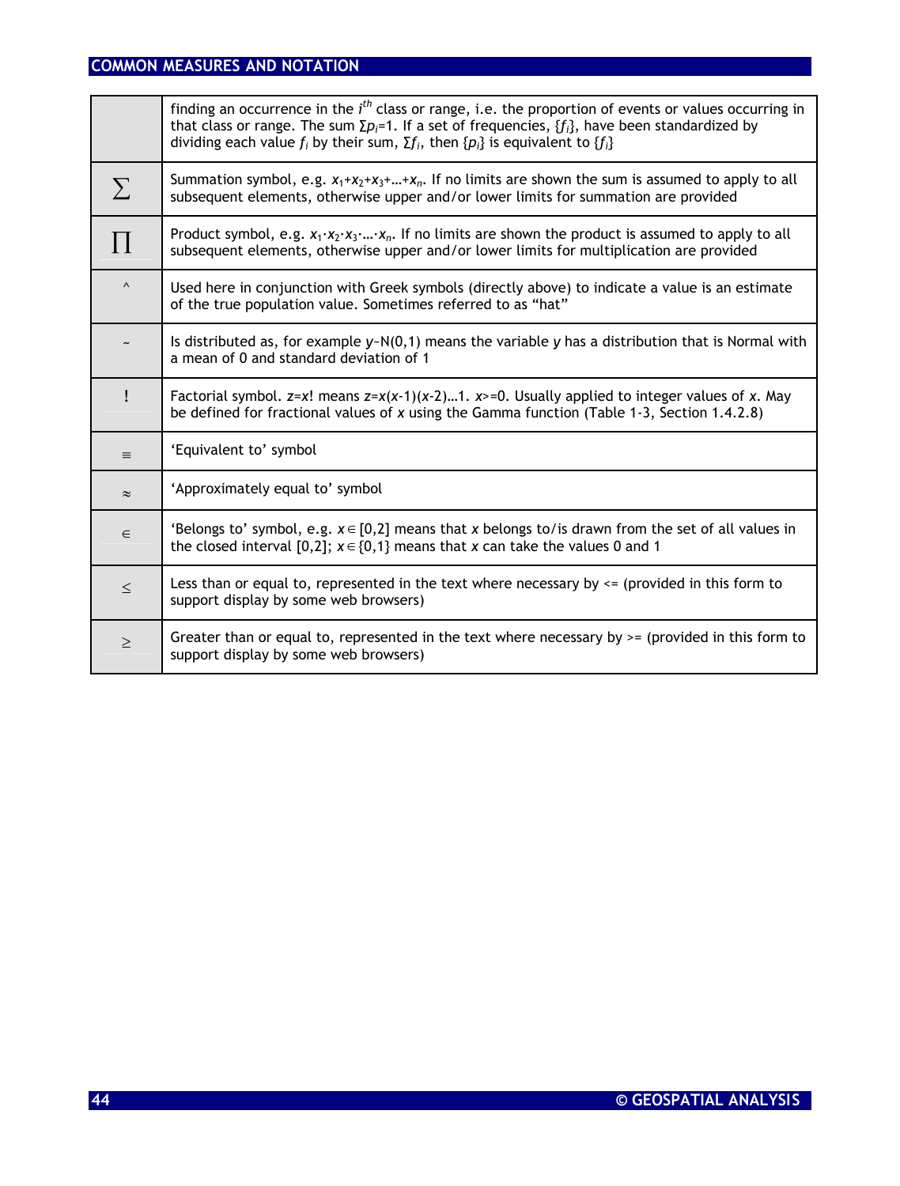| | |
|---|---|
| | finding an occurrence in the $i^{th}$ class or range, i.e. the proportion of events or values occurring in that class or range. The sum $\Sigma p_i=1$. If a set of frequencies, $\{f_i\}$, have been standardized by dividing each value $f_i$ by their sum, $\Sigma f_i$, then $\{p_i\}$ is equivalent to $\{f_i\}$ |
| $\sum$ | Summation symbol, e.g. $x_1+x_2+x_3+\ldots+x_n$. If no limits are shown the sum is assumed to apply to all subsequent elements, otherwise upper and/or lower limits for summation are provided |
| $\prod$ | Product symbol, e.g. $x_1 \cdot x_2 \cdot x_3 \cdot \ldots \cdot x_n$. If no limits are shown the product is assumed to apply to all subsequent elements, otherwise upper and/or lower limits for multiplication are provided |
| ^ | Used here in conjunction with Greek symbols (directly above) to indicate a value is an estimate of the true population value. Sometimes referred to as "hat" |
| ~ | Is distributed as, for example $y$~N(0,1) means the variable $y$ has a distribution that is Normal with a mean of 0 and standard deviation of 1 |
| ! | Factorial symbol. $z=x!$ means $z=x(x-1)(x-2)\ldots1$. $x>=0$. Usually applied to integer values of $x$. May be defined for fractional values of $x$ using the Gamma function (Table 1-3, Section 1.4.2.8) |
| $\equiv$ | 'Equivalent to' symbol |
| $\approx$ | 'Approximately equal to' symbol |
| $\in$ | 'Belongs to' symbol, e.g. $x \in [0,2]$ means that $x$ belongs to/is drawn from the set of all values in the closed interval [0,2]; $x \in \{0,1\}$ means that $x$ can take the values 0 and 1 |
| $\leq$ | Less than or equal to, represented in the text where necessary by <= (provided in this form to support display by some web browsers) |
| $\geq$ | Greater than or equal to, represented in the text where necessary by >= (provided in this form to support display by some web browsers) |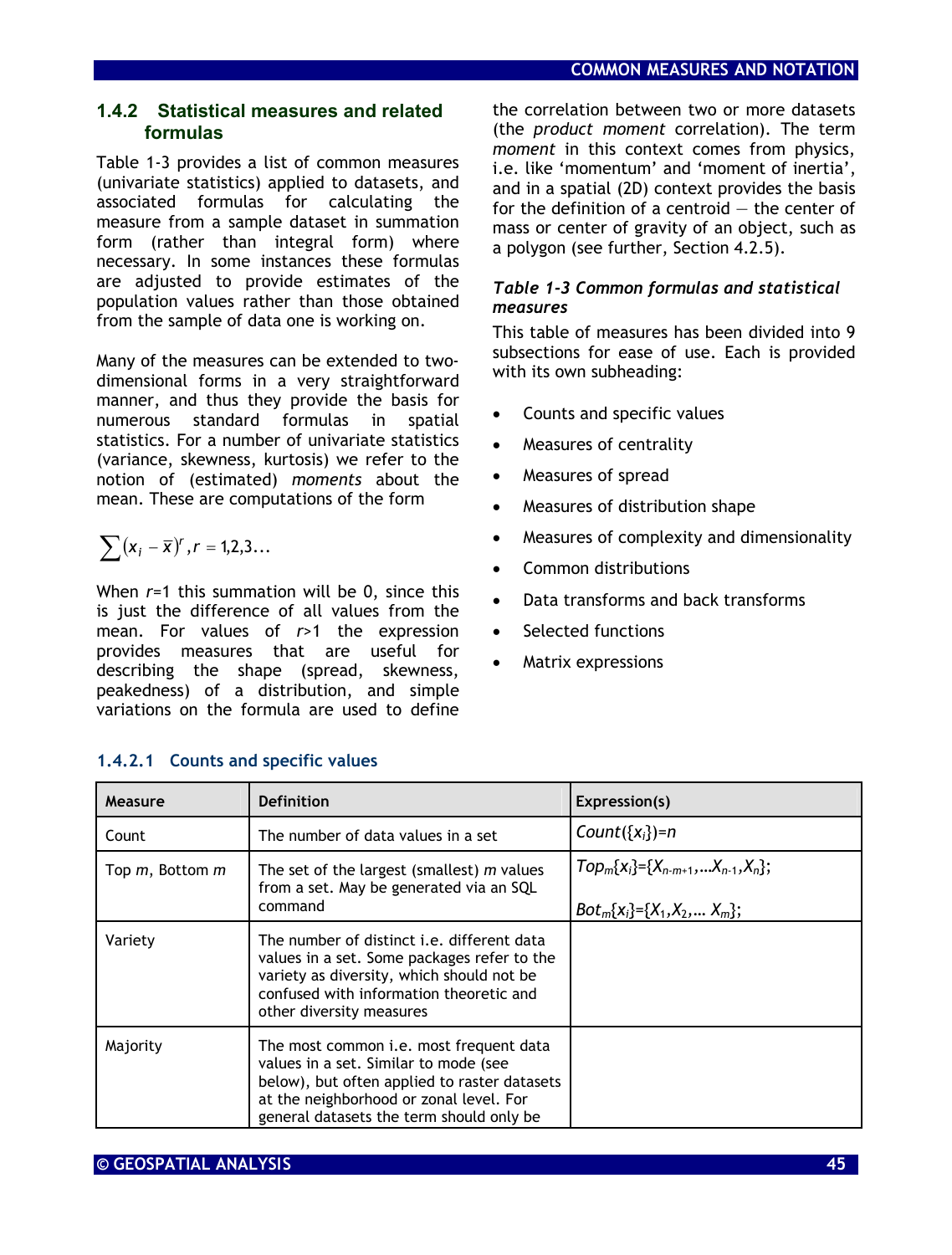### 1.4.2 Statistical measures and related formulas

Table 1-3 provides a list of common measures (univariate statistics) applied to datasets, and associated formulas for calculating the measure from a sample dataset in summation form (rather than integral form) where necessary. In some instances these formulas are adjusted to provide estimates of the population values rather than those obtained from the sample of data one is working on.

Many of the measures can be extended to two-dimensional forms in a very straightforward manner, and thus they provide the basis for numerous standard formulas in spatial statistics. For a number of univariate statistics (variance, skewness, kurtosis) we refer to the notion of (estimated) *moments* about the mean. These are computations of the form

$$\sum (x_i - \bar{x})^r, r = 1,2,3\ldots$$

When $r$=1 this summation will be 0, since this is just the difference of all values from the mean. For values of $r$>1 the expression provides measures that are useful for describing the shape (spread, skewness, peakedness) of a distribution, and simple variations on the formula are used to define the correlation between two or more datasets (the *product moment* correlation). The term *moment* in this context comes from physics, i.e. like 'momentum' and 'moment of inertia', and in a spatial (2D) context provides the basis for the definition of a centroid — the center of mass or center of gravity of an object, such as a polygon (see further, Section 4.2.5).

***Table 1-3 Common formulas and statistical measures***

This table of measures has been divided into 9 subsections for ease of use. Each is provided with its own subheading:

- Counts and specific values
- Measures of centrality
- Measures of spread
- Measures of distribution shape
- Measures of complexity and dimensionality
- Common distributions
- Data transforms and back transforms
- Selected functions
- Matrix expressions

#### 1.4.2.1 Counts and specific values

| Measure | Definition | Expression(s) |
|---|---|---|
| Count | The number of data values in a set | $Count(\{x_i\})=n$ |
| Top $m$, Bottom $m$ | The set of the largest (smallest) $m$ values from a set. May be generated via an SQL command | $Top_m\{x_i\}=\{X_{n-m+1},\ldots X_{n-1},X_n\}$; <br><br> $Bot_m\{x_i\}=\{X_1,X_2,\ldots X_m\}$; |
| Variety | The number of distinct i.e. different data values in a set. Some packages refer to the variety as diversity, which should not be confused with information theoretic and other diversity measures | |
| Majority | The most common i.e. most frequent data values in a set. Similar to mode (see below), but often applied to raster datasets at the neighborhood or zonal level. For general datasets the term should only be | |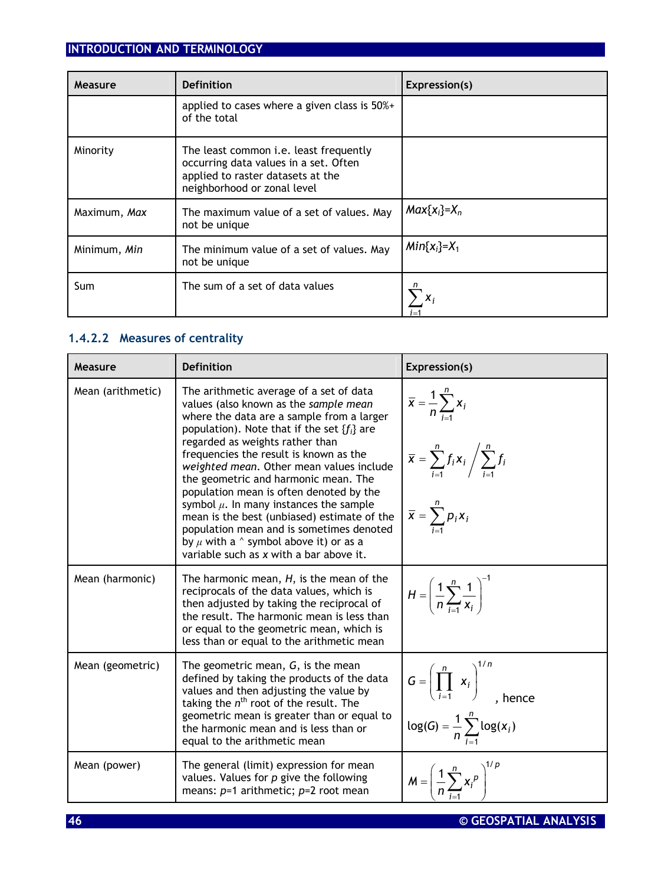| Measure | Definition | Expression(s) |
|---|---|---|
| | applied to cases where a given class is 50%+ of the total | |
| Minority | The least common i.e. least frequently occurring data values in a set. Often applied to raster datasets at the neighborhood or zonal level | |
| Maximum, *Max* | The maximum value of a set of values. May not be unique | $Max\{x_i\}=X_n$ |
| Minimum, *Min* | The minimum value of a set of values. May not be unique | $Min\{x_i\}=X_1$ |
| Sum | The sum of a set of data values | $\sum_{i=1}^{n} x_i$ |

#### 1.4.2.2 Measures of centrality

| Measure | Definition | Expression(s) |
|---|---|---|
| Mean (arithmetic) | The arithmetic average of a set of data values (also known as the *sample mean* where the data are a sample from a larger population). Note that if the set $\{f_i\}$ are regarded as weights rather than frequencies the result is known as the *weighted mean*. Other mean values include the geometric and harmonic mean. The population mean is often denoted by the symbol $\mu$. In many instances the sample mean is the best (unbiased) estimate of the population mean and is sometimes denoted by $\mu$ with a ^ symbol above it) or as a variable such as *x* with a bar above it. | $\bar{x}=\frac{1}{n}\sum_{i=1}^{n} x_i$ <br> $\bar{x}=\sum_{i=1}^{n} f_i x_i \Big/ \sum_{i=1}^{n} f_i$ <br> $\bar{x}=\sum_{i=1}^{n} p_i x_i$ |
| Mean (harmonic) | The harmonic mean, *H*, is the mean of the reciprocals of the data values, which is then adjusted by taking the reciprocal of the result. The harmonic mean is less than or equal to the geometric mean, which is less than or equal to the arithmetic mean | $H=\left(\frac{1}{n}\sum_{i=1}^{n}\frac{1}{x_i}\right)^{-1}$ |
| Mean (geometric) | The geometric mean, *G*, is the mean defined by taking the products of the data values and then adjusting the value by taking the $n^{th}$ root of the result. The geometric mean is greater than or equal to the harmonic mean and is less than or equal to the arithmetic mean | $G=\left(\prod_{i=1}^{n} x_i\right)^{1/n}$, hence <br> $\log(G)=\frac{1}{n}\sum_{i=1}^{n}\log(x_i)$ |
| Mean (power) | The general (limit) expression for mean values. Values for *p* give the following means: *p*=1 arithmetic; *p*=2 root mean | $M=\left(\frac{1}{n}\sum_{i=1}^{n} x_i^{\,p}\right)^{1/p}$ |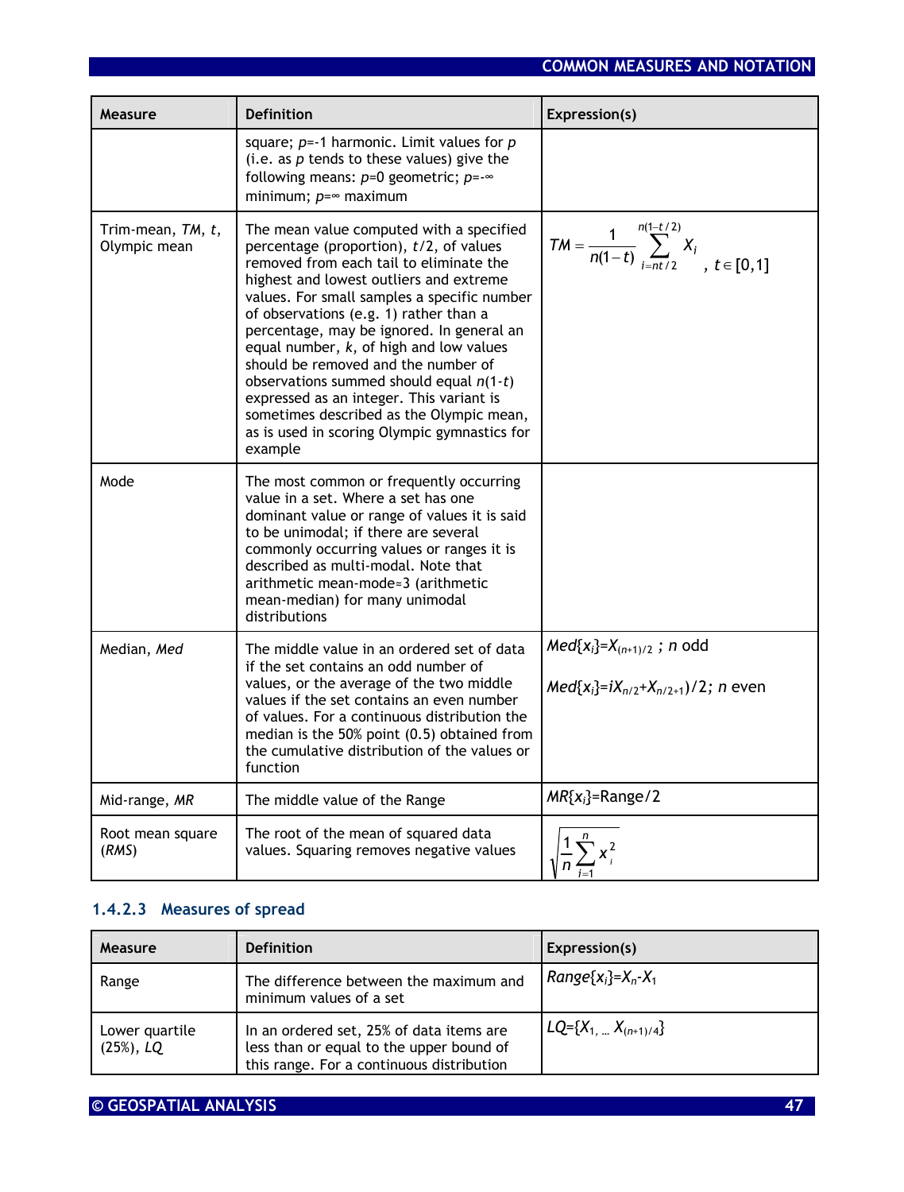| Measure | Definition | Expression(s) |
|---|---|---|
| | square; $p$=-1 harmonic. Limit values for $p$ (i.e. as $p$ tends to these values) give the following means: $p$=0 geometric; $p=-\infty$ minimum; $p=\infty$ maximum | |
| Trim-mean, *TM*, *t*, Olympic mean | The mean value computed with a specified percentage (proportion), $t/2$, of values removed from each tail to eliminate the highest and lowest outliers and extreme values. For small samples a specific number of observations (e.g. 1) rather than a percentage, may be ignored. In general an equal number, $k$, of high and low values should be removed and the number of observations summed should equal $n(1-t)$ expressed as an integer. This variant is sometimes described as the Olympic mean, as is used in scoring Olympic gymnastics for example | $TM=\frac{1}{n(1-t)}\sum_{i=nt/2}^{n(1-t/2)}X_i$ , $t\in[0,1]$ |
| Mode | The most common or frequently occurring value in a set. Where a set has one dominant value or range of values it is said to be unimodal; if there are several commonly occurring values or ranges it is described as multi-modal. Note that arithmetic mean-mode≈3 (arithmetic mean-median) for many unimodal distributions | |
| Median, *Med* | The middle value in an ordered set of data if the set contains an odd number of values, or the average of the two middle values if the set contains an even number of values. For a continuous distribution the median is the 50% point (0.5) obtained from the cumulative distribution of the values or function | $Med\{x_i\}=X_{(n+1)/2}$ ; $n$ odd<br><br>$Med\{x_i\}=iX_{n/2}+X_{n/2+1})/2$; $n$ even |
| Mid-range, *MR* | The middle value of the Range | $MR\{x_i\}$=Range/2 |
| Root mean square (*RMS*) | The root of the mean of squared data values. Squaring removes negative values | $\sqrt{\frac{1}{n}\sum_{i=1}^{n}x_i^2}$ |

#### 1.4.2.3 Measures of spread

| Measure | Definition | Expression(s) |
|---|---|---|
| Range | The difference between the maximum and minimum values of a set | $Range\{x_i\}=X_n-X_1$ |
| Lower quartile (25%), *LQ* | In an ordered set, 25% of data items are less than or equal to the upper bound of this range. For a continuous distribution | $LQ=\{X_1, \ldots X_{(n+1)/4}\}$ |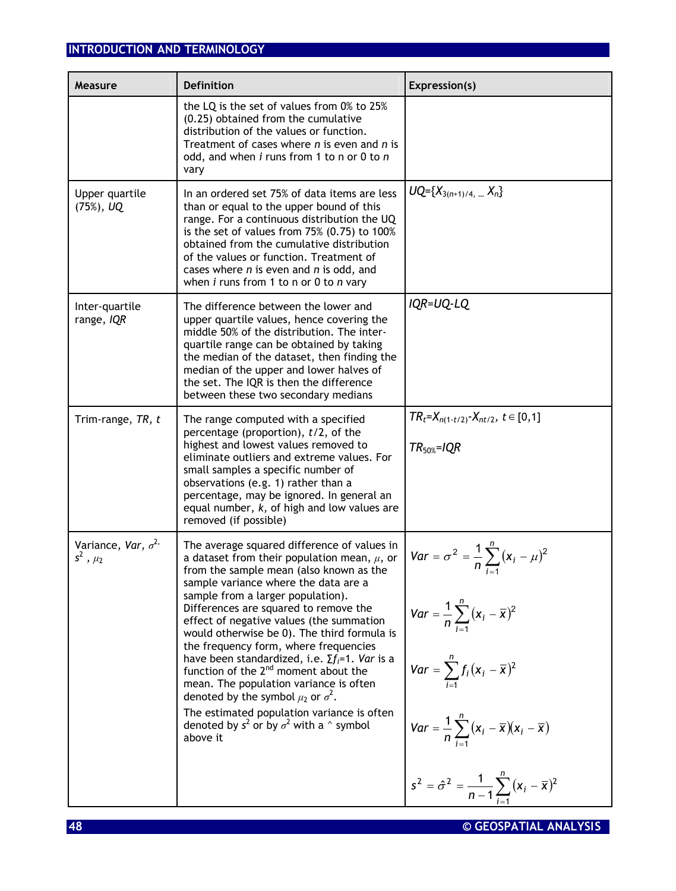| Measure | Definition | Expression(s) |
|---|---|---|
| | the LQ is the set of values from 0% to 25% (0.25) obtained from the cumulative distribution of the values or function. Treatment of cases where *n* is even and *n* is odd, and when *i* runs from 1 to n or 0 to *n* vary | |
| Upper quartile (75%), *UQ* | In an ordered set 75% of data items are less than or equal to the upper bound of this range. For a continuous distribution the UQ is the set of values from 75% (0.75) to 100% obtained from the cumulative distribution of the values or function. Treatment of cases where *n* is even and *n* is odd, and when *i* runs from 1 to n or 0 to *n* vary | $UQ=\{X_{3(n+1)/4}, \ldots X_n\}$ |
| Inter-quartile range, *IQR* | The difference between the lower and upper quartile values, hence covering the middle 50% of the distribution. The inter-quartile range can be obtained by taking the median of the dataset, then finding the median of the upper and lower halves of the set. The IQR is then the difference between these two secondary medians | $IQR=UQ-LQ$ |
| Trim-range, *TR*, *t* | The range computed with a specified percentage (proportion), $t/2$, of the highest and lowest values removed to eliminate outliers and extreme values. For small samples a specific number of observations (e.g. 1) rather than a percentage, may be ignored. In general an equal number, *k*, of high and low values are removed (if possible) | $TR_t=X_{n(1-t/2)}-X_{nt/2},\ t\in[0,1]$<br><br>$TR_{50\%}=IQR$ |
| Variance, *Var*, $\sigma^2$, $s^2$, $\mu_2$ | The average squared difference of values in a dataset from their population mean, $\mu$, or from the sample mean (also known as the sample variance where the data are a sample from a larger population). Differences are squared to remove the effect of negative values (the summation would otherwise be 0). The third formula is the frequency form, where frequencies have been standardized, i.e. $\Sigma f_i=1$. *Var* is a function of the 2nd moment about the mean. The population variance is often denoted by the symbol $\mu_2$ or $\sigma^2$.<br><br>The estimated population variance is often denoted by $s^2$ or by $\sigma^2$ with a ^ symbol above it | $Var=\sigma^2=\frac{1}{n}\sum_{i=1}^{n}(x_i-\mu)^2$<br><br>$Var=\frac{1}{n}\sum_{i=1}^{n}(x_i-\bar{x})^2$<br><br>$Var=\sum_{i=1}^{n}f_i(x_i-\bar{x})^2$<br><br>$Var=\frac{1}{n}\sum_{i=1}^{n}(x_i-\bar{x})(x_i-\bar{x})$<br><br>$s^2=\hat{\sigma}^2=\frac{1}{n-1}\sum_{i=1}^{n}(x_i-\bar{x})^2$ |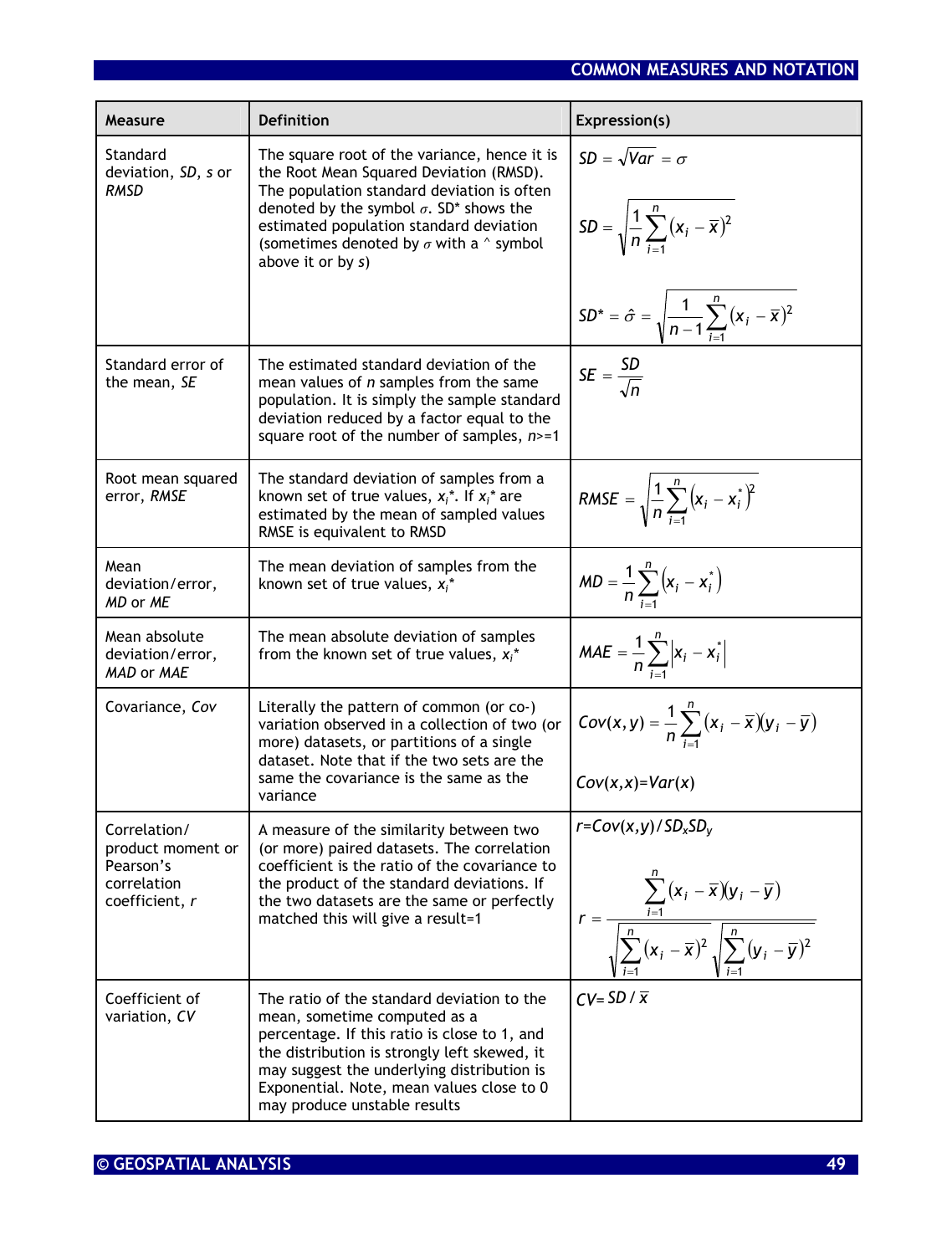| Measure | Definition | Expression(s) |
|---|---|---|
| Standard deviation, *SD*, *s* or *RMSD* | The square root of the variance, hence it is the Root Mean Squared Deviation (RMSD). The population standard deviation is often denoted by the symbol $\sigma$. SD* shows the estimated population standard deviation (sometimes denoted by $\sigma$ with a ^ symbol above it or by *s*) | $SD=\sqrt{Var}=\sigma$ <br> $SD=\sqrt{\frac{1}{n}\sum_{i=1}^{n}(x_i-\bar{x})^2}$ <br> $SD^*=\hat{\sigma}=\sqrt{\frac{1}{n-1}\sum_{i=1}^{n}(x_i-\bar{x})^2}$ |
| Standard error of the mean, *SE* | The estimated standard deviation of the mean values of *n* samples from the same population. It is simply the sample standard deviation reduced by a factor equal to the square root of the number of samples, $n$>=1 | $SE=\frac{SD}{\sqrt{n}}$ |
| Root mean squared error, *RMSE* | The standard deviation of samples from a known set of true values, $x_i^*$. If $x_i^*$ are estimated by the mean of sampled values RMSE is equivalent to RMSD | $RMSE=\sqrt{\frac{1}{n}\sum_{i=1}^{n}\left(x_i-x_i^*\right)^2}$ |
| Mean deviation/error, *MD* or *ME* | The mean deviation of samples from the known set of true values, $x_i^*$ | $MD=\frac{1}{n}\sum_{i=1}^{n}\left(x_i-x_i^*\right)$ |
| Mean absolute deviation/error, *MAD* or *MAE* | The mean absolute deviation of samples from the known set of true values, $x_i^*$ | $MAE=\frac{1}{n}\sum_{i=1}^{n}\left\lvert x_i-x_i^*\right\rvert$ |
| Covariance, *Cov* | Literally the pattern of common (or co-) variation observed in a collection of two (or more) datasets, or partitions of a single dataset. Note that if the two sets are the same the covariance is the same as the variance | $Cov(x,y)=\frac{1}{n}\sum_{i=1}^{n}(x_i-\bar{x})(y_i-\bar{y})$ <br> $Cov(x,x)=Var(x)$ |
| Correlation/ product moment or Pearson's correlation coefficient, *r* | A measure of the similarity between two (or more) paired datasets. The correlation coefficient is the ratio of the covariance to the product of the standard deviations. If the two datasets are the same or perfectly matched this will give a result=1 | $r=Cov(x,y)/SD_xSD_y$ <br> $r=\frac{\sum_{i=1}^{n}(x_i-\bar{x})(y_i-\bar{y})}{\sqrt{\sum_{i=1}^{n}(x_i-\bar{x})^2}\sqrt{\sum_{i=1}^{n}(y_i-\bar{y})^2}}$ |
| Coefficient of variation, *CV* | The ratio of the standard deviation to the mean, sometime computed as a percentage. If this ratio is close to 1, and the distribution is strongly left skewed, it may suggest the underlying distribution is Exponential. Note, mean values close to 0 may produce unstable results | $CV=SD/\bar{x}$ |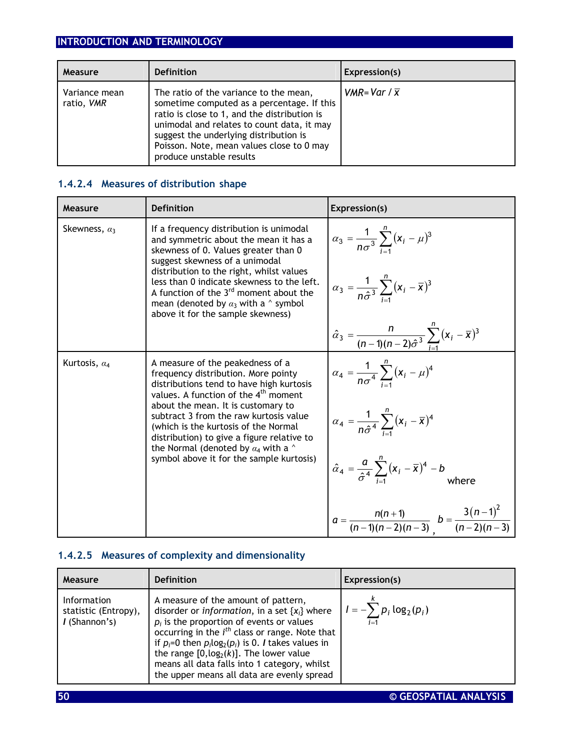| Measure | Definition | Expression(s) |
|---|---|---|
| Variance mean ratio, *VMR* | The ratio of the variance to the mean, sometime computed as a percentage. If this ratio is close to 1, and the distribution is unimodal and relates to count data, it may suggest the underlying distribution is Poisson. Note, mean values close to 0 may produce unstable results | $VMR = Var / \bar{x}$ |

### 1.4.2.4 Measures of distribution shape

| Measure | Definition | Expression(s) |
|---|---|---|
| Skewness, $\alpha_3$ | If a frequency distribution is unimodal and symmetric about the mean it has a skewness of 0. Values greater than 0 suggest skewness of a unimodal distribution to the right, whilst values less than 0 indicate skewness to the left. A function of the 3rd moment about the mean (denoted by $\alpha_3$ with a ^ symbol above it for the sample skewness) | $\alpha_3 = \frac{1}{n\sigma^3}\sum_{i=1}^{n}(x_i-\mu)^3$ <br><br> $\alpha_3 = \frac{1}{n\hat{\sigma}^3}\sum_{i=1}^{n}(x_i-\bar{x})^3$ <br><br> $\hat{\alpha}_3 = \frac{n}{(n-1)(n-2)\hat{\sigma}^3}\sum_{i=1}^{n}(x_i-\bar{x})^3$ |
| Kurtosis, $\alpha_4$ | A measure of the peakedness of a frequency distribution. More pointy distributions tend to have high kurtosis values. A function of the 4th moment about the mean. It is customary to subtract 3 from the raw kurtosis value (which is the kurtosis of the Normal distribution) to give a figure relative to the Normal (denoted by $\alpha_4$ with a ^ symbol above it for the sample kurtosis) | $\alpha_4 = \frac{1}{n\sigma^4}\sum_{i=1}^{n}(x_i-\mu)^4$ <br><br> $\alpha_4 = \frac{1}{n\hat{\sigma}^4}\sum_{i=1}^{n}(x_i-\bar{x})^4$ <br><br> $\hat{\alpha}_4 = \frac{a}{\hat{\sigma}^4}\sum_{i=1}^{n}(x_i-\bar{x})^4 - b$ where <br><br> $a = \frac{n(n+1)}{(n-1)(n-2)(n-3)}$, $b = \frac{3(n-1)^2}{(n-2)(n-3)}$ |

### 1.4.2.5 Measures of complexity and dimensionality

| Measure | Definition | Expression(s) |
|---|---|---|
| Information statistic (Entropy), ***I*** (Shannon's) | A measure of the amount of pattern, disorder or *information*, in a set $\{x_i\}$ where $p_i$ is the proportion of events or values occurring in the $i^{th}$ class or range. Note that if $p_i=0$ then $p_i\log_2(p_i)$ is 0. ***I*** takes values in the range $[0,\log_2(k)]$. The lower value means all data falls into 1 category, whilst the upper means all data are evenly spread | $I = -\sum_{i=1}^{k} p_i \log_2(p_i)$ |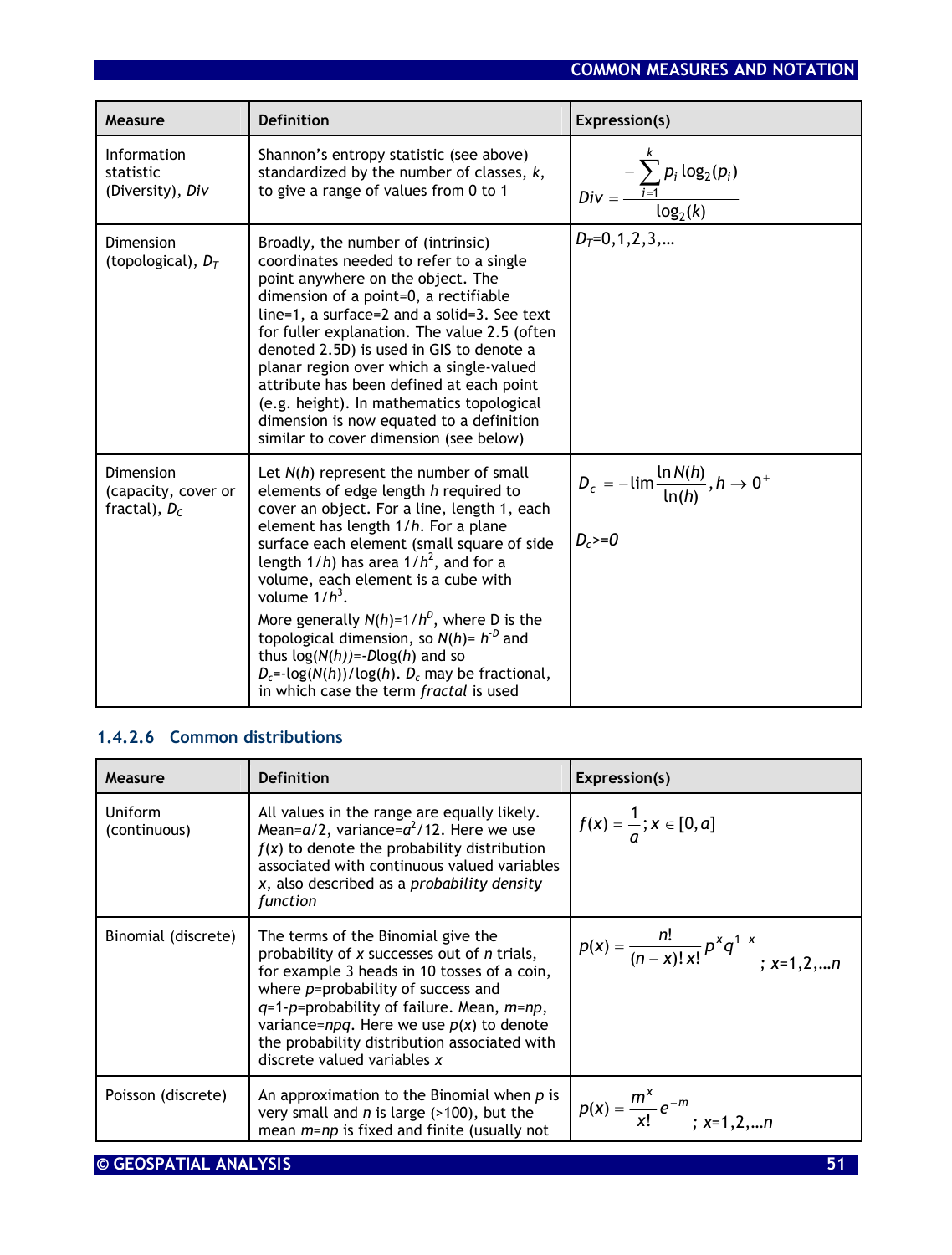| Measure | Definition | Expression(s) |
|---|---|---|
| Information statistic (Diversity), *Div* | Shannon's entropy statistic (see above) standardized by the number of classes, $k$, to give a range of values from 0 to 1 | $Div = \dfrac{-\sum_{i=1}^{k} p_i \log_2(p_i)}{\log_2(k)}$ |
| Dimension (topological), $D_T$ | Broadly, the number of (intrinsic) coordinates needed to refer to a single point anywhere on the object. The dimension of a point=0, a rectifiable line=1, a surface=2 and a solid=3. See text for fuller explanation. The value 2.5 (often denoted 2.5D) is used in GIS to denote a planar region over which a single-valued attribute has been defined at each point (e.g. height). In mathematics topological dimension is now equated to a definition similar to cover dimension (see below) | $D_T$=0,1,2,3,… |
| Dimension (capacity, cover or fractal), $D_C$ | Let $N(h)$ represent the number of small elements of edge length $h$ required to cover an object. For a line, length 1, each element has length $1/h$. For a plane surface each element (small square of side length $1/h$) has area $1/h^2$, and for a volume, each element is a cube with volume $1/h^3$. More generally $N(h)=1/h^D$, where D is the topological dimension, so $N(h)= h^{-D}$ and thus $\log(N(h))=-D\log(h)$ and so $D_c=-\log(N(h))/\log(h)$. $D_c$ may be fractional, in which case the term *fractal* is used | $D_c = -\lim \dfrac{\ln N(h)}{\ln(h)}, h \to 0^+$ <br> $D_c>=0$ |

### 1.4.2.6 Common distributions

| Measure | Definition | Expression(s) |
|---|---|---|
| Uniform (continuous) | All values in the range are equally likely. Mean=$a/2$, variance=$a^2/12$. Here we use $f(x)$ to denote the probability distribution associated with continuous valued variables $x$, also described as a *probability density function* | $f(x) = \dfrac{1}{a}; x \in [0,a]$ |
| Binomial (discrete) | The terms of the Binomial give the probability of $x$ successes out of $n$ trials, for example 3 heads in 10 tosses of a coin, where $p$=probability of success and $q$=1-$p$=probability of failure. Mean, $m=np$, variance=$npq$. Here we use $p(x)$ to denote the probability distribution associated with discrete valued variables $x$ | $p(x) = \dfrac{n!}{(n-x)!\,x!} p^x q^{1-x}$ ; $x$=1,2,…$n$ |
| Poisson (discrete) | An approximation to the Binomial when $p$ is very small and $n$ is large (>100), but the mean $m=np$ is fixed and finite (usually not | $p(x) = \dfrac{m^x}{x!} e^{-m}$ ; $x$=1,2,…$n$ |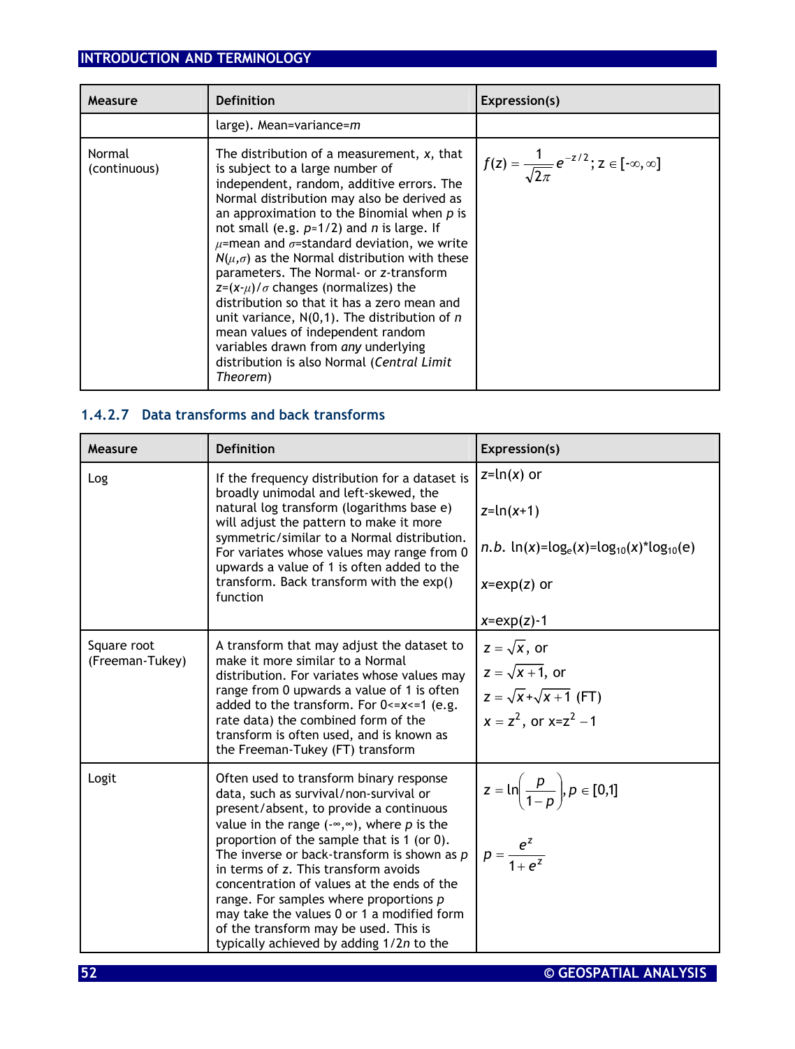| Measure | Definition | Expression(s) |
|---|---|---|
| | large). Mean=variance=*m* | |
| Normal (continuous) | The distribution of a measurement, *x*, that is subject to a large number of independent, random, additive errors. The Normal distribution may also be derived as an approximation to the Binomial when *p* is not small (e.g. $p\approx1/2$) and *n* is large. If $\mu$=mean and $\sigma$=standard deviation, we write $N(\mu,\sigma)$ as the Normal distribution with these parameters. The Normal- or *z*-transform $z=(x-\mu)/\sigma$ changes (normalizes) the distribution so that it has a zero mean and unit variance, N(0,1). The distribution of *n* mean values of independent random variables drawn from *any* underlying distribution is also Normal (*Central Limit Theorem*) | $f(z)=\frac{1}{\sqrt{2\pi}}e^{-z/2}; z\in[-\infty,\infty]$ |

### 1.4.2.7 Data transforms and back transforms

| Measure | Definition | Expression(s) |
|---|---|---|
| Log | If the frequency distribution for a dataset is broadly unimodal and left-skewed, the natural log transform (logarithms base e) will adjust the pattern to make it more symmetric/similar to a Normal distribution. For variates whose values may range from 0 upwards a value of 1 is often added to the transform. Back transform with the exp() function | $z=\ln(x)$ or<br><br>$z=\ln(x+1)$<br><br>*n.b.* $\ln(x)=\log_e(x)=\log_{10}(x)*\log_{10}(e)$<br><br>$x=\exp(z)$ or<br><br>$x=\exp(z)-1$ |
| Square root (Freeman-Tukey) | A transform that may adjust the dataset to make it more similar to a Normal distribution. For variates whose values may range from 0 upwards a value of 1 is often added to the transform. For $0<=x<=1$ (e.g. rate data) the combined form of the transform is often used, and is known as the Freeman-Tukey (FT) transform | $z=\sqrt{x}$, or<br>$z=\sqrt{x+1}$, or<br>$z=\sqrt{x}+\sqrt{x+1}$ (FT)<br>$x=z^2$, or $x=z^2-1$ |
| Logit | Often used to transform binary response data, such as survival/non-survival or present/absent, to provide a continuous value in the range $(-\infty,\infty)$, where *p* is the proportion of the sample that is 1 (or 0). The inverse or back-transform is shown as *p* in terms of *z*. This transform avoids concentration of values at the ends of the range. For samples where proportions *p* may take the values 0 or 1 a modified form of the transform may be used. This is typically achieved by adding $1/2n$ to the | $z=\ln\left(\frac{p}{1-p}\right), p\in[0,1]$<br><br>$p=\frac{e^z}{1+e^z}$ |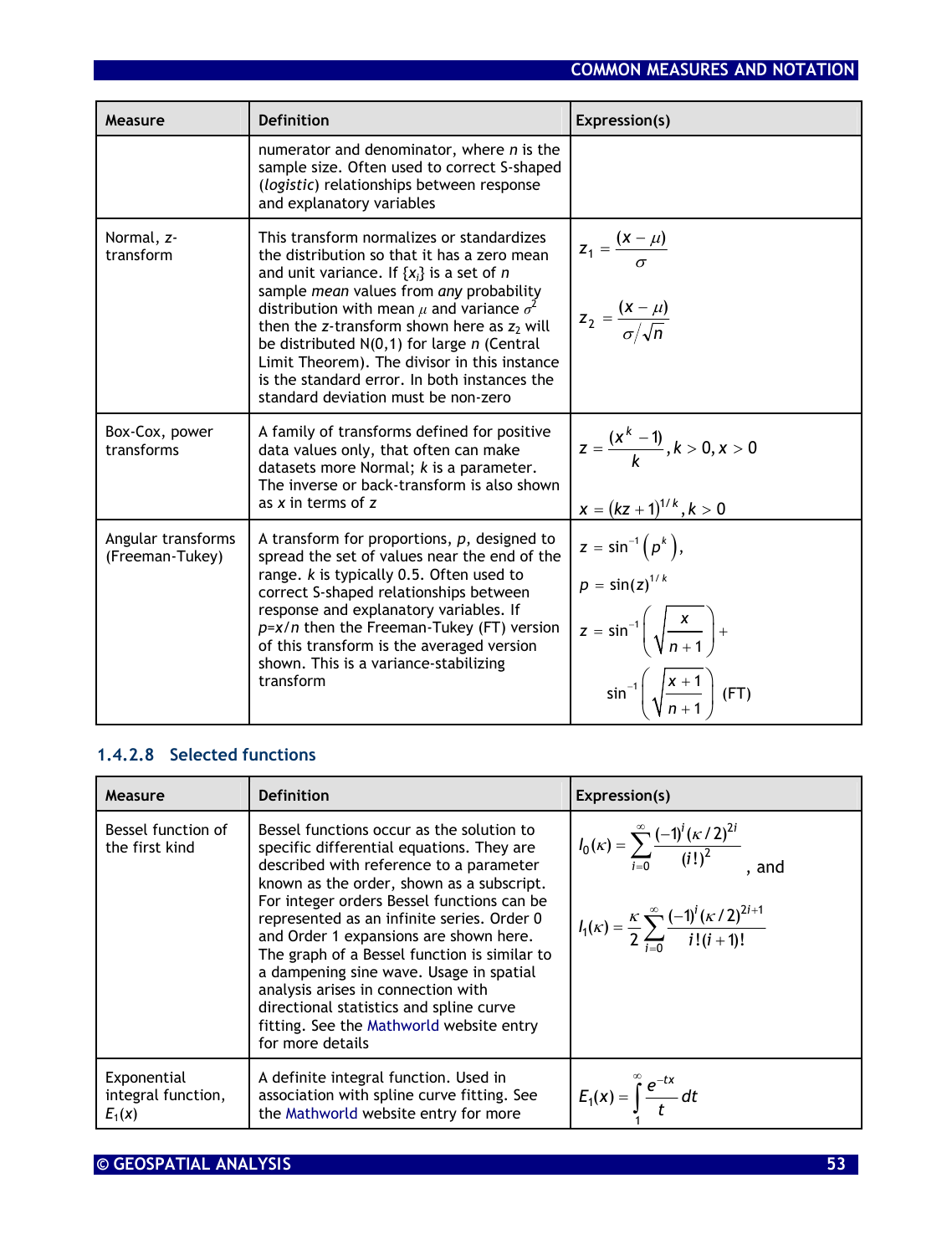| Measure | Definition | Expression(s) |
|---|---|---|
| | numerator and denominator, where $n$ is the sample size. Often used to correct S-shaped (*logistic*) relationships between response and explanatory variables | |
| Normal, $z$-transform | This transform normalizes or standardizes the distribution so that it has a zero mean and unit variance. If $\{x_i\}$ is a set of $n$ sample *mean* values from *any* probability distribution with mean $\mu$ and variance $\sigma^2$ then the $z$-transform shown here as $z_2$ will be distributed N(0,1) for large $n$ (Central Limit Theorem). The divisor in this instance is the standard error. In both instances the standard deviation must be non-zero | $z_1 = \frac{(x-\mu)}{\sigma}$ <br> $z_2 = \frac{(x-\mu)}{\sigma/\sqrt{n}}$ |
| Box-Cox, power transforms | A family of transforms defined for positive data values only, that often can make datasets more Normal; $k$ is a parameter. The inverse or back-transform is also shown as $x$ in terms of $z$ | $z = \frac{(x^k - 1)}{k}, k > 0, x > 0$ <br> $x = (kz+1)^{1/k}, k > 0$ |
| Angular transforms (Freeman-Tukey) | A transform for proportions, $p$, designed to spread the set of values near the end of the range. $k$ is typically 0.5. Often used to correct S-shaped relationships between response and explanatory variables. If $p=x/n$ then the Freeman-Tukey (FT) version of this transform is the averaged version shown. This is a variance-stabilizing transform | $z = \sin^{-1}\left(p^k\right),$ <br> $p = \sin(z)^{1/k}$ <br> $z = \sin^{-1}\left(\sqrt{\frac{x}{n+1}}\right) + \sin^{-1}\left(\sqrt{\frac{x+1}{n+1}}\right)$ (FT) |

### 1.4.2.8 Selected functions

| Measure | Definition | Expression(s) |
|---|---|---|
| Bessel function of the first kind | Bessel functions occur as the solution to specific differential equations. They are described with reference to a parameter known as the order, shown as a subscript. For integer orders Bessel functions can be represented as an infinite series. Order 0 and Order 1 expansions are shown here. The graph of a Bessel function is similar to a dampening sine wave. Usage in spatial analysis arises in connection with directional statistics and spline curve fitting. See the Mathworld website entry for more details | $I_0(\kappa) = \sum_{i=0}^{\infty} \frac{(-1)^i (\kappa/2)^{2i}}{(i!)^2}$, and <br> $I_1(\kappa) = \frac{\kappa}{2}\sum_{i=0}^{\infty} \frac{(-1)^i (\kappa/2)^{2i+1}}{i!(i+1)!}$ |
| Exponential integral function, $E_1(x)$ | A definite integral function. Used in association with spline curve fitting. See the Mathworld website entry for more | $E_1(x) = \int_1^{\infty} \frac{e^{-tx}}{t} dt$ |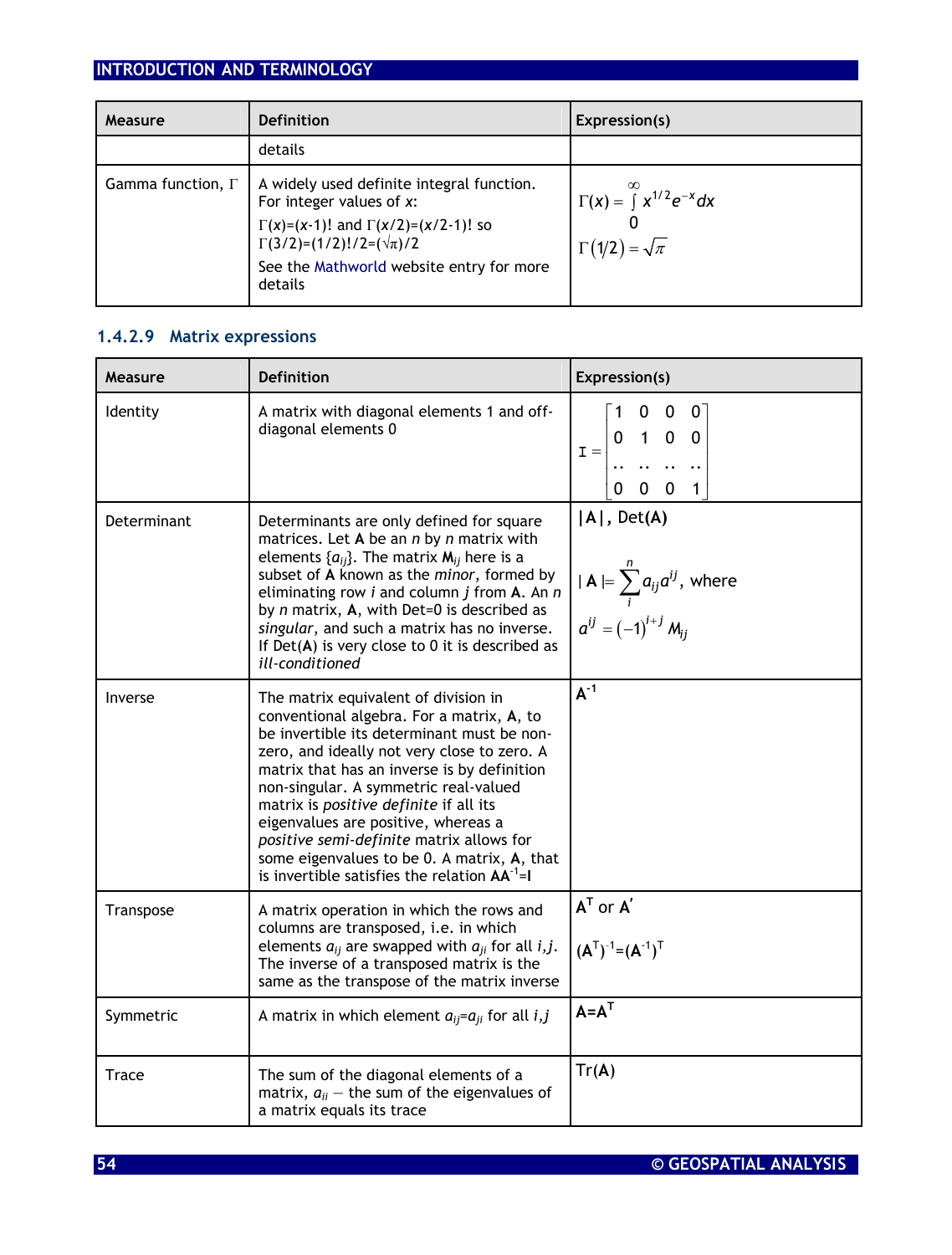| Measure | Definition | Expression(s) |
|---|---|---|
| | details | |
| Gamma function, Γ | A widely used definite integral function. For integer values of *x*: $\Gamma(x)=(x-1)!$ and $\Gamma(x/2)=(x/2-1)!$ so $\Gamma(3/2)=(1/2)!/2=(\sqrt{\pi})/2$ See the Mathworld website entry for more details | $\Gamma(x)=\int_0^{\infty} x^{1/2}e^{-x}dx$ $\Gamma(1/2)=\sqrt{\pi}$ |

### 1.4.2.9 Matrix expressions

| Measure | Definition | Expression(s) |
|---|---|---|
| Identity | A matrix with diagonal elements 1 and off-diagonal elements 0 | $I=\begin{bmatrix}1 & 0 & 0 & 0\\ 0 & 1 & 0 & 0\\ .. & .. & .. & ..\\ 0 & 0 & 0 & 1\end{bmatrix}$ |
| Determinant | Determinants are only defined for square matrices. Let **A** be an *n* by *n* matrix with elements $\{a_{ij}\}$. The matrix $\mathbf{M}_{ij}$ here is a subset of **A** known as the *minor*, formed by eliminating row *i* and column *j* from **A**. An *n* by *n* matrix, **A**, with Det=0 is described as *singular*, and such a matrix has no inverse. If Det(**A**) is very close to 0 it is described as *ill-conditioned* | $\|\mathbf{A}\|$, Det(**A**) $\|\mathbf{A}\|=\sum_{i}^{n} a_{ij}a^{ij}$, where $a^{ij}=(-1)^{i+j}M_{ij}$ |
| Inverse | The matrix equivalent of division in conventional algebra. For a matrix, **A**, to be invertible its determinant must be non-zero, and ideally not very close to zero. A matrix that has an inverse is by definition non-singular. A symmetric real-valued matrix is *positive definite* if all its eigenvalues are positive, whereas a *positive semi-definite* matrix allows for some eigenvalues to be 0. A matrix, **A**, that is invertible satisfies the relation $\mathbf{AA}^{-1}=\mathbf{I}$ | $\mathbf{A}^{-1}$ |
| Transpose | A matrix operation in which the rows and columns are transposed, i.e. in which elements $a_{ij}$ are swapped with $a_{ji}$ for all *i,j*. The inverse of a transposed matrix is the same as the transpose of the matrix inverse | $\mathbf{A}^{T}$ or $\mathbf{A}'$ $(\mathbf{A}^{T})^{-1}=(\mathbf{A}^{-1})^{T}$ |
| Symmetric | A matrix in which element $a_{ij}=a_{ji}$ for all *i,j* | $\mathbf{A}=\mathbf{A}^{T}$ |
| Trace | The sum of the diagonal elements of a matrix, $a_{ii}$ — the sum of the eigenvalues of a matrix equals its trace | Tr(**A**) |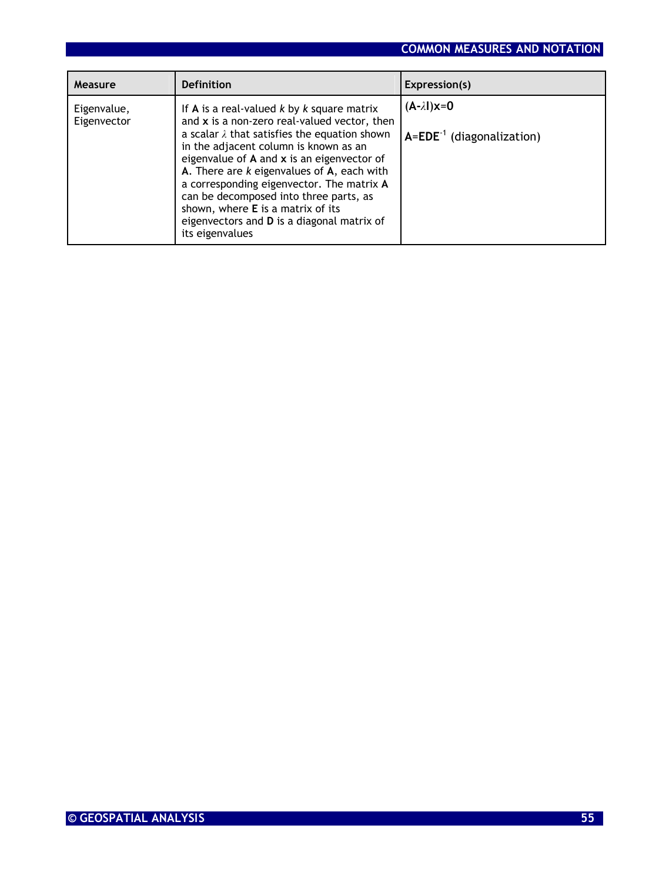| Measure | Definition | Expression(s) |
|---|---|---|
| Eigenvalue, Eigenvector | If **A** is a real-valued *k* by *k* square matrix and **x** is a non-zero real-valued vector, then a scalar $\lambda$ that satisfies the equation shown in the adjacent column is known as an eigenvalue of **A** and **x** is an eigenvector of **A**. There are *k* eigenvalues of **A**, each with a corresponding eigenvector. The matrix **A** can be decomposed into three parts, as shown, where **E** is a matrix of its eigenvectors and **D** is a diagonal matrix of its eigenvalues | $(\mathbf{A}-\lambda\mathbf{I})\mathbf{x}=\mathbf{0}$<br><br>$\mathbf{A}=\mathbf{E}\mathbf{D}\mathbf{E}^{-1}$ (diagonalization) |